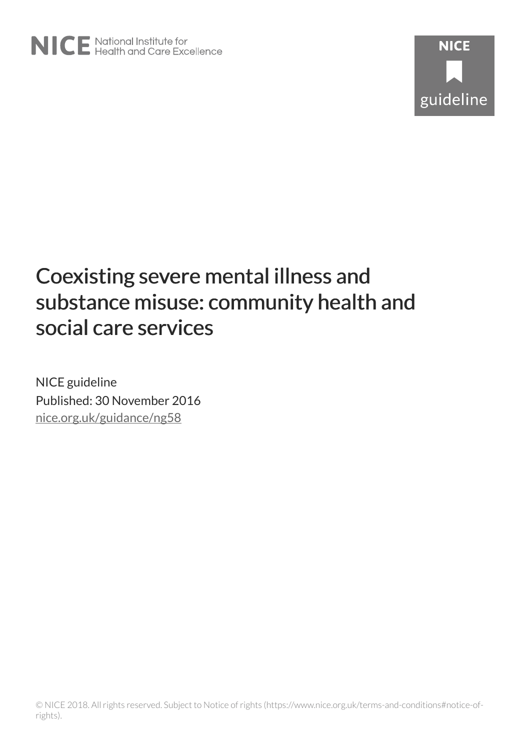NICE National Institute for Health and Care Excellence

NICE guideline

# Coexisting severe mental illness and substance misuse: community health and social care services

NICE guideline
Published: 30 November 2016
nice.org.uk/guidance/ng58

© NICE 2018. All rights reserved. Subject to Notice of rights (https://www.nice.org.uk/terms-and-conditions#notice-of-rights).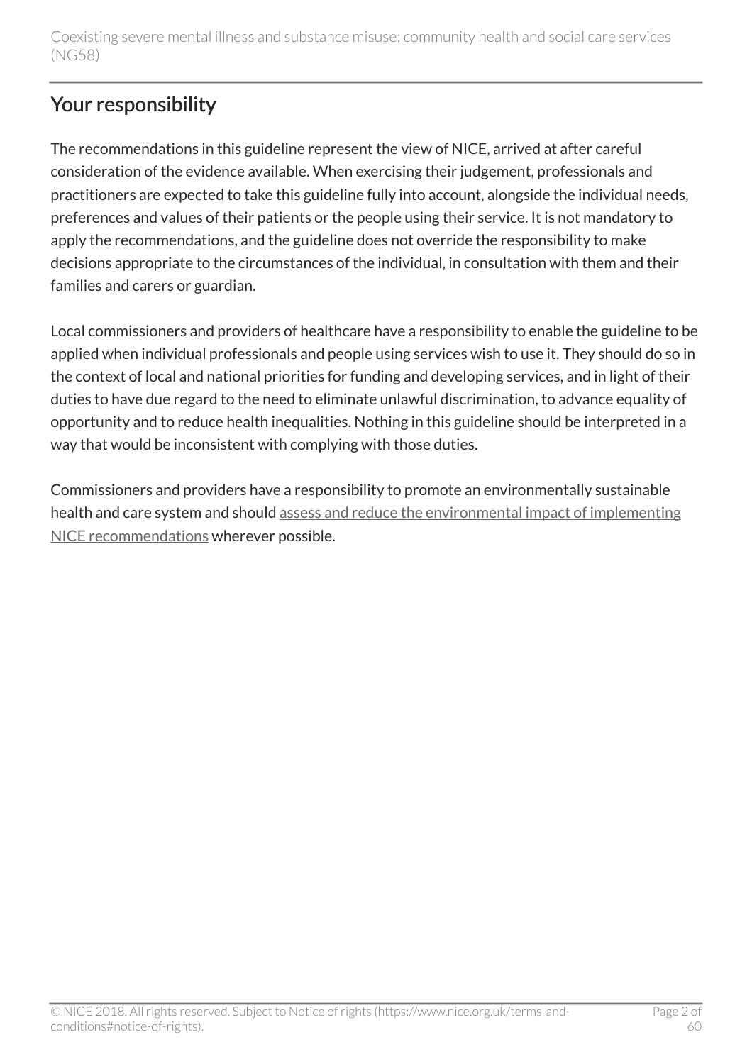## Your responsibility

The recommendations in this guideline represent the view of NICE, arrived at after careful consideration of the evidence available. When exercising their judgement, professionals and practitioners are expected to take this guideline fully into account, alongside the individual needs, preferences and values of their patients or the people using their service. It is not mandatory to apply the recommendations, and the guideline does not override the responsibility to make decisions appropriate to the circumstances of the individual, in consultation with them and their families and carers or guardian.

Local commissioners and providers of healthcare have a responsibility to enable the guideline to be applied when individual professionals and people using services wish to use it. They should do so in the context of local and national priorities for funding and developing services, and in light of their duties to have due regard to the need to eliminate unlawful discrimination, to advance equality of opportunity and to reduce health inequalities. Nothing in this guideline should be interpreted in a way that would be inconsistent with complying with those duties.

Commissioners and providers have a responsibility to promote an environmentally sustainable health and care system and should assess and reduce the environmental impact of implementing NICE recommendations wherever possible.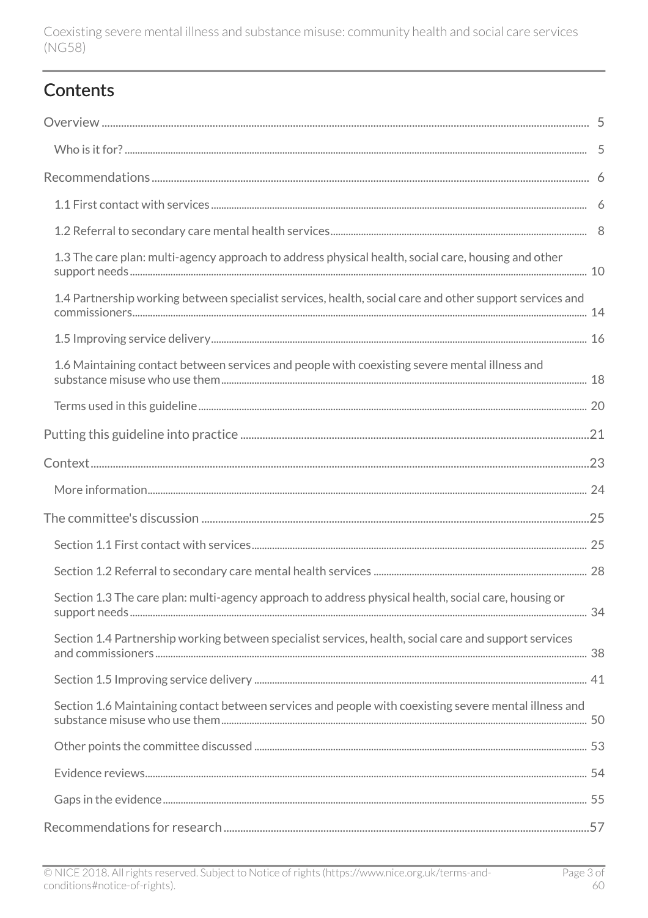## Contents

Overview .......... 5

Who is it for? .......... 5

Recommendations .......... 6

1.1 First contact with services .......... 6

1.2 Referral to secondary care mental health services .......... 8

1.3 The care plan: multi-agency approach to address physical health, social care, housing and other support needs .......... 10

1.4 Partnership working between specialist services, health, social care and other support services and commissioners .......... 14

1.5 Improving service delivery .......... 16

1.6 Maintaining contact between services and people with coexisting severe mental illness and substance misuse who use them .......... 18

Terms used in this guideline .......... 20

Putting this guideline into practice .......... 21

Context .......... 23

More information .......... 24

The committee's discussion .......... 25

Section 1.1 First contact with services .......... 25

Section 1.2 Referral to secondary care mental health services .......... 28

Section 1.3 The care plan: multi-agency approach to address physical health, social care, housing or support needs .......... 34

Section 1.4 Partnership working between specialist services, health, social care and support services and commissioners .......... 38

Section 1.5 Improving service delivery .......... 41

Section 1.6 Maintaining contact between services and people with coexisting severe mental illness and substance misuse who use them .......... 50

Other points the committee discussed .......... 53

Evidence reviews .......... 54

Gaps in the evidence .......... 55

Recommendations for research .......... 57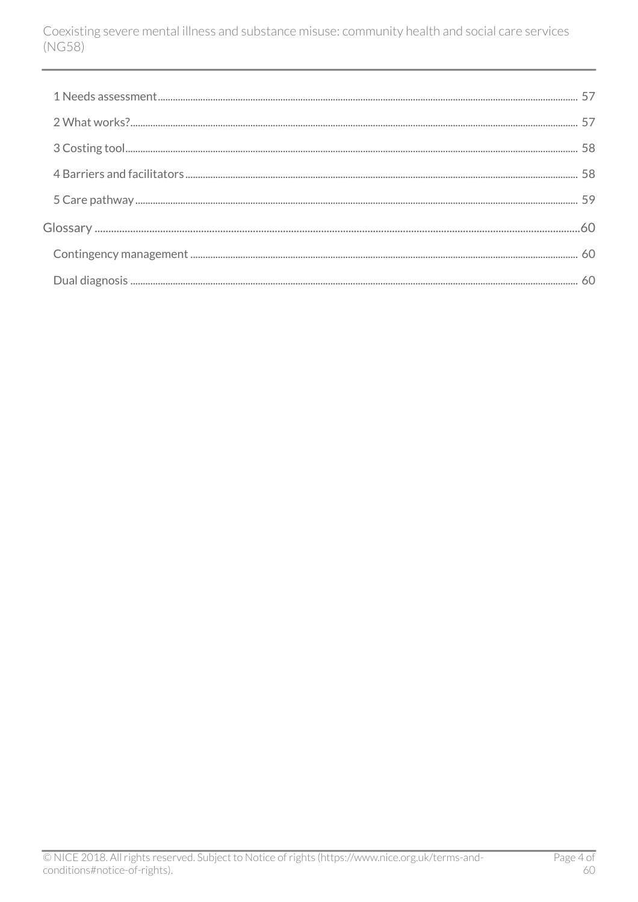1 Needs assessment 57

2 What works? 57

3 Costing tool 58

4 Barriers and facilitators 58

5 Care pathway 59

Glossary 60

Contingency management 60

Dual diagnosis 60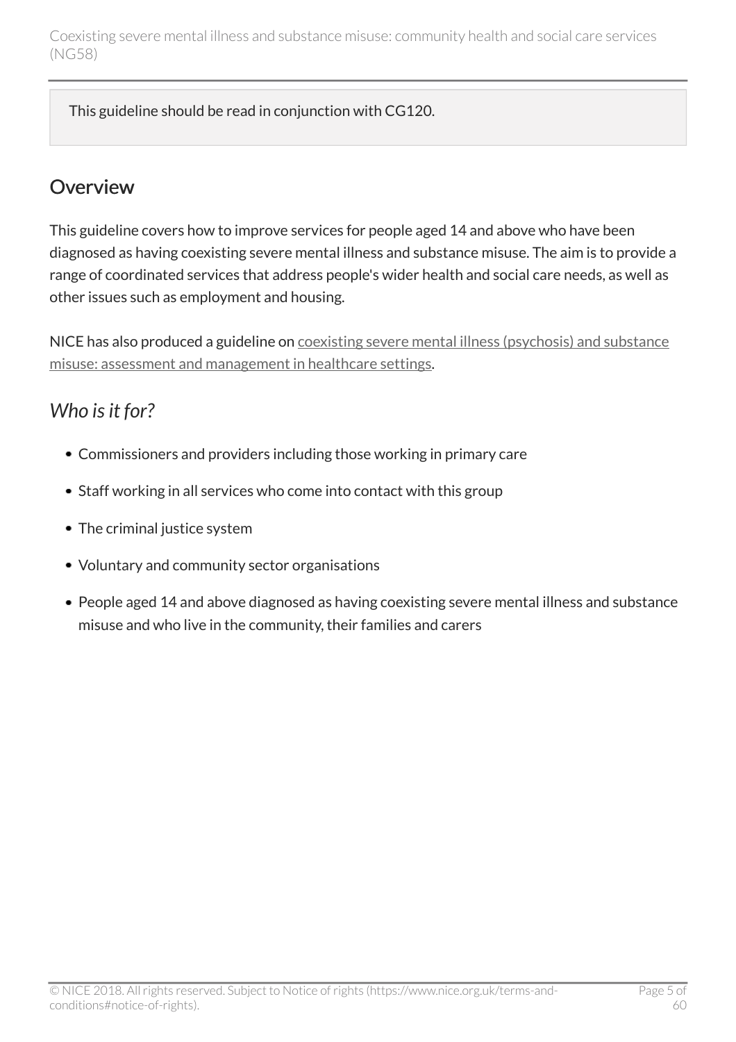This guideline should be read in conjunction with CG120.

## Overview

This guideline covers how to improve services for people aged 14 and above who have been diagnosed as having coexisting severe mental illness and substance misuse. The aim is to provide a range of coordinated services that address people's wider health and social care needs, as well as other issues such as employment and housing.

NICE has also produced a guideline on coexisting severe mental illness (psychosis) and substance misuse: assessment and management in healthcare settings.

### *Who is it for?*

- Commissioners and providers including those working in primary care
- Staff working in all services who come into contact with this group
- The criminal justice system
- Voluntary and community sector organisations
- People aged 14 and above diagnosed as having coexisting severe mental illness and substance misuse and who live in the community, their families and carers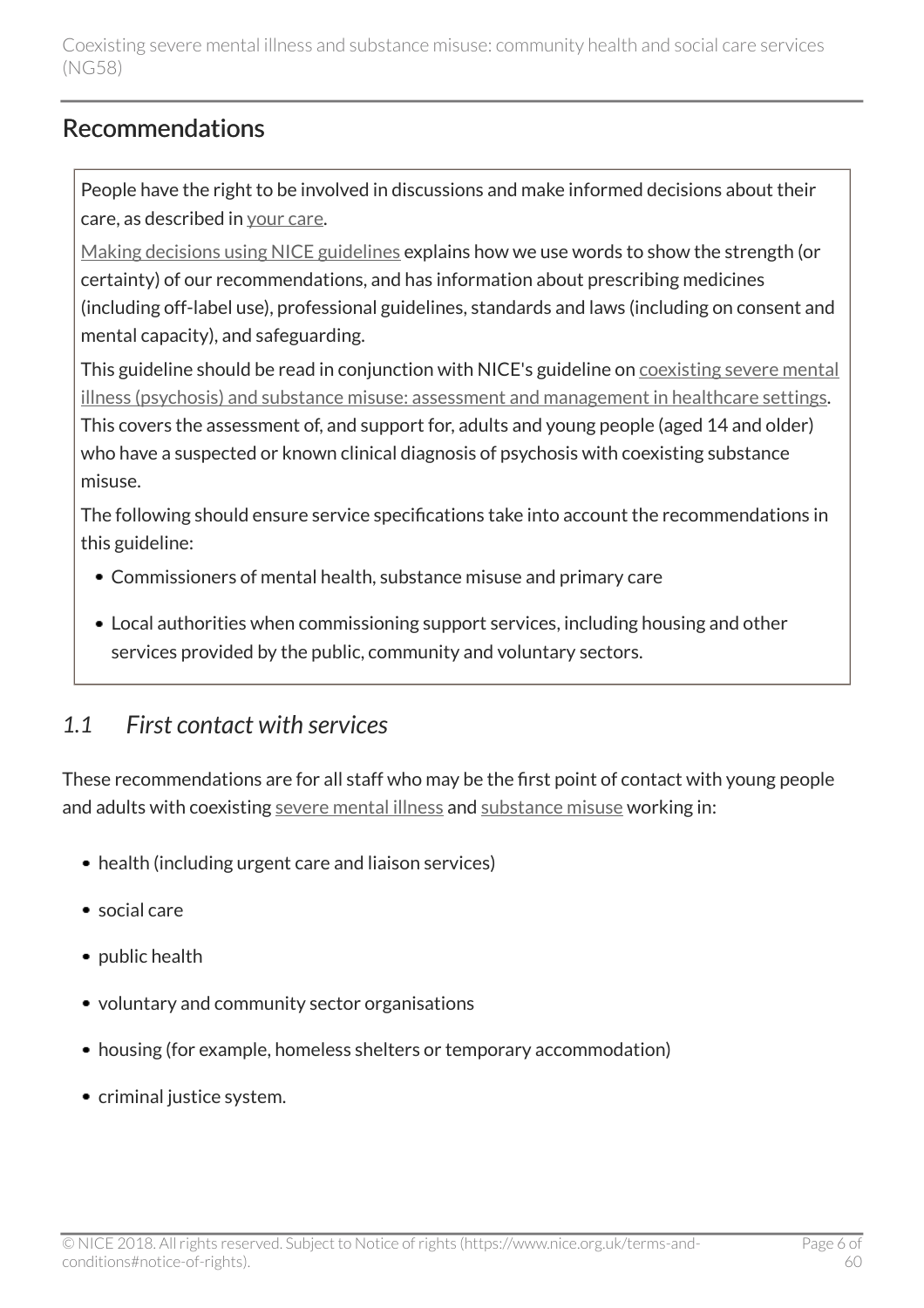## Recommendations

People have the right to be involved in discussions and make informed decisions about their care, as described in your care.

Making decisions using NICE guidelines explains how we use words to show the strength (or certainty) of our recommendations, and has information about prescribing medicines (including off-label use), professional guidelines, standards and laws (including on consent and mental capacity), and safeguarding.

This guideline should be read in conjunction with NICE's guideline on coexisting severe mental illness (psychosis) and substance misuse: assessment and management in healthcare settings. This covers the assessment of, and support for, adults and young people (aged 14 and older) who have a suspected or known clinical diagnosis of psychosis with coexisting substance misuse.

The following should ensure service specifications take into account the recommendations in this guideline:

- Commissioners of mental health, substance misuse and primary care
- Local authorities when commissioning support services, including housing and other services provided by the public, community and voluntary sectors.

### *1.1 First contact with services*

These recommendations are for all staff who may be the first point of contact with young people and adults with coexisting severe mental illness and substance misuse working in:

- health (including urgent care and liaison services)
- social care
- public health
- voluntary and community sector organisations
- housing (for example, homeless shelters or temporary accommodation)
- criminal justice system.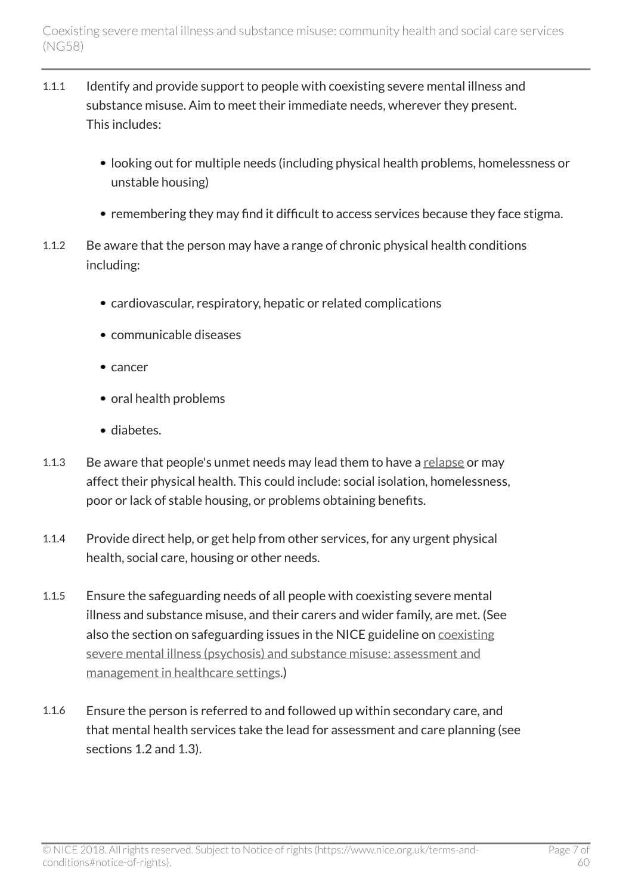1.1.1 Identify and provide support to people with coexisting severe mental illness and substance misuse. Aim to meet their immediate needs, wherever they present. This includes:

- looking out for multiple needs (including physical health problems, homelessness or unstable housing)
- remembering they may find it difficult to access services because they face stigma.

1.1.2 Be aware that the person may have a range of chronic physical health conditions including:

- cardiovascular, respiratory, hepatic or related complications
- communicable diseases
- cancer
- oral health problems
- diabetes.

1.1.3 Be aware that people's unmet needs may lead them to have a relapse or may affect their physical health. This could include: social isolation, homelessness, poor or lack of stable housing, or problems obtaining benefits.

1.1.4 Provide direct help, or get help from other services, for any urgent physical health, social care, housing or other needs.

1.1.5 Ensure the safeguarding needs of all people with coexisting severe mental illness and substance misuse, and their carers and wider family, are met. (See also the section on safeguarding issues in the NICE guideline on coexisting severe mental illness (psychosis) and substance misuse: assessment and management in healthcare settings.)

1.1.6 Ensure the person is referred to and followed up within secondary care, and that mental health services take the lead for assessment and care planning (see sections 1.2 and 1.3).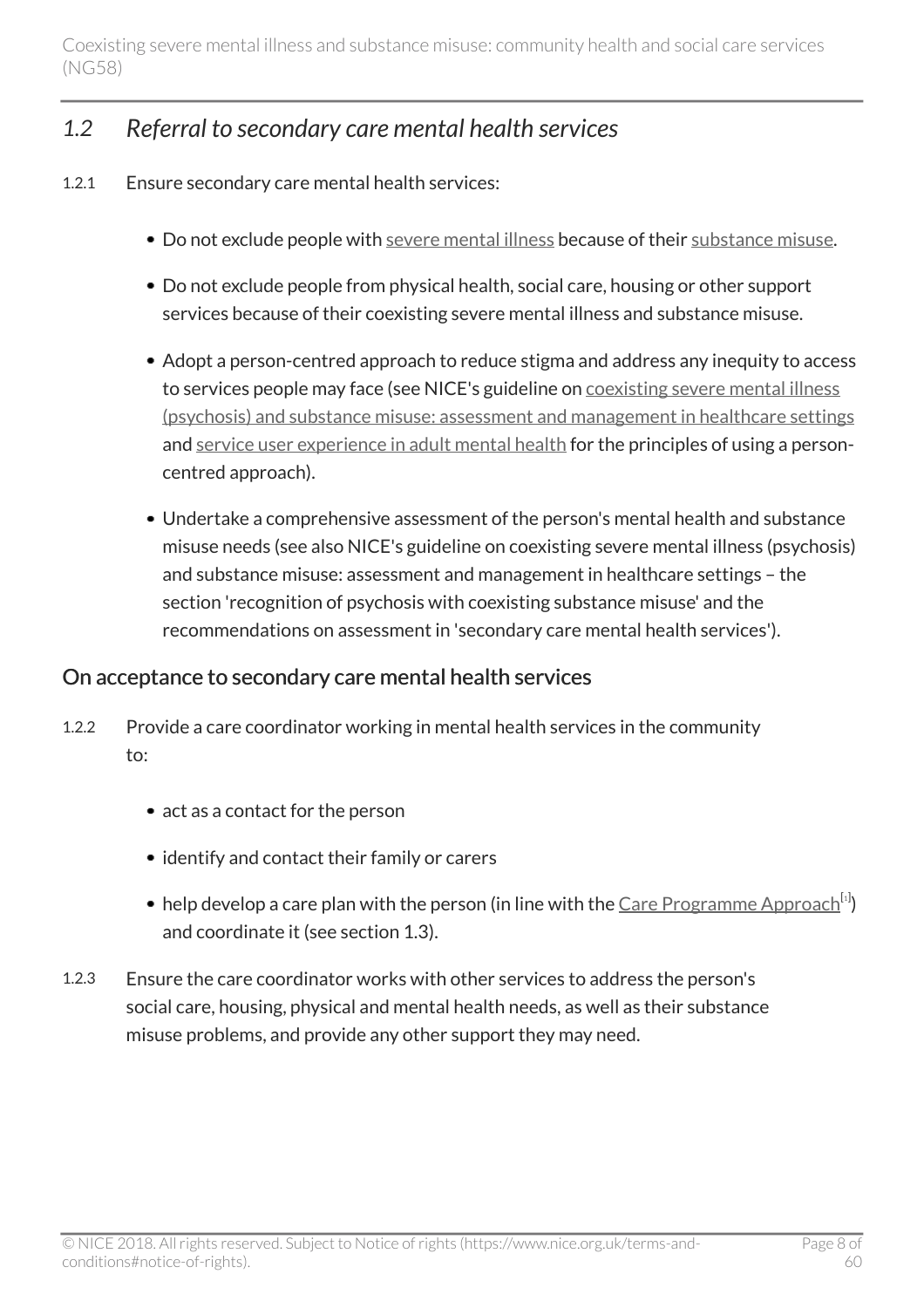## *1.2 Referral to secondary care mental health services*

1.2.1 Ensure secondary care mental health services:

- Do not exclude people with severe mental illness because of their substance misuse.
- Do not exclude people from physical health, social care, housing or other support services because of their coexisting severe mental illness and substance misuse.
- Adopt a person-centred approach to reduce stigma and address any inequity to access to services people may face (see NICE's guideline on coexisting severe mental illness (psychosis) and substance misuse: assessment and management in healthcare settings and service user experience in adult mental health for the principles of using a person-centred approach).
- Undertake a comprehensive assessment of the person's mental health and substance misuse needs (see also NICE's guideline on coexisting severe mental illness (psychosis) and substance misuse: assessment and management in healthcare settings – the section 'recognition of psychosis with coexisting substance misuse' and the recommendations on assessment in 'secondary care mental health services').

### On acceptance to secondary care mental health services

1.2.2 Provide a care coordinator working in mental health services in the community to:

- act as a contact for the person
- identify and contact their family or carers
- help develop a care plan with the person (in line with the Care Programme Approach[1]) and coordinate it (see section 1.3).

1.2.3 Ensure the care coordinator works with other services to address the person's social care, housing, physical and mental health needs, as well as their substance misuse problems, and provide any other support they may need.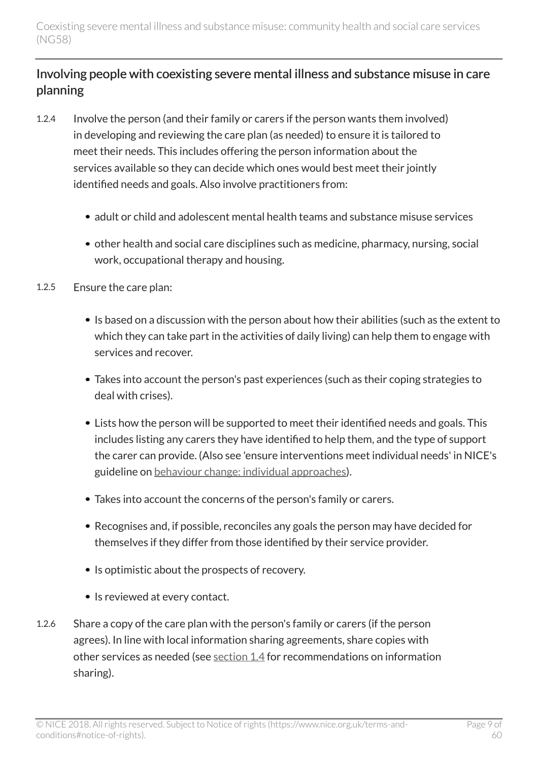## Involving people with coexisting severe mental illness and substance misuse in care planning

1.2.4 Involve the person (and their family or carers if the person wants them involved) in developing and reviewing the care plan (as needed) to ensure it is tailored to meet their needs. This includes offering the person information about the services available so they can decide which ones would best meet their jointly identified needs and goals. Also involve practitioners from:

- adult or child and adolescent mental health teams and substance misuse services
- other health and social care disciplines such as medicine, pharmacy, nursing, social work, occupational therapy and housing.

1.2.5 Ensure the care plan:

- Is based on a discussion with the person about how their abilities (such as the extent to which they can take part in the activities of daily living) can help them to engage with services and recover.
- Takes into account the person's past experiences (such as their coping strategies to deal with crises).
- Lists how the person will be supported to meet their identified needs and goals. This includes listing any carers they have identified to help them, and the type of support the carer can provide. (Also see 'ensure interventions meet individual needs' in NICE's guideline on behaviour change: individual approaches).
- Takes into account the concerns of the person's family or carers.
- Recognises and, if possible, reconciles any goals the person may have decided for themselves if they differ from those identified by their service provider.
- Is optimistic about the prospects of recovery.
- Is reviewed at every contact.

1.2.6 Share a copy of the care plan with the person's family or carers (if the person agrees). In line with local information sharing agreements, share copies with other services as needed (see section 1.4 for recommendations on information sharing).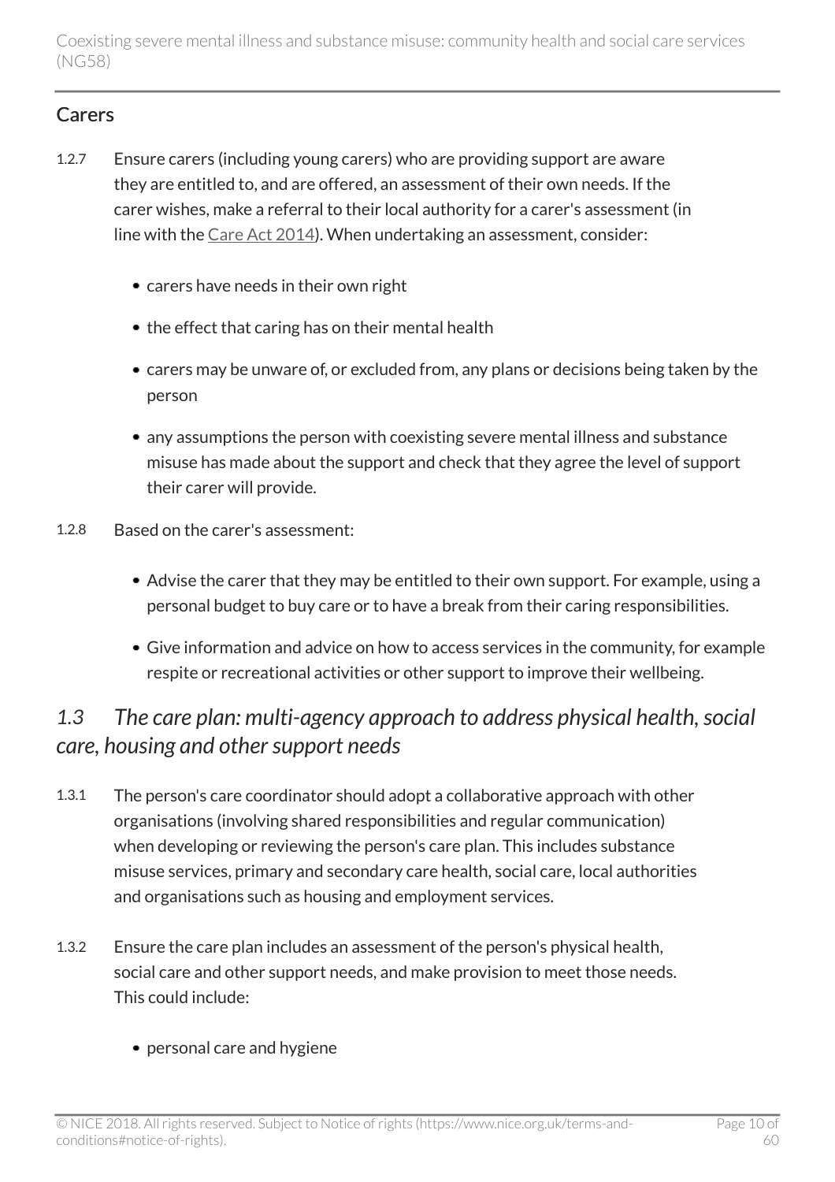### Carers

1.2.7 Ensure carers (including young carers) who are providing support are aware they are entitled to, and are offered, an assessment of their own needs. If the carer wishes, make a referral to their local authority for a carer's assessment (in line with the Care Act 2014). When undertaking an assessment, consider:

- carers have needs in their own right
- the effect that caring has on their mental health
- carers may be unware of, or excluded from, any plans or decisions being taken by the person
- any assumptions the person with coexisting severe mental illness and substance misuse has made about the support and check that they agree the level of support their carer will provide.

1.2.8 Based on the carer's assessment:

- Advise the carer that they may be entitled to their own support. For example, using a personal budget to buy care or to have a break from their caring responsibilities.
- Give information and advice on how to access services in the community, for example respite or recreational activities or other support to improve their wellbeing.

## *1.3 The care plan: multi-agency approach to address physical health, social care, housing and other support needs*

1.3.1 The person's care coordinator should adopt a collaborative approach with other organisations (involving shared responsibilities and regular communication) when developing or reviewing the person's care plan. This includes substance misuse services, primary and secondary care health, social care, local authorities and organisations such as housing and employment services.

1.3.2 Ensure the care plan includes an assessment of the person's physical health, social care and other support needs, and make provision to meet those needs. This could include:

- personal care and hygiene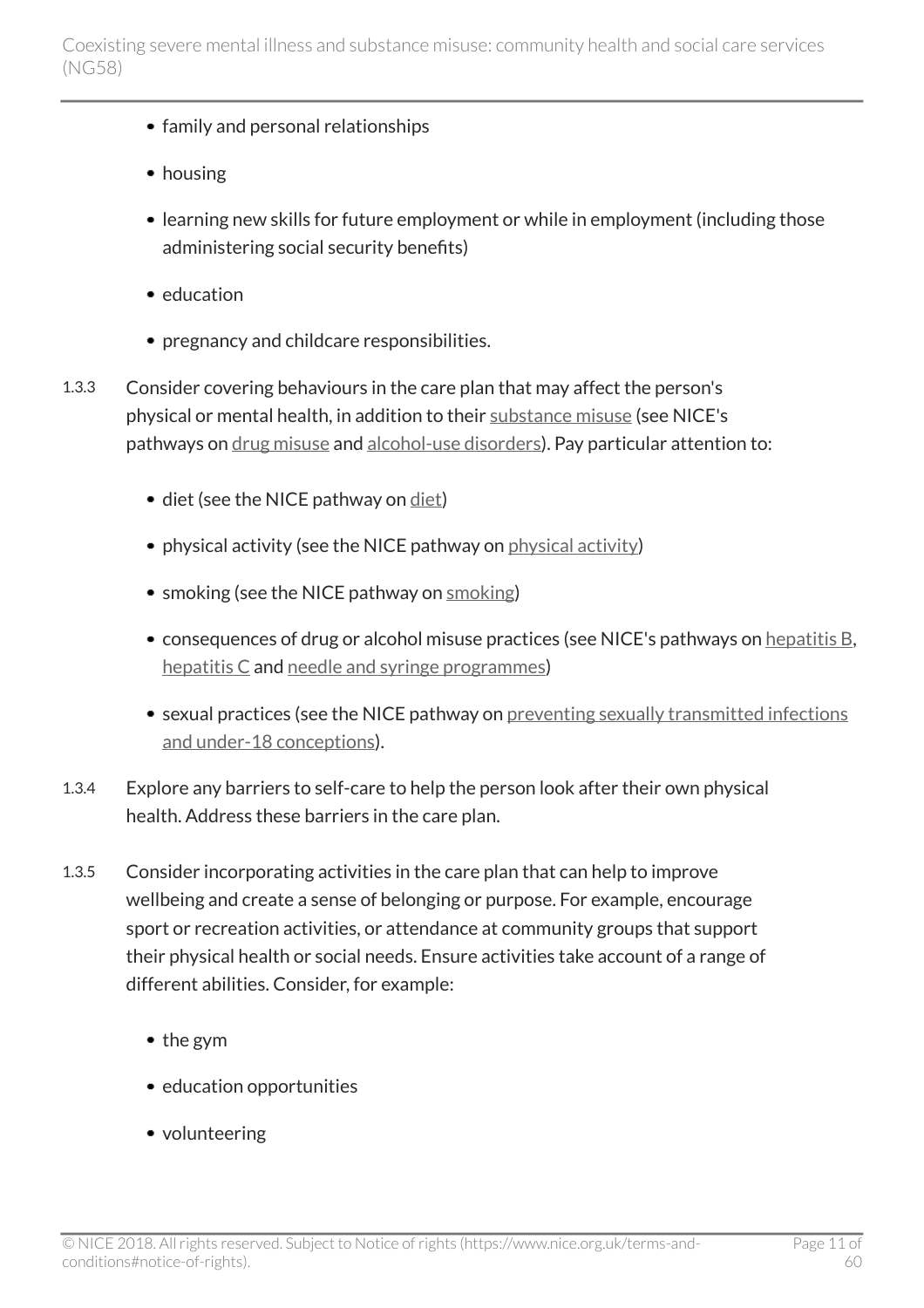- family and personal relationships
- housing
- learning new skills for future employment or while in employment (including those administering social security benefits)
- education
- pregnancy and childcare responsibilities.

1.3.3 Consider covering behaviours in the care plan that may affect the person's physical or mental health, in addition to their substance misuse (see NICE's pathways on drug misuse and alcohol-use disorders). Pay particular attention to:

- diet (see the NICE pathway on diet)
- physical activity (see the NICE pathway on physical activity)
- smoking (see the NICE pathway on smoking)
- consequences of drug or alcohol misuse practices (see NICE's pathways on hepatitis B, hepatitis C and needle and syringe programmes)
- sexual practices (see the NICE pathway on preventing sexually transmitted infections and under-18 conceptions).

1.3.4 Explore any barriers to self-care to help the person look after their own physical health. Address these barriers in the care plan.

1.3.5 Consider incorporating activities in the care plan that can help to improve wellbeing and create a sense of belonging or purpose. For example, encourage sport or recreation activities, or attendance at community groups that support their physical health or social needs. Ensure activities take account of a range of different abilities. Consider, for example:

- the gym
- education opportunities
- volunteering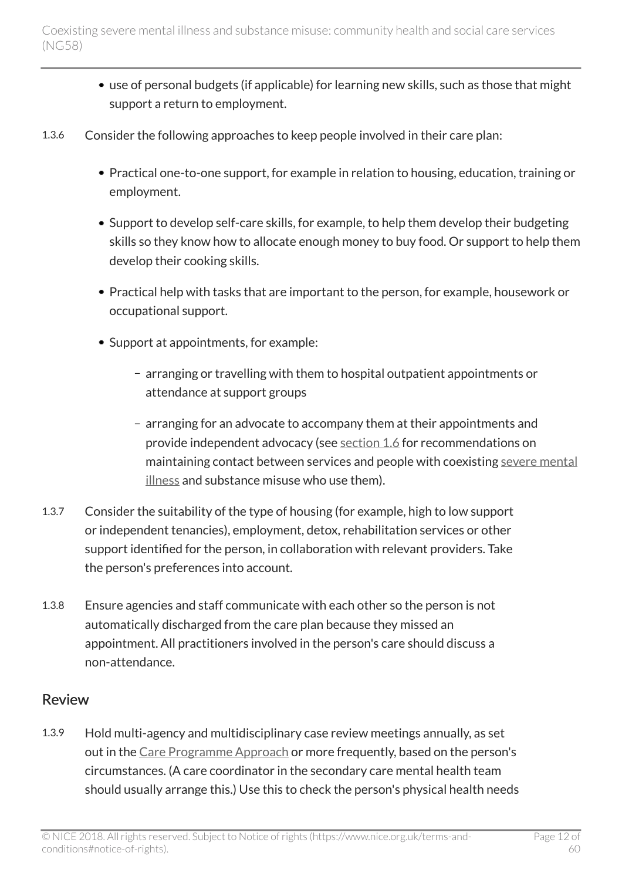- use of personal budgets (if applicable) for learning new skills, such as those that might support a return to employment.

1.3.6 Consider the following approaches to keep people involved in their care plan:

- Practical one-to-one support, for example in relation to housing, education, training or employment.
- Support to develop self-care skills, for example, to help them develop their budgeting skills so they know how to allocate enough money to buy food. Or support to help them develop their cooking skills.
- Practical help with tasks that are important to the person, for example, housework or occupational support.
- Support at appointments, for example:
  - arranging or travelling with them to hospital outpatient appointments or attendance at support groups
  - arranging for an advocate to accompany them at their appointments and provide independent advocacy (see section 1.6 for recommendations on maintaining contact between services and people with coexisting severe mental illness and substance misuse who use them).

1.3.7 Consider the suitability of the type of housing (for example, high to low support or independent tenancies), employment, detox, rehabilitation services or other support identified for the person, in collaboration with relevant providers. Take the person's preferences into account.

1.3.8 Ensure agencies and staff communicate with each other so the person is not automatically discharged from the care plan because they missed an appointment. All practitioners involved in the person's care should discuss a non-attendance.

## Review

1.3.9 Hold multi-agency and multidisciplinary case review meetings annually, as set out in the Care Programme Approach or more frequently, based on the person's circumstances. (A care coordinator in the secondary care mental health team should usually arrange this.) Use this to check the person's physical health needs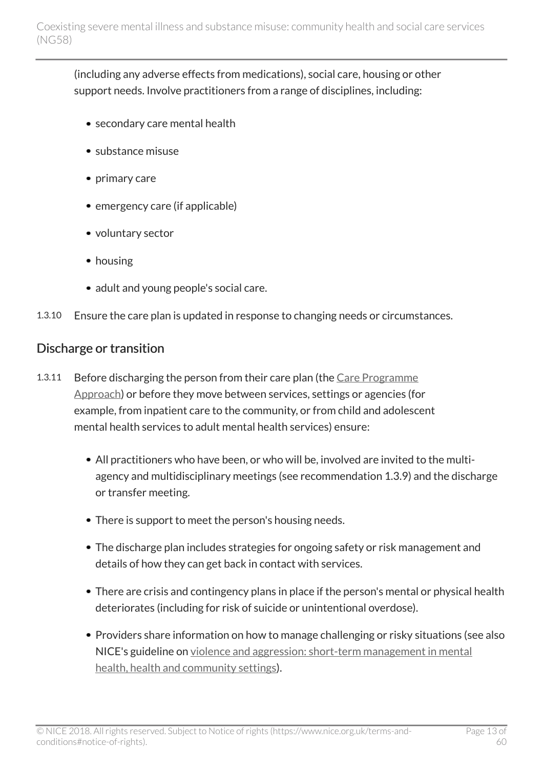(including any adverse effects from medications), social care, housing or other support needs. Involve practitioners from a range of disciplines, including:

- secondary care mental health
- substance misuse
- primary care
- emergency care (if applicable)
- voluntary sector
- housing
- adult and young people's social care.

1.3.10 Ensure the care plan is updated in response to changing needs or circumstances.

## Discharge or transition

1.3.11 Before discharging the person from their care plan (the Care Programme Approach) or before they move between services, settings or agencies (for example, from inpatient care to the community, or from child and adolescent mental health services to adult mental health services) ensure:

- All practitioners who have been, or who will be, involved are invited to the multi-agency and multidisciplinary meetings (see recommendation 1.3.9) and the discharge or transfer meeting.
- There is support to meet the person's housing needs.
- The discharge plan includes strategies for ongoing safety or risk management and details of how they can get back in contact with services.
- There are crisis and contingency plans in place if the person's mental or physical health deteriorates (including for risk of suicide or unintentional overdose).
- Providers share information on how to manage challenging or risky situations (see also NICE's guideline on violence and aggression: short-term management in mental health, health and community settings).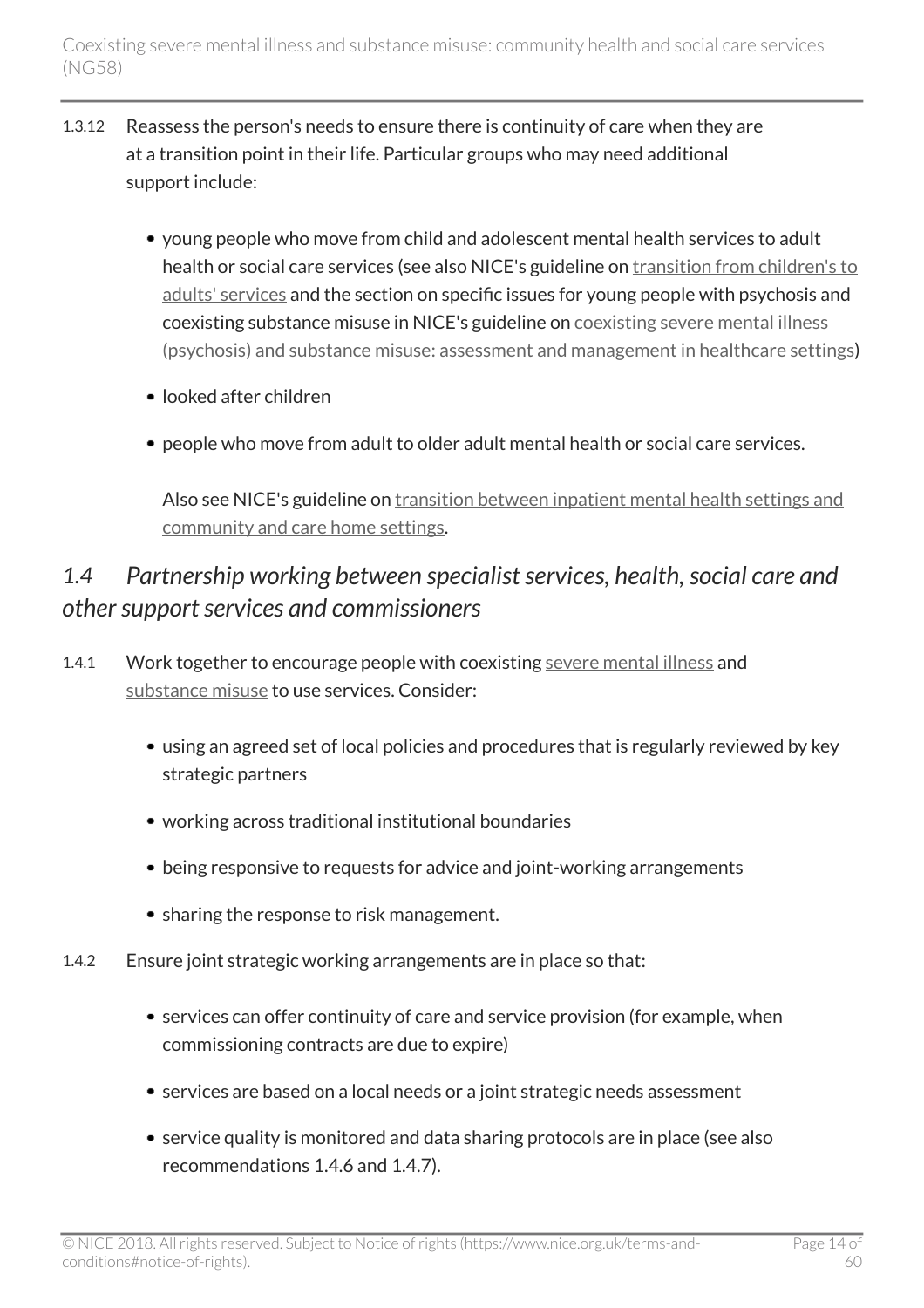1.3.12 Reassess the person's needs to ensure there is continuity of care when they are at a transition point in their life. Particular groups who may need additional support include:

- young people who move from child and adolescent mental health services to adult health or social care services (see also NICE's guideline on transition from children's to adults' services and the section on specific issues for young people with psychosis and coexisting substance misuse in NICE's guideline on coexisting severe mental illness (psychosis) and substance misuse: assessment and management in healthcare settings)
- looked after children
- people who move from adult to older adult mental health or social care services.

  Also see NICE's guideline on transition between inpatient mental health settings and community and care home settings.

## *1.4 Partnership working between specialist services, health, social care and other support services and commissioners*

1.4.1 Work together to encourage people with coexisting severe mental illness and substance misuse to use services. Consider:

- using an agreed set of local policies and procedures that is regularly reviewed by key strategic partners
- working across traditional institutional boundaries
- being responsive to requests for advice and joint-working arrangements
- sharing the response to risk management.

1.4.2 Ensure joint strategic working arrangements are in place so that:

- services can offer continuity of care and service provision (for example, when commissioning contracts are due to expire)
- services are based on a local needs or a joint strategic needs assessment
- service quality is monitored and data sharing protocols are in place (see also recommendations 1.4.6 and 1.4.7).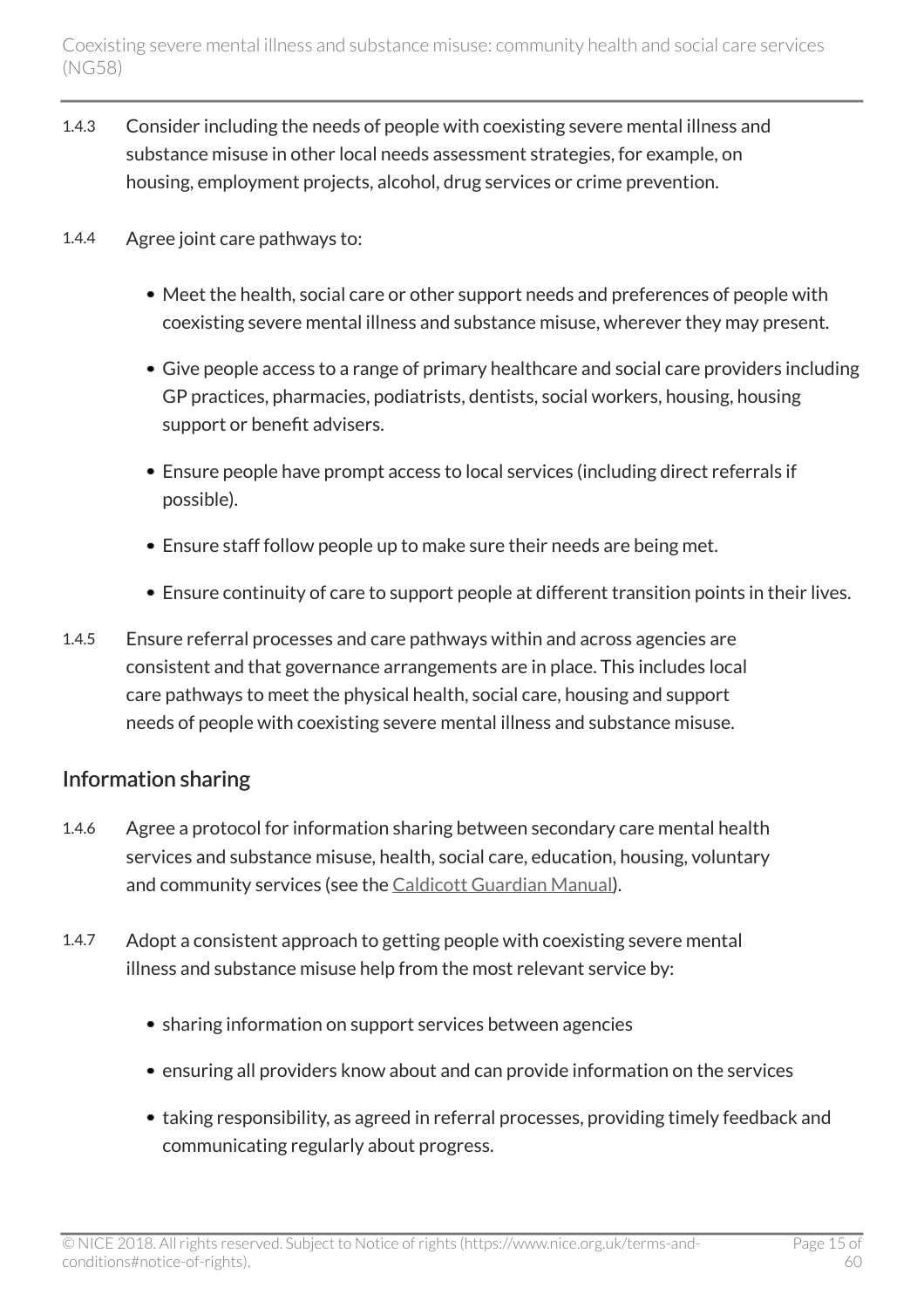1.4.3 Consider including the needs of people with coexisting severe mental illness and substance misuse in other local needs assessment strategies, for example, on housing, employment projects, alcohol, drug services or crime prevention.

1.4.4 Agree joint care pathways to:

- Meet the health, social care or other support needs and preferences of people with coexisting severe mental illness and substance misuse, wherever they may present.
- Give people access to a range of primary healthcare and social care providers including GP practices, pharmacies, podiatrists, dentists, social workers, housing, housing support or benefit advisers.
- Ensure people have prompt access to local services (including direct referrals if possible).
- Ensure staff follow people up to make sure their needs are being met.
- Ensure continuity of care to support people at different transition points in their lives.

1.4.5 Ensure referral processes and care pathways within and across agencies are consistent and that governance arrangements are in place. This includes local care pathways to meet the physical health, social care, housing and support needs of people with coexisting severe mental illness and substance misuse.

## Information sharing

1.4.6 Agree a protocol for information sharing between secondary care mental health services and substance misuse, health, social care, education, housing, voluntary and community services (see the Caldicott Guardian Manual).

1.4.7 Adopt a consistent approach to getting people with coexisting severe mental illness and substance misuse help from the most relevant service by:

- sharing information on support services between agencies
- ensuring all providers know about and can provide information on the services
- taking responsibility, as agreed in referral processes, providing timely feedback and communicating regularly about progress.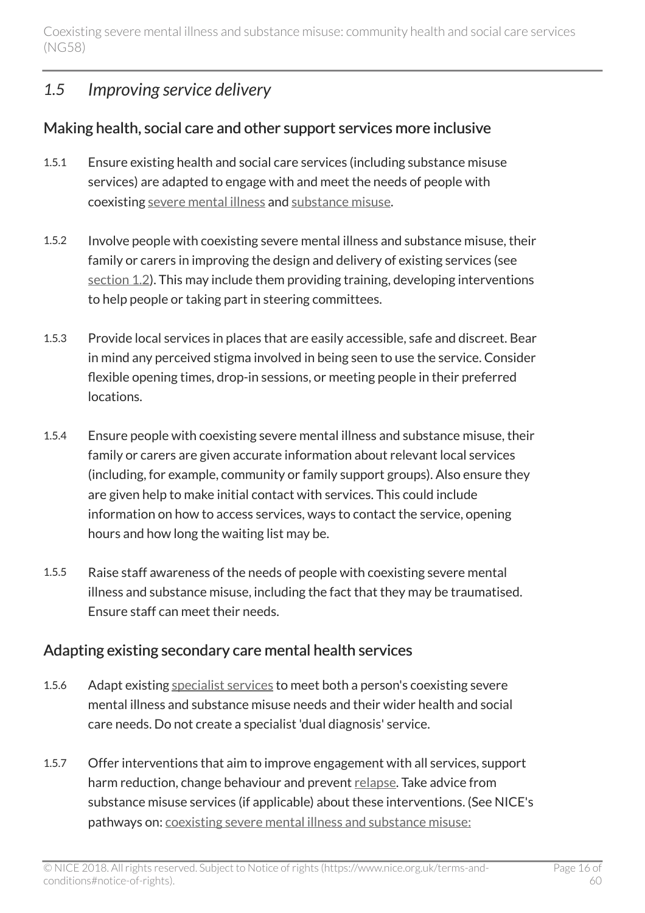## *1.5 Improving service delivery*

### Making health, social care and other support services more inclusive

1.5.1 Ensure existing health and social care services (including substance misuse services) are adapted to engage with and meet the needs of people with coexisting severe mental illness and substance misuse.

1.5.2 Involve people with coexisting severe mental illness and substance misuse, their family or carers in improving the design and delivery of existing services (see section 1.2). This may include them providing training, developing interventions to help people or taking part in steering committees.

1.5.3 Provide local services in places that are easily accessible, safe and discreet. Bear in mind any perceived stigma involved in being seen to use the service. Consider flexible opening times, drop-in sessions, or meeting people in their preferred locations.

1.5.4 Ensure people with coexisting severe mental illness and substance misuse, their family or carers are given accurate information about relevant local services (including, for example, community or family support groups). Also ensure they are given help to make initial contact with services. This could include information on how to access services, ways to contact the service, opening hours and how long the waiting list may be.

1.5.5 Raise staff awareness of the needs of people with coexisting severe mental illness and substance misuse, including the fact that they may be traumatised. Ensure staff can meet their needs.

### Adapting existing secondary care mental health services

1.5.6 Adapt existing specialist services to meet both a person's coexisting severe mental illness and substance misuse needs and their wider health and social care needs. Do not create a specialist 'dual diagnosis' service.

1.5.7 Offer interventions that aim to improve engagement with all services, support harm reduction, change behaviour and prevent relapse. Take advice from substance misuse services (if applicable) about these interventions. (See NICE's pathways on: coexisting severe mental illness and substance misuse: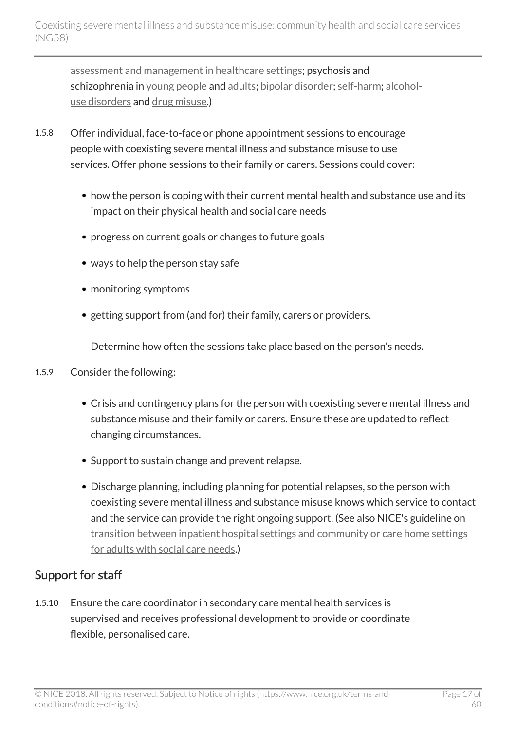assessment and management in healthcare settings; psychosis and schizophrenia in young people and adults; bipolar disorder; self-harm; alcohol-use disorders and drug misuse.)

1.5.8 Offer individual, face-to-face or phone appointment sessions to encourage people with coexisting severe mental illness and substance misuse to use services. Offer phone sessions to their family or carers. Sessions could cover:

- how the person is coping with their current mental health and substance use and its impact on their physical health and social care needs
- progress on current goals or changes to future goals
- ways to help the person stay safe
- monitoring symptoms
- getting support from (and for) their family, carers or providers.

  Determine how often the sessions take place based on the person's needs.

1.5.9 Consider the following:

- Crisis and contingency plans for the person with coexisting severe mental illness and substance misuse and their family or carers. Ensure these are updated to reflect changing circumstances.
- Support to sustain change and prevent relapse.
- Discharge planning, including planning for potential relapses, so the person with coexisting severe mental illness and substance misuse knows which service to contact and the service can provide the right ongoing support. (See also NICE's guideline on transition between inpatient hospital settings and community or care home settings for adults with social care needs.)

## Support for staff

1.5.10 Ensure the care coordinator in secondary care mental health services is supervised and receives professional development to provide or coordinate flexible, personalised care.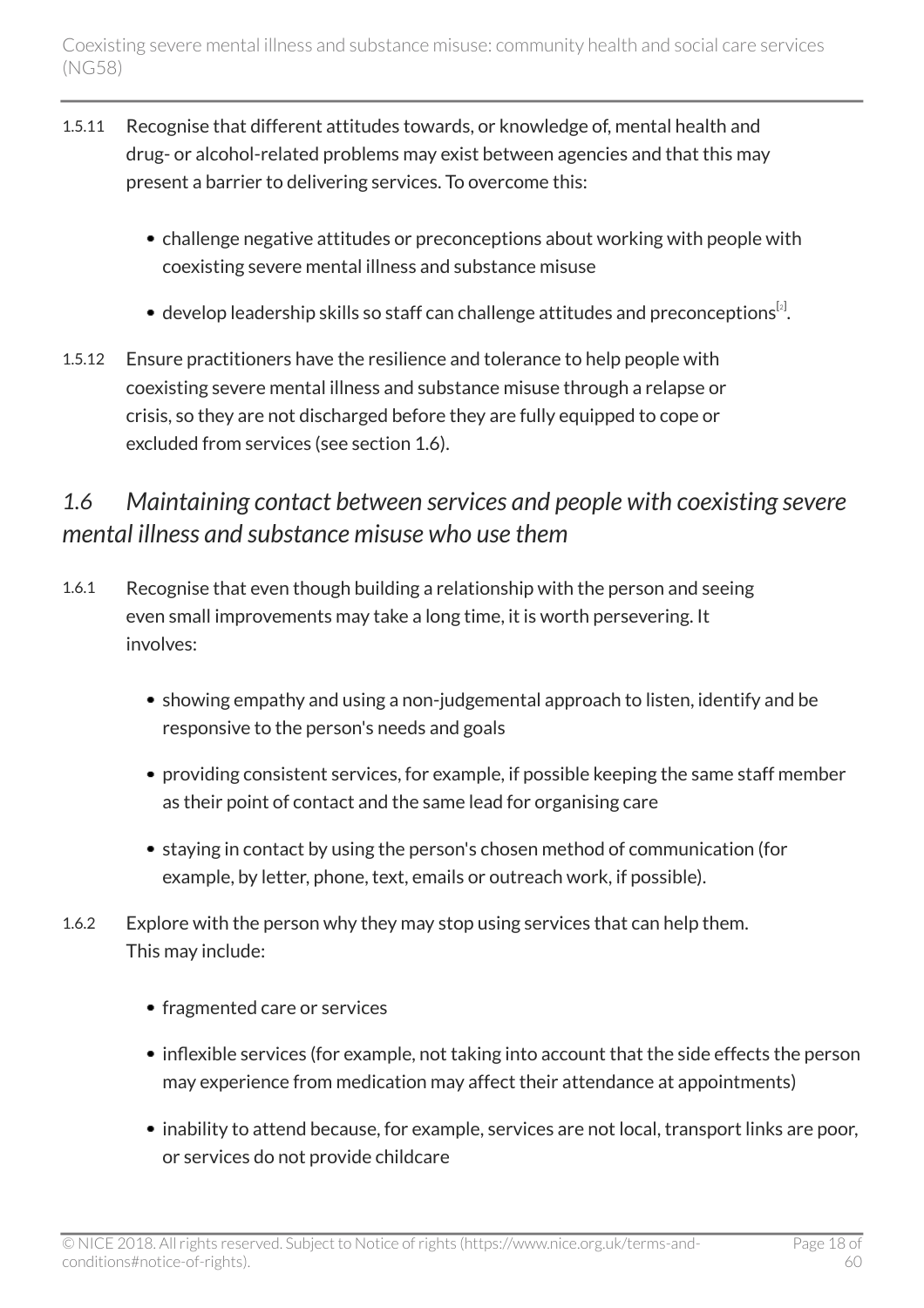1.5.11 Recognise that different attitudes towards, or knowledge of, mental health and drug- or alcohol-related problems may exist between agencies and that this may present a barrier to delivering services. To overcome this:

- challenge negative attitudes or preconceptions about working with people with coexisting severe mental illness and substance misuse
- develop leadership skills so staff can challenge attitudes and preconceptions[2].

1.5.12 Ensure practitioners have the resilience and tolerance to help people with coexisting severe mental illness and substance misuse through a relapse or crisis, so they are not discharged before they are fully equipped to cope or excluded from services (see section 1.6).

## *1.6 Maintaining contact between services and people with coexisting severe mental illness and substance misuse who use them*

1.6.1 Recognise that even though building a relationship with the person and seeing even small improvements may take a long time, it is worth persevering. It involves:

- showing empathy and using a non-judgemental approach to listen, identify and be responsive to the person's needs and goals
- providing consistent services, for example, if possible keeping the same staff member as their point of contact and the same lead for organising care
- staying in contact by using the person's chosen method of communication (for example, by letter, phone, text, emails or outreach work, if possible).

1.6.2 Explore with the person why they may stop using services that can help them. This may include:

- fragmented care or services
- inflexible services (for example, not taking into account that the side effects the person may experience from medication may affect their attendance at appointments)
- inability to attend because, for example, services are not local, transport links are poor, or services do not provide childcare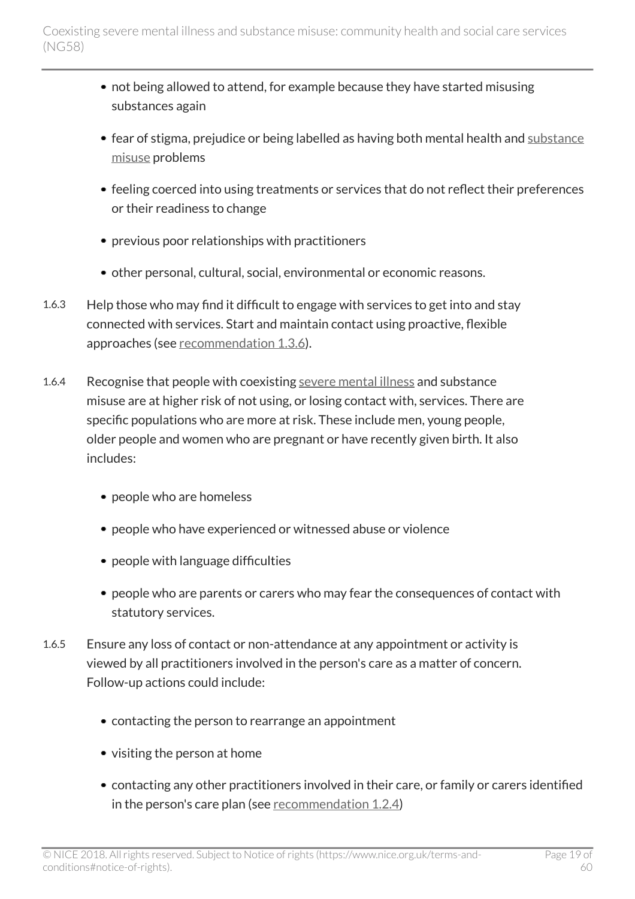- not being allowed to attend, for example because they have started misusing substances again
- fear of stigma, prejudice or being labelled as having both mental health and substance misuse problems
- feeling coerced into using treatments or services that do not reflect their preferences or their readiness to change
- previous poor relationships with practitioners
- other personal, cultural, social, environmental or economic reasons.

1.6.3 Help those who may find it difficult to engage with services to get into and stay connected with services. Start and maintain contact using proactive, flexible approaches (see recommendation 1.3.6).

1.6.4 Recognise that people with coexisting severe mental illness and substance misuse are at higher risk of not using, or losing contact with, services. There are specific populations who are more at risk. These include men, young people, older people and women who are pregnant or have recently given birth. It also includes:

- people who are homeless
- people who have experienced or witnessed abuse or violence
- people with language difficulties
- people who are parents or carers who may fear the consequences of contact with statutory services.

1.6.5 Ensure any loss of contact or non-attendance at any appointment or activity is viewed by all practitioners involved in the person's care as a matter of concern. Follow-up actions could include:

- contacting the person to rearrange an appointment
- visiting the person at home
- contacting any other practitioners involved in their care, or family or carers identified in the person's care plan (see recommendation 1.2.4)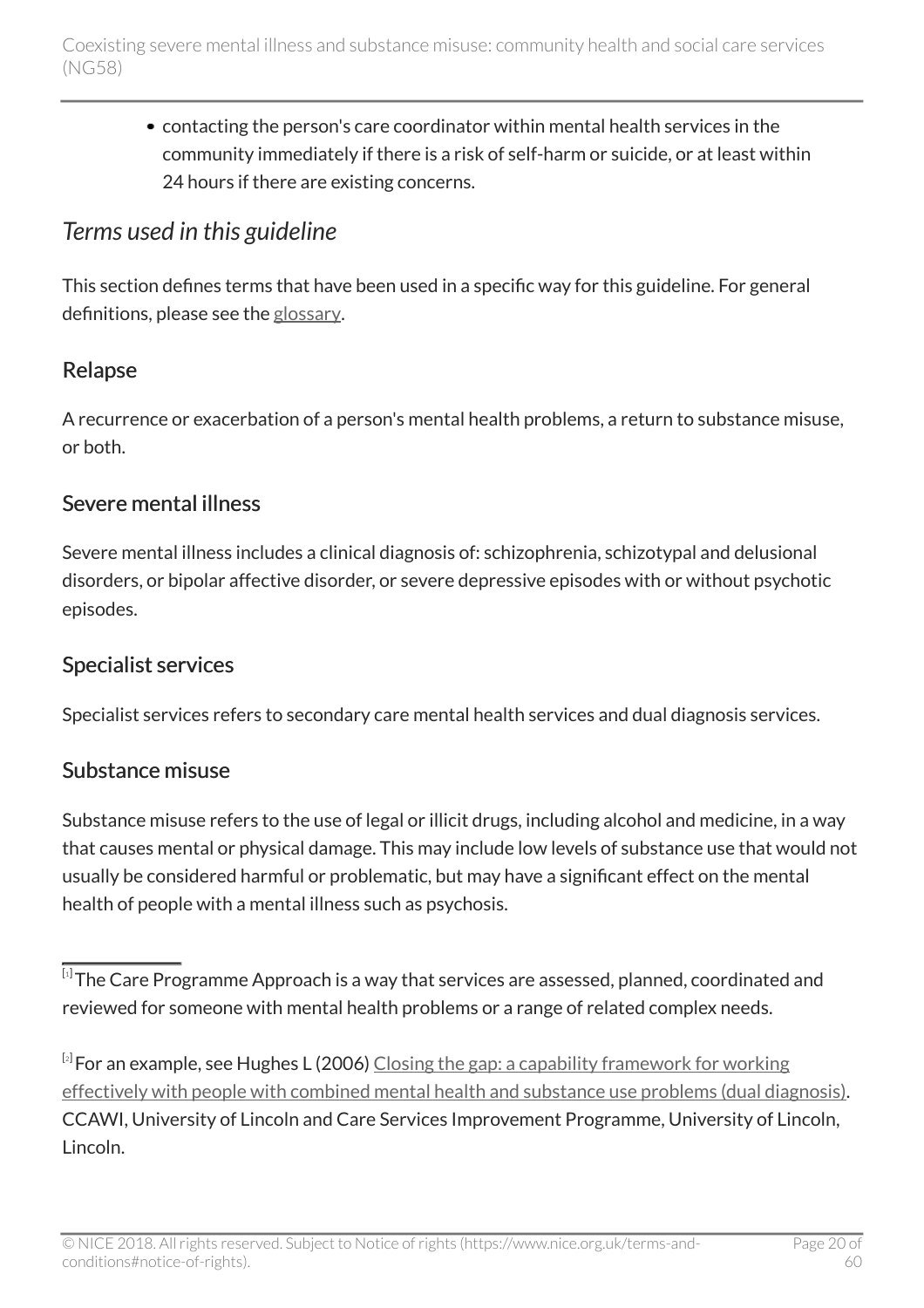- contacting the person's care coordinator within mental health services in the community immediately if there is a risk of self-harm or suicide, or at least within 24 hours if there are existing concerns.

## *Terms used in this guideline*

This section defines terms that have been used in a specific way for this guideline. For general definitions, please see the glossary.

### Relapse

A recurrence or exacerbation of a person's mental health problems, a return to substance misuse, or both.

### Severe mental illness

Severe mental illness includes a clinical diagnosis of: schizophrenia, schizotypal and delusional disorders, or bipolar affective disorder, or severe depressive episodes with or without psychotic episodes.

### Specialist services

Specialist services refers to secondary care mental health services and dual diagnosis services.

### Substance misuse

Substance misuse refers to the use of legal or illicit drugs, including alcohol and medicine, in a way that causes mental or physical damage. This may include low levels of substance use that would not usually be considered harmful or problematic, but may have a significant effect on the mental health of people with a mental illness such as psychosis.

---

[1] The Care Programme Approach is a way that services are assessed, planned, coordinated and reviewed for someone with mental health problems or a range of related complex needs.

[2] For an example, see Hughes L (2006) Closing the gap: a capability framework for working effectively with people with combined mental health and substance use problems (dual diagnosis). CCAWI, University of Lincoln and Care Services Improvement Programme, University of Lincoln, Lincoln.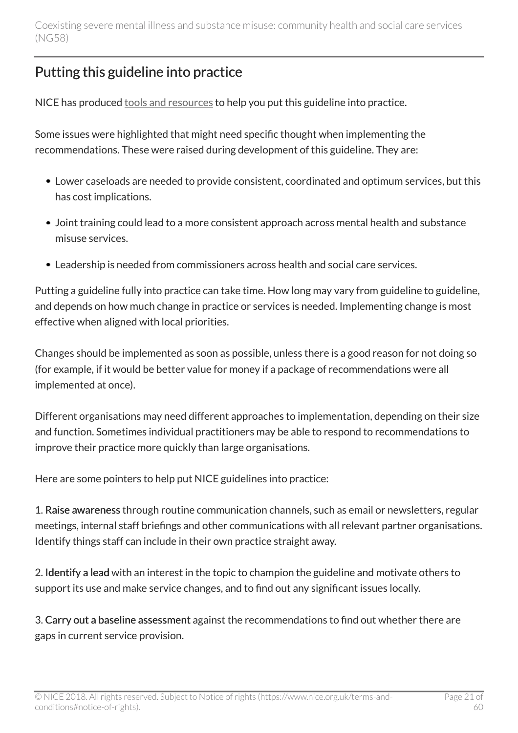## Putting this guideline into practice

NICE has produced tools and resources to help you put this guideline into practice.

Some issues were highlighted that might need specific thought when implementing the recommendations. These were raised during development of this guideline. They are:

- Lower caseloads are needed to provide consistent, coordinated and optimum services, but this has cost implications.
- Joint training could lead to a more consistent approach across mental health and substance misuse services.
- Leadership is needed from commissioners across health and social care services.

Putting a guideline fully into practice can take time. How long may vary from guideline to guideline, and depends on how much change in practice or services is needed. Implementing change is most effective when aligned with local priorities.

Changes should be implemented as soon as possible, unless there is a good reason for not doing so (for example, if it would be better value for money if a package of recommendations were all implemented at once).

Different organisations may need different approaches to implementation, depending on their size and function. Sometimes individual practitioners may be able to respond to recommendations to improve their practice more quickly than large organisations.

Here are some pointers to help put NICE guidelines into practice:

1. **Raise awareness** through routine communication channels, such as email or newsletters, regular meetings, internal staff briefings and other communications with all relevant partner organisations. Identify things staff can include in their own practice straight away.

2. **Identify a lead** with an interest in the topic to champion the guideline and motivate others to support its use and make service changes, and to find out any significant issues locally.

3. **Carry out a baseline assessment** against the recommendations to find out whether there are gaps in current service provision.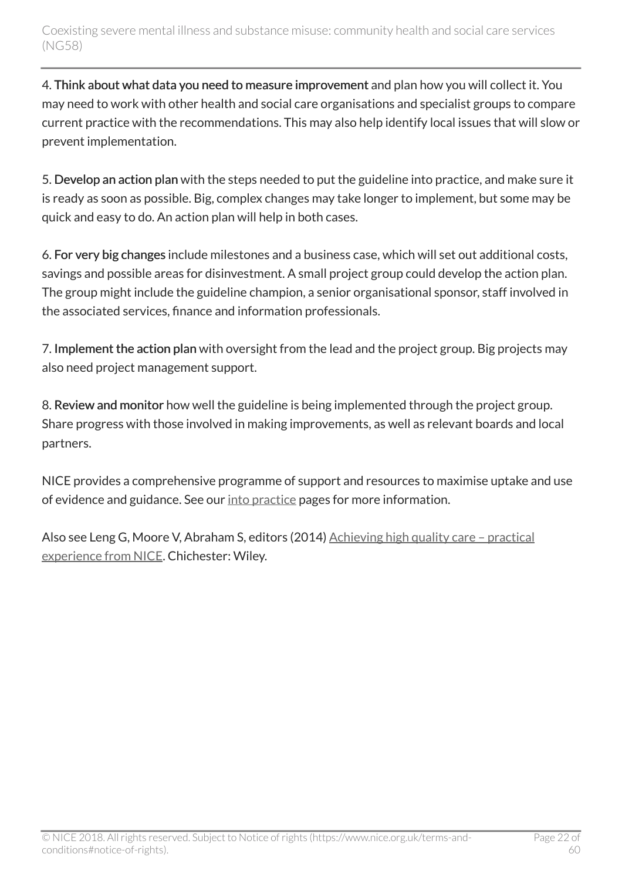4. **Think about what data you need to measure improvement** and plan how you will collect it. You may need to work with other health and social care organisations and specialist groups to compare current practice with the recommendations. This may also help identify local issues that will slow or prevent implementation.

5. **Develop an action plan** with the steps needed to put the guideline into practice, and make sure it is ready as soon as possible. Big, complex changes may take longer to implement, but some may be quick and easy to do. An action plan will help in both cases.

6. **For very big changes** include milestones and a business case, which will set out additional costs, savings and possible areas for disinvestment. A small project group could develop the action plan. The group might include the guideline champion, a senior organisational sponsor, staff involved in the associated services, finance and information professionals.

7. **Implement the action plan** with oversight from the lead and the project group. Big projects may also need project management support.

8. **Review and monitor** how well the guideline is being implemented through the project group. Share progress with those involved in making improvements, as well as relevant boards and local partners.

NICE provides a comprehensive programme of support and resources to maximise uptake and use of evidence and guidance. See our into practice pages for more information.

Also see Leng G, Moore V, Abraham S, editors (2014) Achieving high quality care – practical experience from NICE. Chichester: Wiley.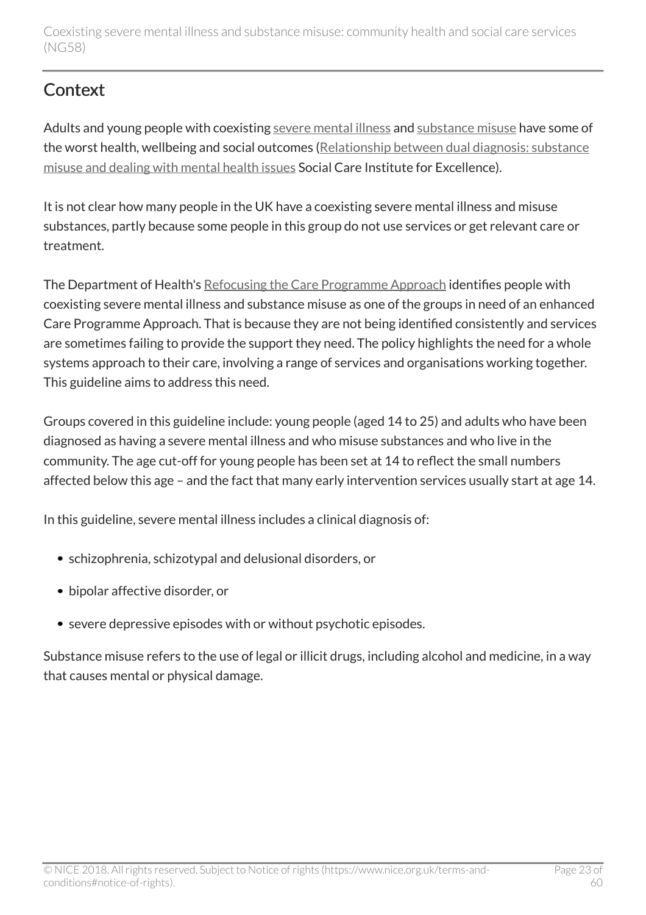## Context

Adults and young people with coexisting severe mental illness and substance misuse have some of the worst health, wellbeing and social outcomes (Relationship between dual diagnosis: substance misuse and dealing with mental health issues Social Care Institute for Excellence).

It is not clear how many people in the UK have a coexisting severe mental illness and misuse substances, partly because some people in this group do not use services or get relevant care or treatment.

The Department of Health's Refocusing the Care Programme Approach identifies people with coexisting severe mental illness and substance misuse as one of the groups in need of an enhanced Care Programme Approach. That is because they are not being identified consistently and services are sometimes failing to provide the support they need. The policy highlights the need for a whole systems approach to their care, involving a range of services and organisations working together. This guideline aims to address this need.

Groups covered in this guideline include: young people (aged 14 to 25) and adults who have been diagnosed as having a severe mental illness and who misuse substances and who live in the community. The age cut-off for young people has been set at 14 to reflect the small numbers affected below this age – and the fact that many early intervention services usually start at age 14.

In this guideline, severe mental illness includes a clinical diagnosis of:

- schizophrenia, schizotypal and delusional disorders, or
- bipolar affective disorder, or
- severe depressive episodes with or without psychotic episodes.

Substance misuse refers to the use of legal or illicit drugs, including alcohol and medicine, in a way that causes mental or physical damage.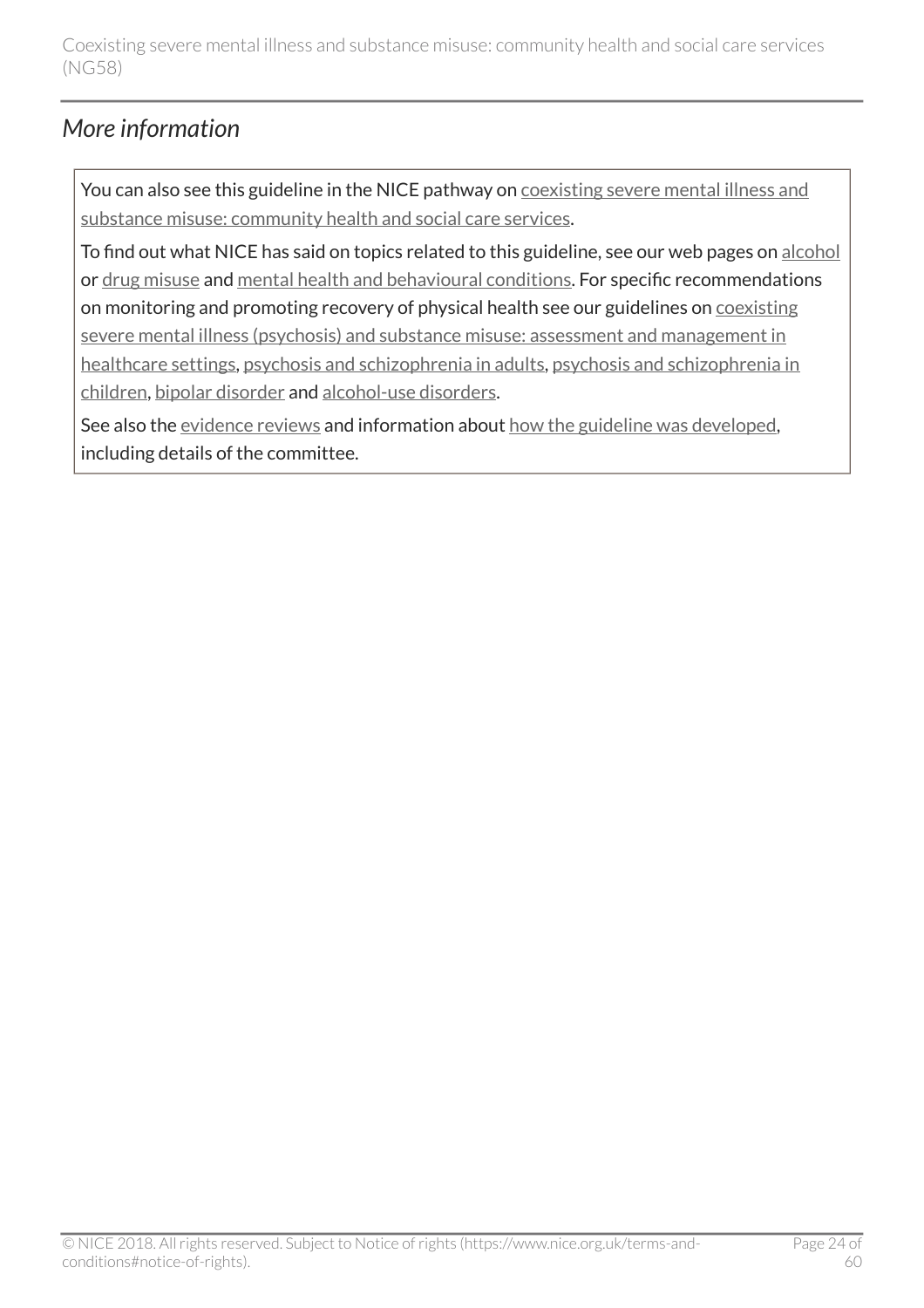## *More information*

You can also see this guideline in the NICE pathway on coexisting severe mental illness and substance misuse: community health and social care services.

To find out what NICE has said on topics related to this guideline, see our web pages on alcohol or drug misuse and mental health and behavioural conditions. For specific recommendations on monitoring and promoting recovery of physical health see our guidelines on coexisting severe mental illness (psychosis) and substance misuse: assessment and management in healthcare settings, psychosis and schizophrenia in adults, psychosis and schizophrenia in children, bipolar disorder and alcohol-use disorders.

See also the evidence reviews and information about how the guideline was developed, including details of the committee.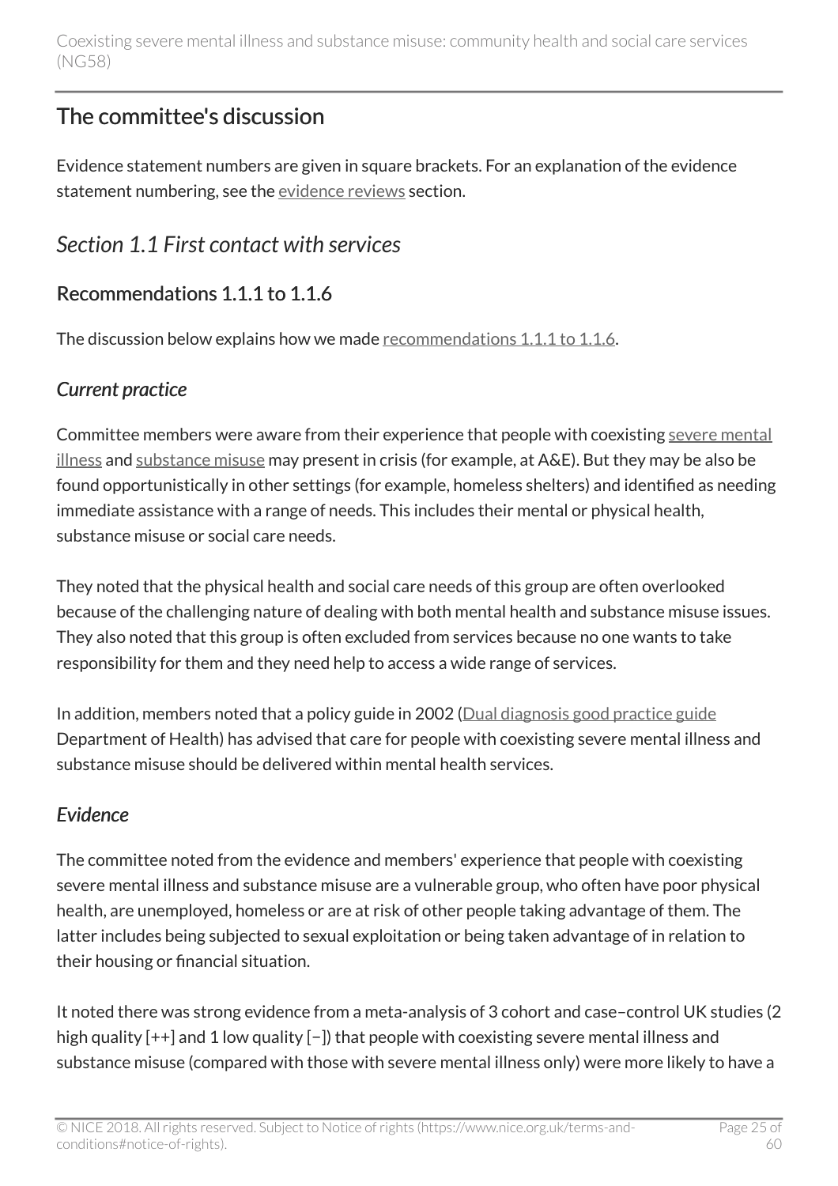## The committee's discussion

Evidence statement numbers are given in square brackets. For an explanation of the evidence statement numbering, see the evidence reviews section.

### *Section 1.1 First contact with services*

### Recommendations 1.1.1 to 1.1.6

The discussion below explains how we made recommendations 1.1.1 to 1.1.6.

#### *Current practice*

Committee members were aware from their experience that people with coexisting severe mental illness and substance misuse may present in crisis (for example, at A&E). But they may be also be found opportunistically in other settings (for example, homeless shelters) and identified as needing immediate assistance with a range of needs. This includes their mental or physical health, substance misuse or social care needs.

They noted that the physical health and social care needs of this group are often overlooked because of the challenging nature of dealing with both mental health and substance misuse issues. They also noted that this group is often excluded from services because no one wants to take responsibility for them and they need help to access a wide range of services.

In addition, members noted that a policy guide in 2002 (Dual diagnosis good practice guide Department of Health) has advised that care for people with coexisting severe mental illness and substance misuse should be delivered within mental health services.

#### *Evidence*

The committee noted from the evidence and members' experience that people with coexisting severe mental illness and substance misuse are a vulnerable group, who often have poor physical health, are unemployed, homeless or are at risk of other people taking advantage of them. The latter includes being subjected to sexual exploitation or being taken advantage of in relation to their housing or financial situation.

It noted there was strong evidence from a meta-analysis of 3 cohort and case–control UK studies (2 high quality [++] and 1 low quality [−]) that people with coexisting severe mental illness and substance misuse (compared with those with severe mental illness only) were more likely to have a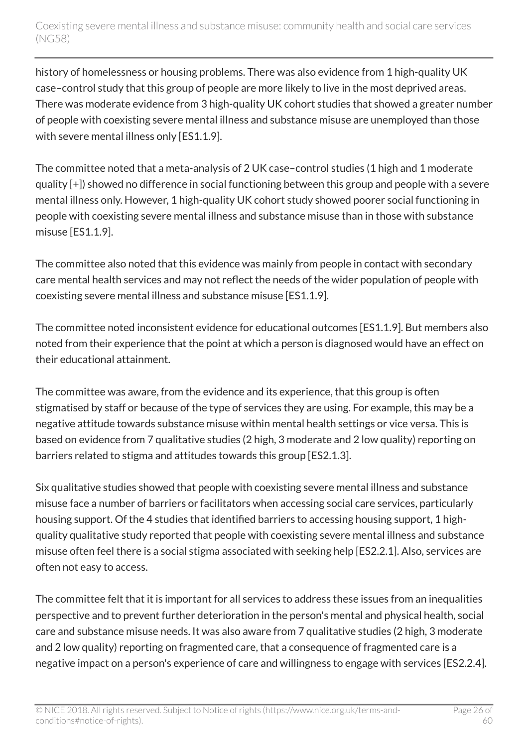history of homelessness or housing problems. There was also evidence from 1 high-quality UK case–control study that this group of people are more likely to live in the most deprived areas. There was moderate evidence from 3 high-quality UK cohort studies that showed a greater number of people with coexisting severe mental illness and substance misuse are unemployed than those with severe mental illness only [ES1.1.9].

The committee noted that a meta-analysis of 2 UK case–control studies (1 high and 1 moderate quality [+]) showed no difference in social functioning between this group and people with a severe mental illness only. However, 1 high-quality UK cohort study showed poorer social functioning in people with coexisting severe mental illness and substance misuse than in those with substance misuse [ES1.1.9].

The committee also noted that this evidence was mainly from people in contact with secondary care mental health services and may not reflect the needs of the wider population of people with coexisting severe mental illness and substance misuse [ES1.1.9].

The committee noted inconsistent evidence for educational outcomes [ES1.1.9]. But members also noted from their experience that the point at which a person is diagnosed would have an effect on their educational attainment.

The committee was aware, from the evidence and its experience, that this group is often stigmatised by staff or because of the type of services they are using. For example, this may be a negative attitude towards substance misuse within mental health settings or vice versa. This is based on evidence from 7 qualitative studies (2 high, 3 moderate and 2 low quality) reporting on barriers related to stigma and attitudes towards this group [ES2.1.3].

Six qualitative studies showed that people with coexisting severe mental illness and substance misuse face a number of barriers or facilitators when accessing social care services, particularly housing support. Of the 4 studies that identified barriers to accessing housing support, 1 high-quality qualitative study reported that people with coexisting severe mental illness and substance misuse often feel there is a social stigma associated with seeking help [ES2.2.1]. Also, services are often not easy to access.

The committee felt that it is important for all services to address these issues from an inequalities perspective and to prevent further deterioration in the person's mental and physical health, social care and substance misuse needs. It was also aware from 7 qualitative studies (2 high, 3 moderate and 2 low quality) reporting on fragmented care, that a consequence of fragmented care is a negative impact on a person's experience of care and willingness to engage with services [ES2.2.4].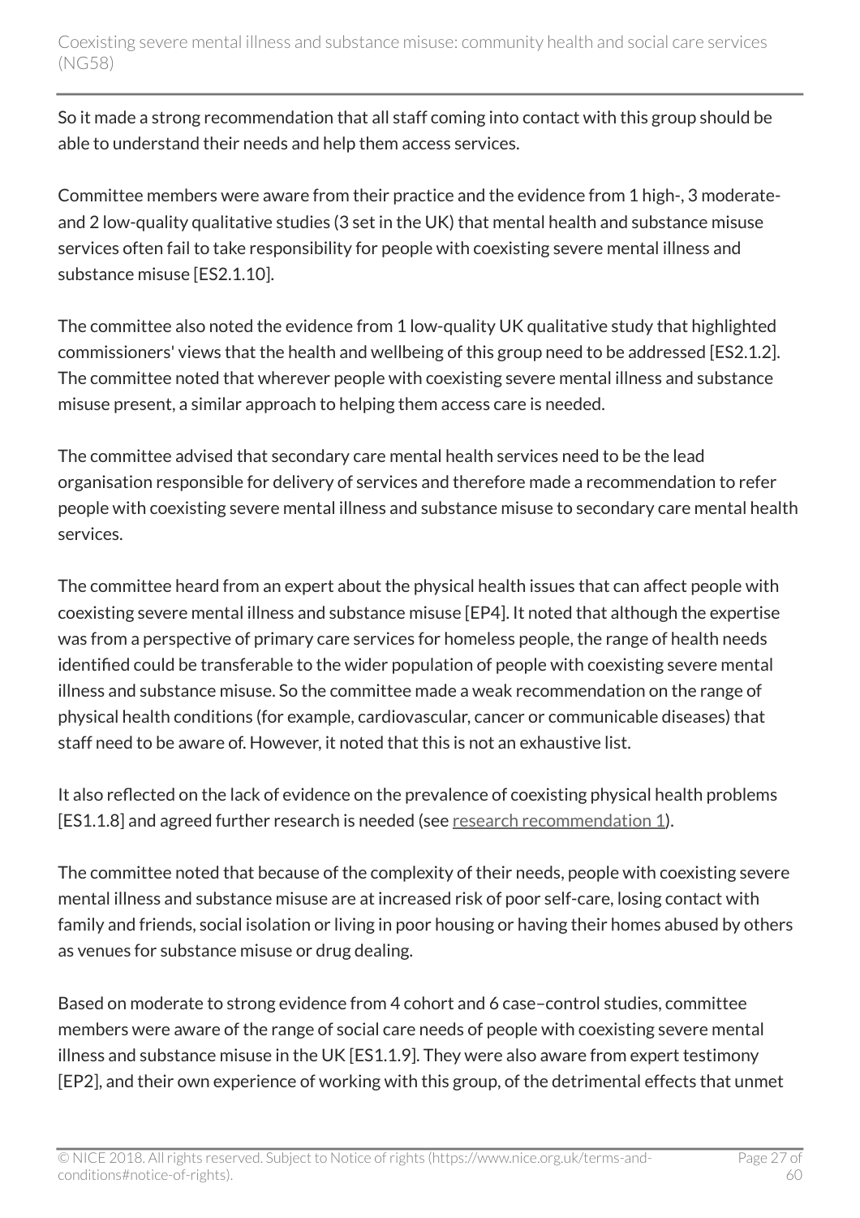So it made a strong recommendation that all staff coming into contact with this group should be able to understand their needs and help them access services.

Committee members were aware from their practice and the evidence from 1 high-, 3 moderate- and 2 low-quality qualitative studies (3 set in the UK) that mental health and substance misuse services often fail to take responsibility for people with coexisting severe mental illness and substance misuse [ES2.1.10].

The committee also noted the evidence from 1 low-quality UK qualitative study that highlighted commissioners' views that the health and wellbeing of this group need to be addressed [ES2.1.2]. The committee noted that wherever people with coexisting severe mental illness and substance misuse present, a similar approach to helping them access care is needed.

The committee advised that secondary care mental health services need to be the lead organisation responsible for delivery of services and therefore made a recommendation to refer people with coexisting severe mental illness and substance misuse to secondary care mental health services.

The committee heard from an expert about the physical health issues that can affect people with coexisting severe mental illness and substance misuse [EP4]. It noted that although the expertise was from a perspective of primary care services for homeless people, the range of health needs identified could be transferable to the wider population of people with coexisting severe mental illness and substance misuse. So the committee made a weak recommendation on the range of physical health conditions (for example, cardiovascular, cancer or communicable diseases) that staff need to be aware of. However, it noted that this is not an exhaustive list.

It also reflected on the lack of evidence on the prevalence of coexisting physical health problems [ES1.1.8] and agreed further research is needed (see research recommendation 1).

The committee noted that because of the complexity of their needs, people with coexisting severe mental illness and substance misuse are at increased risk of poor self-care, losing contact with family and friends, social isolation or living in poor housing or having their homes abused by others as venues for substance misuse or drug dealing.

Based on moderate to strong evidence from 4 cohort and 6 case–control studies, committee members were aware of the range of social care needs of people with coexisting severe mental illness and substance misuse in the UK [ES1.1.9]. They were also aware from expert testimony [EP2], and their own experience of working with this group, of the detrimental effects that unmet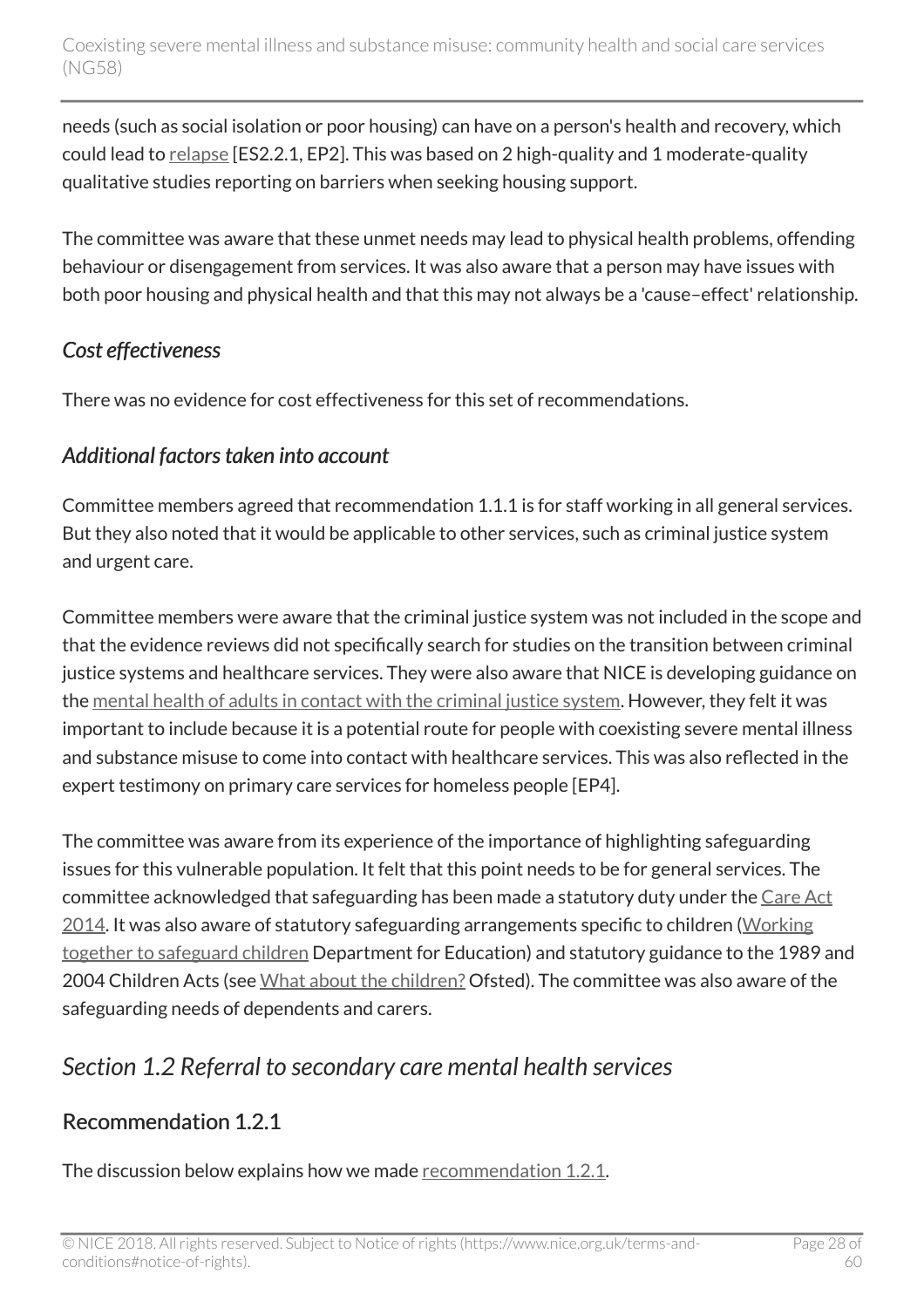needs (such as social isolation or poor housing) can have on a person's health and recovery, which could lead to relapse [ES2.2.1, EP2]. This was based on 2 high-quality and 1 moderate-quality qualitative studies reporting on barriers when seeking housing support.

The committee was aware that these unmet needs may lead to physical health problems, offending behaviour or disengagement from services. It was also aware that a person may have issues with both poor housing and physical health and that this may not always be a 'cause–effect' relationship.

### *Cost effectiveness*

There was no evidence for cost effectiveness for this set of recommendations.

### *Additional factors taken into account*

Committee members agreed that recommendation 1.1.1 is for staff working in all general services. But they also noted that it would be applicable to other services, such as criminal justice system and urgent care.

Committee members were aware that the criminal justice system was not included in the scope and that the evidence reviews did not specifically search for studies on the transition between criminal justice systems and healthcare services. They were also aware that NICE is developing guidance on the mental health of adults in contact with the criminal justice system. However, they felt it was important to include because it is a potential route for people with coexisting severe mental illness and substance misuse to come into contact with healthcare services. This was also reflected in the expert testimony on primary care services for homeless people [EP4].

The committee was aware from its experience of the importance of highlighting safeguarding issues for this vulnerable population. It felt that this point needs to be for general services. The committee acknowledged that safeguarding has been made a statutory duty under the Care Act 2014. It was also aware of statutory safeguarding arrangements specific to children (Working together to safeguard children Department for Education) and statutory guidance to the 1989 and 2004 Children Acts (see What about the children? Ofsted). The committee was also aware of the safeguarding needs of dependents and carers.

## *Section 1.2 Referral to secondary care mental health services*

### Recommendation 1.2.1

The discussion below explains how we made recommendation 1.2.1.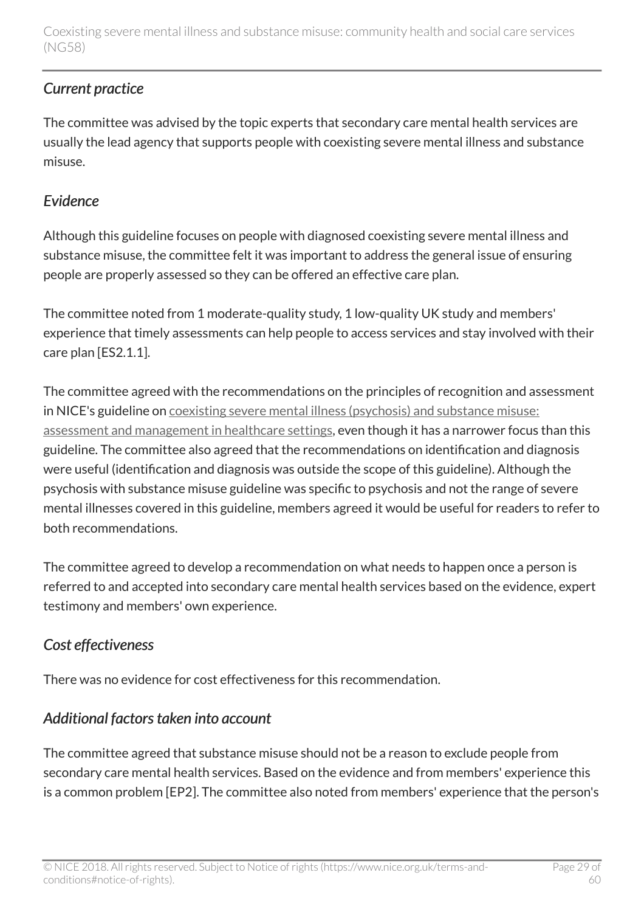### *Current practice*

The committee was advised by the topic experts that secondary care mental health services are usually the lead agency that supports people with coexisting severe mental illness and substance misuse.

### *Evidence*

Although this guideline focuses on people with diagnosed coexisting severe mental illness and substance misuse, the committee felt it was important to address the general issue of ensuring people are properly assessed so they can be offered an effective care plan.

The committee noted from 1 moderate-quality study, 1 low-quality UK study and members' experience that timely assessments can help people to access services and stay involved with their care plan [ES2.1.1].

The committee agreed with the recommendations on the principles of recognition and assessment in NICE's guideline on coexisting severe mental illness (psychosis) and substance misuse: assessment and management in healthcare settings, even though it has a narrower focus than this guideline. The committee also agreed that the recommendations on identification and diagnosis were useful (identification and diagnosis was outside the scope of this guideline). Although the psychosis with substance misuse guideline was specific to psychosis and not the range of severe mental illnesses covered in this guideline, members agreed it would be useful for readers to refer to both recommendations.

The committee agreed to develop a recommendation on what needs to happen once a person is referred to and accepted into secondary care mental health services based on the evidence, expert testimony and members' own experience.

### *Cost effectiveness*

There was no evidence for cost effectiveness for this recommendation.

### *Additional factors taken into account*

The committee agreed that substance misuse should not be a reason to exclude people from secondary care mental health services. Based on the evidence and from members' experience this is a common problem [EP2]. The committee also noted from members' experience that the person's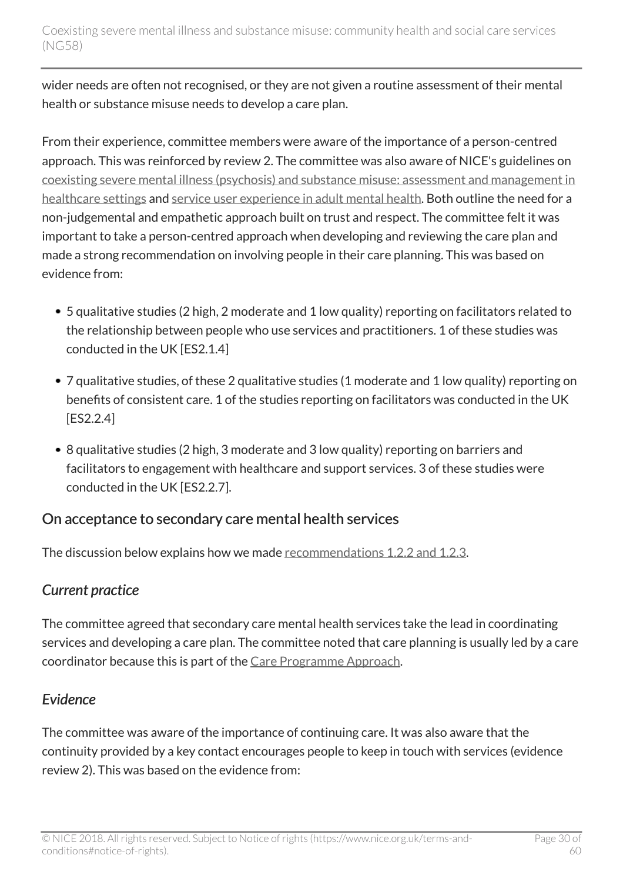wider needs are often not recognised, or they are not given a routine assessment of their mental health or substance misuse needs to develop a care plan.

From their experience, committee members were aware of the importance of a person-centred approach. This was reinforced by review 2. The committee was also aware of NICE's guidelines on coexisting severe mental illness (psychosis) and substance misuse: assessment and management in healthcare settings and service user experience in adult mental health. Both outline the need for a non-judgemental and empathetic approach built on trust and respect. The committee felt it was important to take a person-centred approach when developing and reviewing the care plan and made a strong recommendation on involving people in their care planning. This was based on evidence from:

- 5 qualitative studies (2 high, 2 moderate and 1 low quality) reporting on facilitators related to the relationship between people who use services and practitioners. 1 of these studies was conducted in the UK [ES2.1.4]
- 7 qualitative studies, of these 2 qualitative studies (1 moderate and 1 low quality) reporting on benefits of consistent care. 1 of the studies reporting on facilitators was conducted in the UK [ES2.2.4]
- 8 qualitative studies (2 high, 3 moderate and 3 low quality) reporting on barriers and facilitators to engagement with healthcare and support services. 3 of these studies were conducted in the UK [ES2.2.7].

## On acceptance to secondary care mental health services

The discussion below explains how we made recommendations 1.2.2 and 1.2.3.

### *Current practice*

The committee agreed that secondary care mental health services take the lead in coordinating services and developing a care plan. The committee noted that care planning is usually led by a care coordinator because this is part of the Care Programme Approach.

### *Evidence*

The committee was aware of the importance of continuing care. It was also aware that the continuity provided by a key contact encourages people to keep in touch with services (evidence review 2). This was based on the evidence from: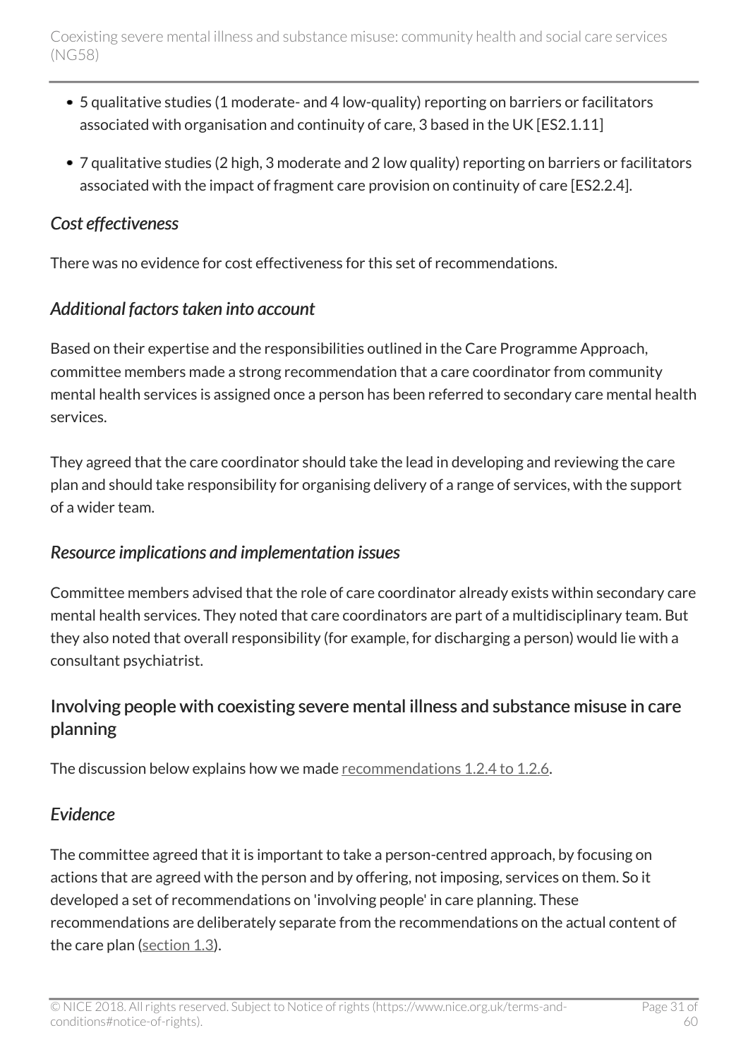- 5 qualitative studies (1 moderate- and 4 low-quality) reporting on barriers or facilitators associated with organisation and continuity of care, 3 based in the UK [ES2.1.11]
- 7 qualitative studies (2 high, 3 moderate and 2 low quality) reporting on barriers or facilitators associated with the impact of fragment care provision on continuity of care [ES2.2.4].

### *Cost effectiveness*

There was no evidence for cost effectiveness for this set of recommendations.

### *Additional factors taken into account*

Based on their expertise and the responsibilities outlined in the Care Programme Approach, committee members made a strong recommendation that a care coordinator from community mental health services is assigned once a person has been referred to secondary care mental health services.

They agreed that the care coordinator should take the lead in developing and reviewing the care plan and should take responsibility for organising delivery of a range of services, with the support of a wider team.

### *Resource implications and implementation issues*

Committee members advised that the role of care coordinator already exists within secondary care mental health services. They noted that care coordinators are part of a multidisciplinary team. But they also noted that overall responsibility (for example, for discharging a person) would lie with a consultant psychiatrist.

## Involving people with coexisting severe mental illness and substance misuse in care planning

The discussion below explains how we made recommendations 1.2.4 to 1.2.6.

### *Evidence*

The committee agreed that it is important to take a person-centred approach, by focusing on actions that are agreed with the person and by offering, not imposing, services on them. So it developed a set of recommendations on 'involving people' in care planning. These recommendations are deliberately separate from the recommendations on the actual content of the care plan (section 1.3).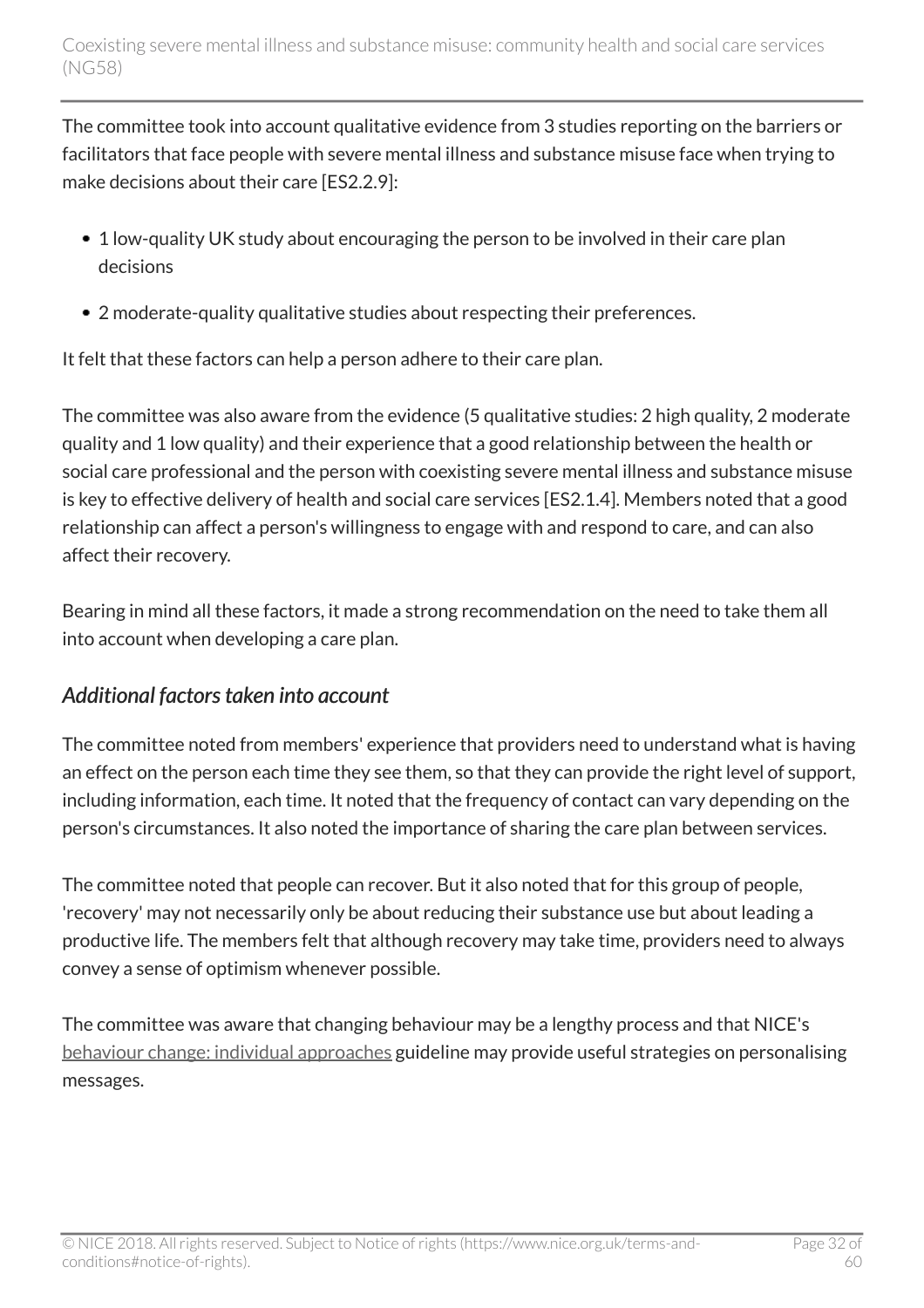The committee took into account qualitative evidence from 3 studies reporting on the barriers or facilitators that face people with severe mental illness and substance misuse face when trying to make decisions about their care [ES2.2.9]:

- 1 low-quality UK study about encouraging the person to be involved in their care plan decisions
- 2 moderate-quality qualitative studies about respecting their preferences.

It felt that these factors can help a person adhere to their care plan.

The committee was also aware from the evidence (5 qualitative studies: 2 high quality, 2 moderate quality and 1 low quality) and their experience that a good relationship between the health or social care professional and the person with coexisting severe mental illness and substance misuse is key to effective delivery of health and social care services [ES2.1.4]. Members noted that a good relationship can affect a person's willingness to engage with and respond to care, and can also affect their recovery.

Bearing in mind all these factors, it made a strong recommendation on the need to take them all into account when developing a care plan.

### *Additional factors taken into account*

The committee noted from members' experience that providers need to understand what is having an effect on the person each time they see them, so that they can provide the right level of support, including information, each time. It noted that the frequency of contact can vary depending on the person's circumstances. It also noted the importance of sharing the care plan between services.

The committee noted that people can recover. But it also noted that for this group of people, 'recovery' may not necessarily only be about reducing their substance use but about leading a productive life. The members felt that although recovery may take time, providers need to always convey a sense of optimism whenever possible.

The committee was aware that changing behaviour may be a lengthy process and that NICE's behaviour change: individual approaches guideline may provide useful strategies on personalising messages.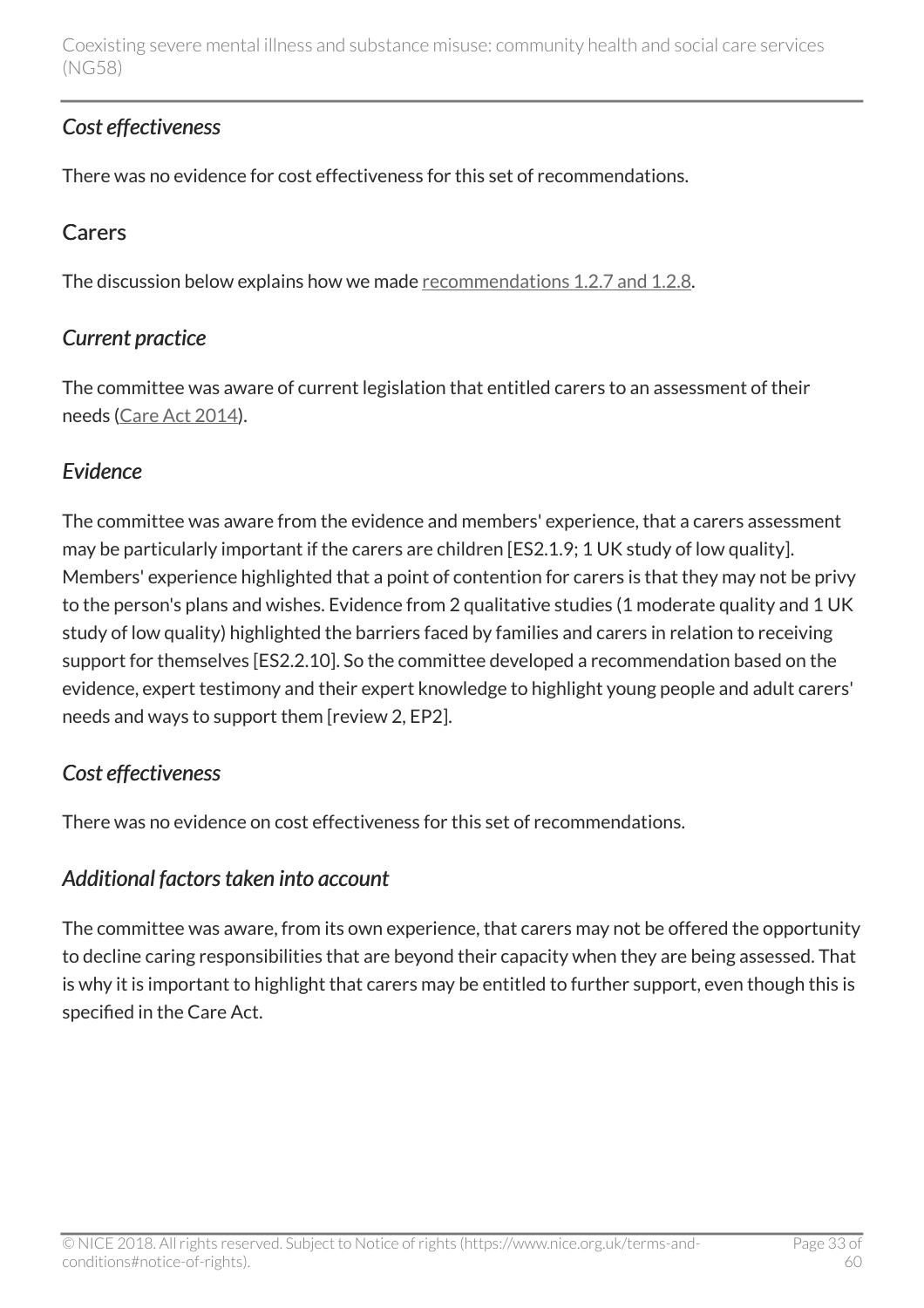### *Cost effectiveness*

There was no evidence for cost effectiveness for this set of recommendations.

## Carers

The discussion below explains how we made recommendations 1.2.7 and 1.2.8.

### *Current practice*

The committee was aware of current legislation that entitled carers to an assessment of their needs (Care Act 2014).

### *Evidence*

The committee was aware from the evidence and members' experience, that a carers assessment may be particularly important if the carers are children [ES2.1.9; 1 UK study of low quality]. Members' experience highlighted that a point of contention for carers is that they may not be privy to the person's plans and wishes. Evidence from 2 qualitative studies (1 moderate quality and 1 UK study of low quality) highlighted the barriers faced by families and carers in relation to receiving support for themselves [ES2.2.10]. So the committee developed a recommendation based on the evidence, expert testimony and their expert knowledge to highlight young people and adult carers' needs and ways to support them [review 2, EP2].

### *Cost effectiveness*

There was no evidence on cost effectiveness for this set of recommendations.

### *Additional factors taken into account*

The committee was aware, from its own experience, that carers may not be offered the opportunity to decline caring responsibilities that are beyond their capacity when they are being assessed. That is why it is important to highlight that carers may be entitled to further support, even though this is specified in the Care Act.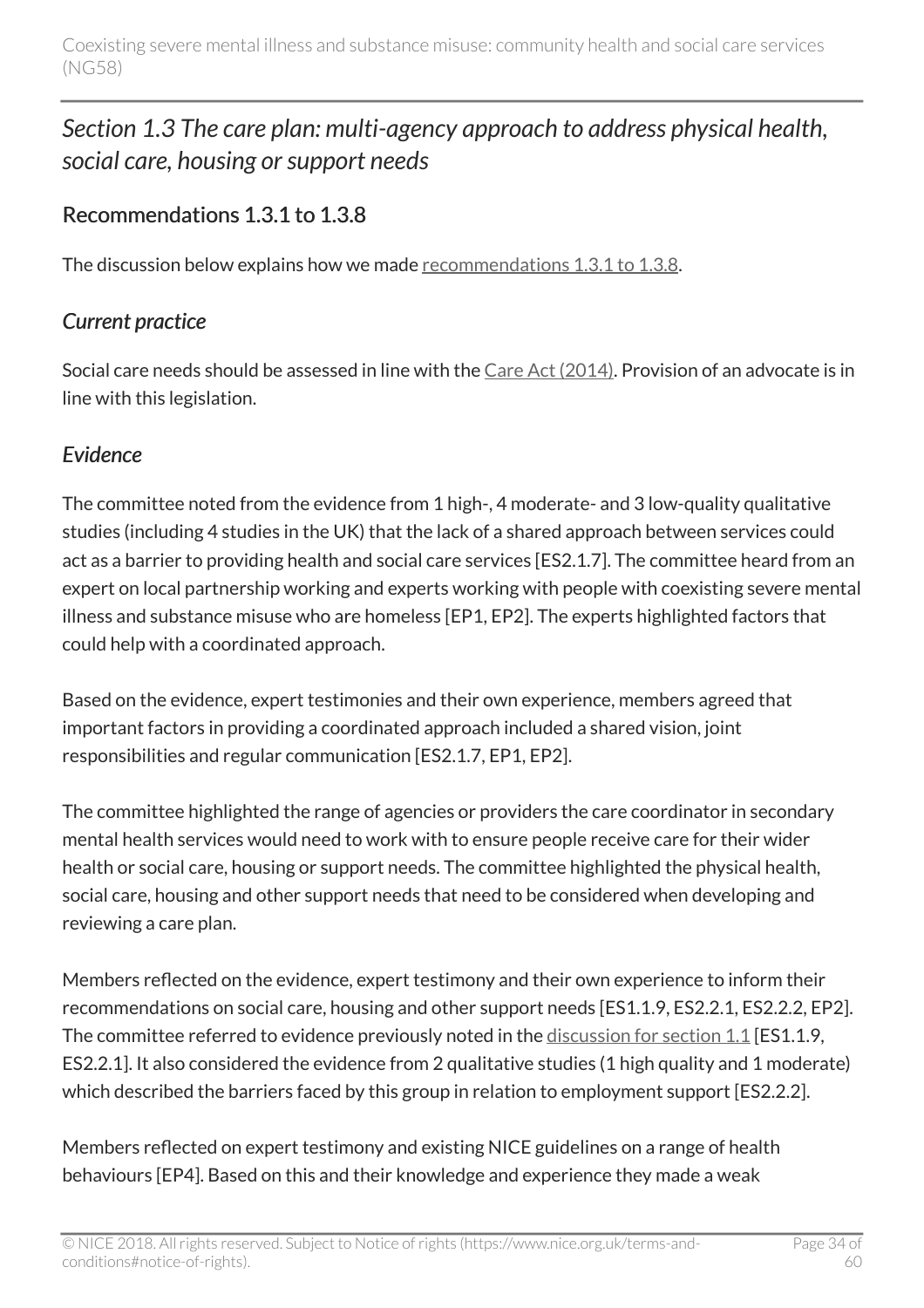## *Section 1.3 The care plan: multi-agency approach to address physical health, social care, housing or support needs*

### Recommendations 1.3.1 to 1.3.8

The discussion below explains how we made recommendations 1.3.1 to 1.3.8.

#### *Current practice*

Social care needs should be assessed in line with the Care Act (2014). Provision of an advocate is in line with this legislation.

#### *Evidence*

The committee noted from the evidence from 1 high-, 4 moderate- and 3 low-quality qualitative studies (including 4 studies in the UK) that the lack of a shared approach between services could act as a barrier to providing health and social care services [ES2.1.7]. The committee heard from an expert on local partnership working and experts working with people with coexisting severe mental illness and substance misuse who are homeless [EP1, EP2]. The experts highlighted factors that could help with a coordinated approach.

Based on the evidence, expert testimonies and their own experience, members agreed that important factors in providing a coordinated approach included a shared vision, joint responsibilities and regular communication [ES2.1.7, EP1, EP2].

The committee highlighted the range of agencies or providers the care coordinator in secondary mental health services would need to work with to ensure people receive care for their wider health or social care, housing or support needs. The committee highlighted the physical health, social care, housing and other support needs that need to be considered when developing and reviewing a care plan.

Members reflected on the evidence, expert testimony and their own experience to inform their recommendations on social care, housing and other support needs [ES1.1.9, ES2.2.1, ES2.2.2, EP2]. The committee referred to evidence previously noted in the discussion for section 1.1 [ES1.1.9, ES2.2.1]. It also considered the evidence from 2 qualitative studies (1 high quality and 1 moderate) which described the barriers faced by this group in relation to employment support [ES2.2.2].

Members reflected on expert testimony and existing NICE guidelines on a range of health behaviours [EP4]. Based on this and their knowledge and experience they made a weak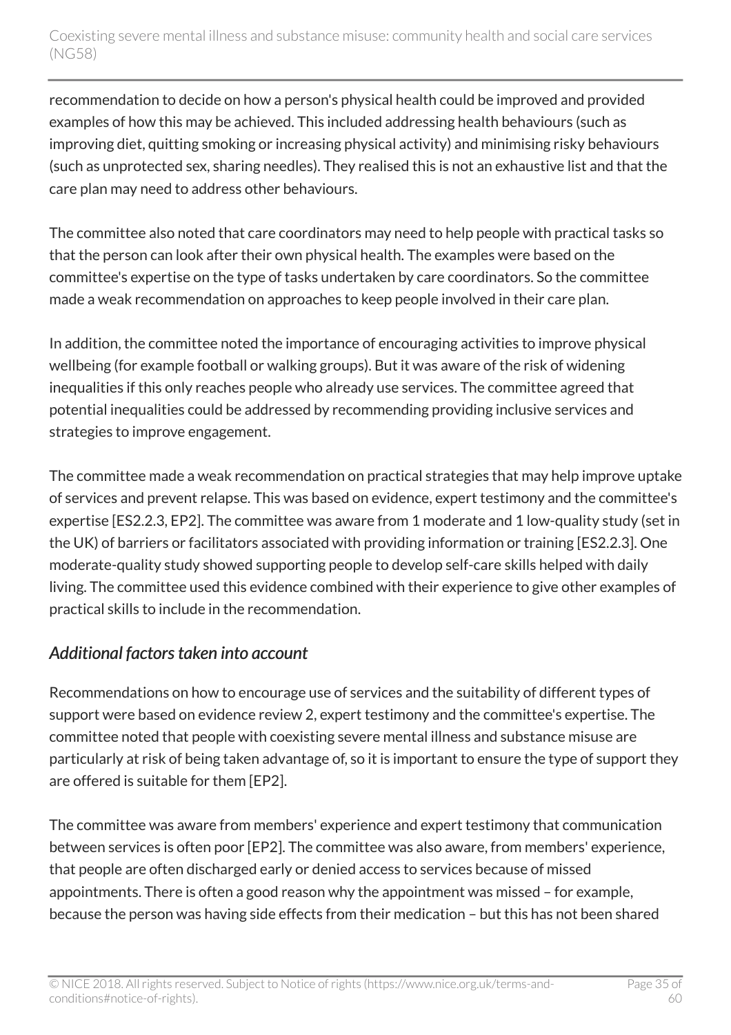recommendation to decide on how a person's physical health could be improved and provided examples of how this may be achieved. This included addressing health behaviours (such as improving diet, quitting smoking or increasing physical activity) and minimising risky behaviours (such as unprotected sex, sharing needles). They realised this is not an exhaustive list and that the care plan may need to address other behaviours.

The committee also noted that care coordinators may need to help people with practical tasks so that the person can look after their own physical health. The examples were based on the committee's expertise on the type of tasks undertaken by care coordinators. So the committee made a weak recommendation on approaches to keep people involved in their care plan.

In addition, the committee noted the importance of encouraging activities to improve physical wellbeing (for example football or walking groups). But it was aware of the risk of widening inequalities if this only reaches people who already use services. The committee agreed that potential inequalities could be addressed by recommending providing inclusive services and strategies to improve engagement.

The committee made a weak recommendation on practical strategies that may help improve uptake of services and prevent relapse. This was based on evidence, expert testimony and the committee's expertise [ES2.2.3, EP2]. The committee was aware from 1 moderate and 1 low-quality study (set in the UK) of barriers or facilitators associated with providing information or training [ES2.2.3]. One moderate-quality study showed supporting people to develop self-care skills helped with daily living. The committee used this evidence combined with their experience to give other examples of practical skills to include in the recommendation.

### *Additional factors taken into account*

Recommendations on how to encourage use of services and the suitability of different types of support were based on evidence review 2, expert testimony and the committee's expertise. The committee noted that people with coexisting severe mental illness and substance misuse are particularly at risk of being taken advantage of, so it is important to ensure the type of support they are offered is suitable for them [EP2].

The committee was aware from members' experience and expert testimony that communication between services is often poor [EP2]. The committee was also aware, from members' experience, that people are often discharged early or denied access to services because of missed appointments. There is often a good reason why the appointment was missed – for example, because the person was having side effects from their medication – but this has not been shared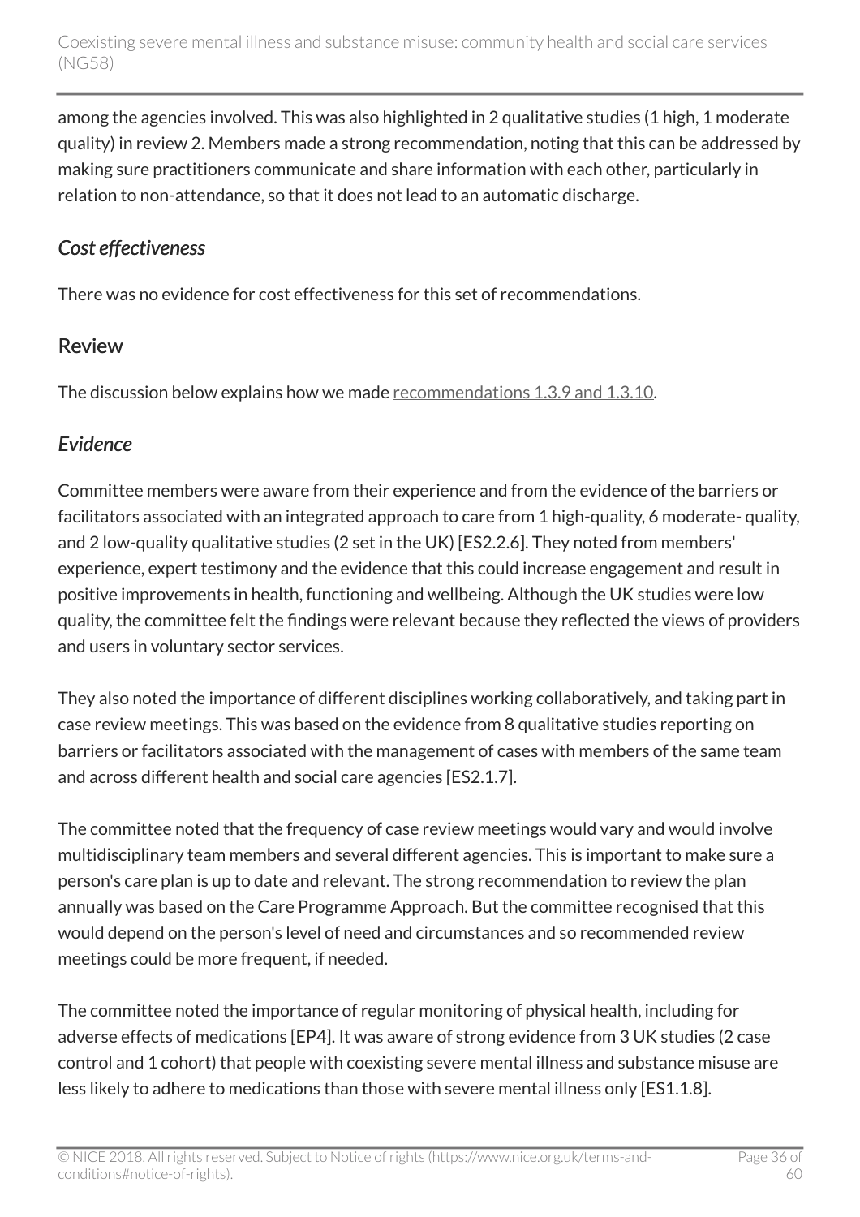among the agencies involved. This was also highlighted in 2 qualitative studies (1 high, 1 moderate quality) in review 2. Members made a strong recommendation, noting that this can be addressed by making sure practitioners communicate and share information with each other, particularly in relation to non-attendance, so that it does not lead to an automatic discharge.

### *Cost effectiveness*

There was no evidence for cost effectiveness for this set of recommendations.

## Review

The discussion below explains how we made recommendations 1.3.9 and 1.3.10.

### *Evidence*

Committee members were aware from their experience and from the evidence of the barriers or facilitators associated with an integrated approach to care from 1 high-quality, 6 moderate- quality, and 2 low-quality qualitative studies (2 set in the UK) [ES2.2.6]. They noted from members' experience, expert testimony and the evidence that this could increase engagement and result in positive improvements in health, functioning and wellbeing. Although the UK studies were low quality, the committee felt the findings were relevant because they reflected the views of providers and users in voluntary sector services.

They also noted the importance of different disciplines working collaboratively, and taking part in case review meetings. This was based on the evidence from 8 qualitative studies reporting on barriers or facilitators associated with the management of cases with members of the same team and across different health and social care agencies [ES2.1.7].

The committee noted that the frequency of case review meetings would vary and would involve multidisciplinary team members and several different agencies. This is important to make sure a person's care plan is up to date and relevant. The strong recommendation to review the plan annually was based on the Care Programme Approach. But the committee recognised that this would depend on the person's level of need and circumstances and so recommended review meetings could be more frequent, if needed.

The committee noted the importance of regular monitoring of physical health, including for adverse effects of medications [EP4]. It was aware of strong evidence from 3 UK studies (2 case control and 1 cohort) that people with coexisting severe mental illness and substance misuse are less likely to adhere to medications than those with severe mental illness only [ES1.1.8].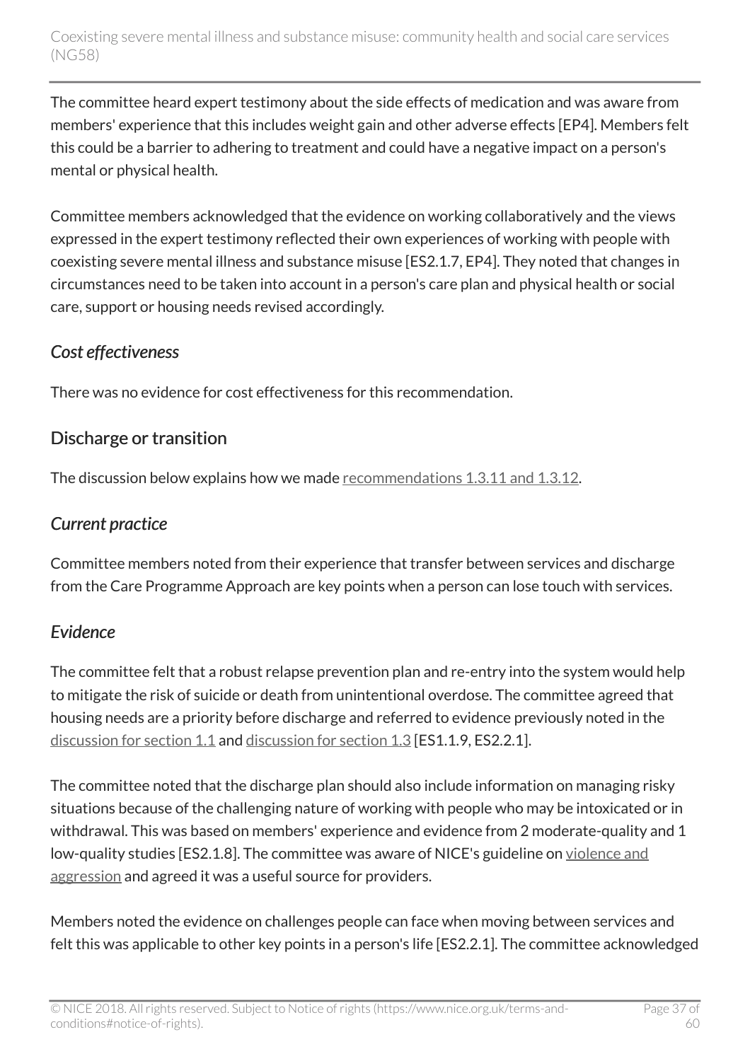The committee heard expert testimony about the side effects of medication and was aware from members' experience that this includes weight gain and other adverse effects [EP4]. Members felt this could be a barrier to adhering to treatment and could have a negative impact on a person's mental or physical health.

Committee members acknowledged that the evidence on working collaboratively and the views expressed in the expert testimony reflected their own experiences of working with people with coexisting severe mental illness and substance misuse [ES2.1.7, EP4]. They noted that changes in circumstances need to be taken into account in a person's care plan and physical health or social care, support or housing needs revised accordingly.

### *Cost effectiveness*

There was no evidence for cost effectiveness for this recommendation.

## Discharge or transition

The discussion below explains how we made recommendations 1.3.11 and 1.3.12.

### *Current practice*

Committee members noted from their experience that transfer between services and discharge from the Care Programme Approach are key points when a person can lose touch with services.

### *Evidence*

The committee felt that a robust relapse prevention plan and re-entry into the system would help to mitigate the risk of suicide or death from unintentional overdose. The committee agreed that housing needs are a priority before discharge and referred to evidence previously noted in the discussion for section 1.1 and discussion for section 1.3 [ES1.1.9, ES2.2.1].

The committee noted that the discharge plan should also include information on managing risky situations because of the challenging nature of working with people who may be intoxicated or in withdrawal. This was based on members' experience and evidence from 2 moderate-quality and 1 low-quality studies [ES2.1.8]. The committee was aware of NICE's guideline on violence and aggression and agreed it was a useful source for providers.

Members noted the evidence on challenges people can face when moving between services and felt this was applicable to other key points in a person's life [ES2.2.1]. The committee acknowledged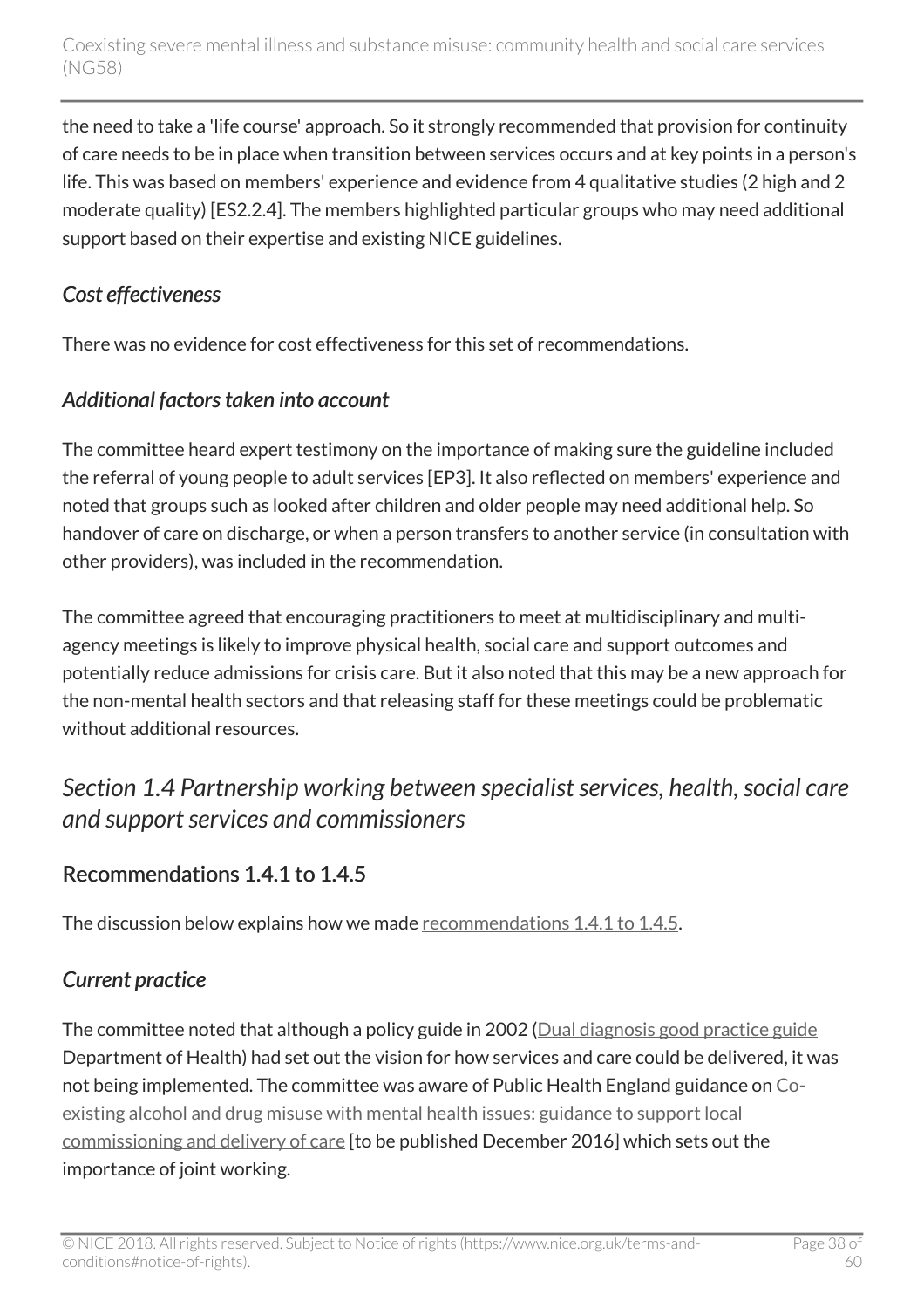the need to take a 'life course' approach. So it strongly recommended that provision for continuity of care needs to be in place when transition between services occurs and at key points in a person's life. This was based on members' experience and evidence from 4 qualitative studies (2 high and 2 moderate quality) [ES2.2.4]. The members highlighted particular groups who may need additional support based on their expertise and existing NICE guidelines.

### *Cost effectiveness*

There was no evidence for cost effectiveness for this set of recommendations.

### *Additional factors taken into account*

The committee heard expert testimony on the importance of making sure the guideline included the referral of young people to adult services [EP3]. It also reflected on members' experience and noted that groups such as looked after children and older people may need additional help. So handover of care on discharge, or when a person transfers to another service (in consultation with other providers), was included in the recommendation.

The committee agreed that encouraging practitioners to meet at multidisciplinary and multi-agency meetings is likely to improve physical health, social care and support outcomes and potentially reduce admissions for crisis care. But it also noted that this may be a new approach for the non-mental health sectors and that releasing staff for these meetings could be problematic without additional resources.

## *Section 1.4 Partnership working between specialist services, health, social care and support services and commissioners*

### Recommendations 1.4.1 to 1.4.5

The discussion below explains how we made recommendations 1.4.1 to 1.4.5.

### *Current practice*

The committee noted that although a policy guide in 2002 (Dual diagnosis good practice guide Department of Health) had set out the vision for how services and care could be delivered, it was not being implemented. The committee was aware of Public Health England guidance on Co-existing alcohol and drug misuse with mental health issues: guidance to support local commissioning and delivery of care [to be published December 2016] which sets out the importance of joint working.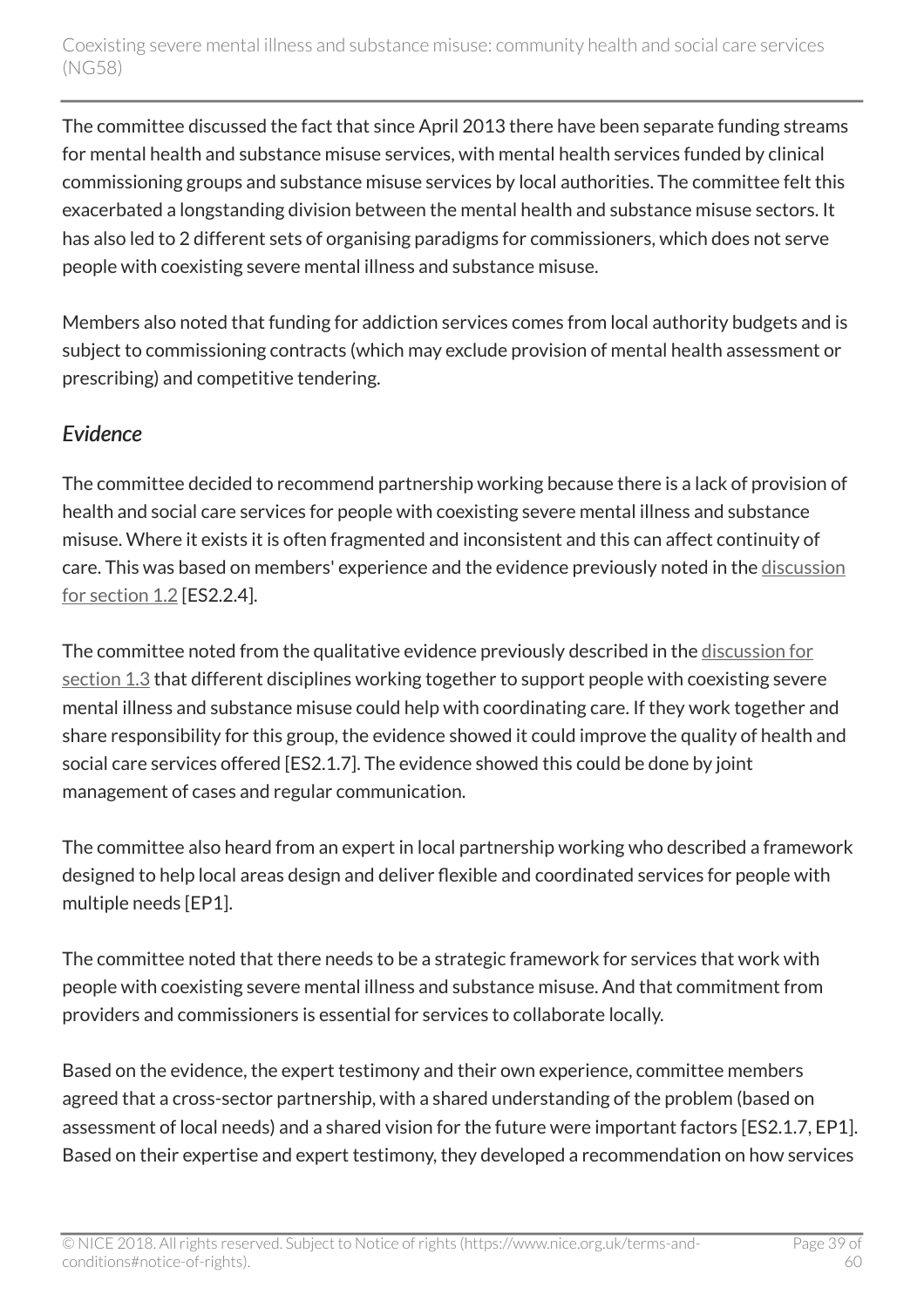The committee discussed the fact that since April 2013 there have been separate funding streams for mental health and substance misuse services, with mental health services funded by clinical commissioning groups and substance misuse services by local authorities. The committee felt this exacerbated a longstanding division between the mental health and substance misuse sectors. It has also led to 2 different sets of organising paradigms for commissioners, which does not serve people with coexisting severe mental illness and substance misuse.

Members also noted that funding for addiction services comes from local authority budgets and is subject to commissioning contracts (which may exclude provision of mental health assessment or prescribing) and competitive tendering.

### *Evidence*

The committee decided to recommend partnership working because there is a lack of provision of health and social care services for people with coexisting severe mental illness and substance misuse. Where it exists it is often fragmented and inconsistent and this can affect continuity of care. This was based on members' experience and the evidence previously noted in the discussion for section 1.2 [ES2.2.4].

The committee noted from the qualitative evidence previously described in the discussion for section 1.3 that different disciplines working together to support people with coexisting severe mental illness and substance misuse could help with coordinating care. If they work together and share responsibility for this group, the evidence showed it could improve the quality of health and social care services offered [ES2.1.7]. The evidence showed this could be done by joint management of cases and regular communication.

The committee also heard from an expert in local partnership working who described a framework designed to help local areas design and deliver flexible and coordinated services for people with multiple needs [EP1].

The committee noted that there needs to be a strategic framework for services that work with people with coexisting severe mental illness and substance misuse. And that commitment from providers and commissioners is essential for services to collaborate locally.

Based on the evidence, the expert testimony and their own experience, committee members agreed that a cross-sector partnership, with a shared understanding of the problem (based on assessment of local needs) and a shared vision for the future were important factors [ES2.1.7, EP1]. Based on their expertise and expert testimony, they developed a recommendation on how services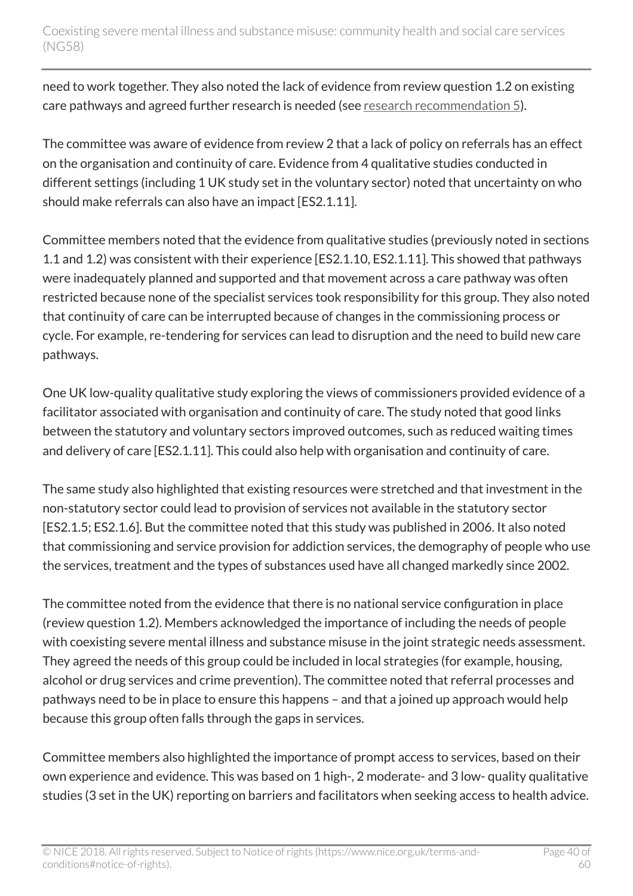need to work together. They also noted the lack of evidence from review question 1.2 on existing care pathways and agreed further research is needed (see research recommendation 5).

The committee was aware of evidence from review 2 that a lack of policy on referrals has an effect on the organisation and continuity of care. Evidence from 4 qualitative studies conducted in different settings (including 1 UK study set in the voluntary sector) noted that uncertainty on who should make referrals can also have an impact [ES2.1.11].

Committee members noted that the evidence from qualitative studies (previously noted in sections 1.1 and 1.2) was consistent with their experience [ES2.1.10, ES2.1.11]. This showed that pathways were inadequately planned and supported and that movement across a care pathway was often restricted because none of the specialist services took responsibility for this group. They also noted that continuity of care can be interrupted because of changes in the commissioning process or cycle. For example, re-tendering for services can lead to disruption and the need to build new care pathways.

One UK low-quality qualitative study exploring the views of commissioners provided evidence of a facilitator associated with organisation and continuity of care. The study noted that good links between the statutory and voluntary sectors improved outcomes, such as reduced waiting times and delivery of care [ES2.1.11]. This could also help with organisation and continuity of care.

The same study also highlighted that existing resources were stretched and that investment in the non-statutory sector could lead to provision of services not available in the statutory sector [ES2.1.5; ES2.1.6]. But the committee noted that this study was published in 2006. It also noted that commissioning and service provision for addiction services, the demography of people who use the services, treatment and the types of substances used have all changed markedly since 2002.

The committee noted from the evidence that there is no national service configuration in place (review question 1.2). Members acknowledged the importance of including the needs of people with coexisting severe mental illness and substance misuse in the joint strategic needs assessment. They agreed the needs of this group could be included in local strategies (for example, housing, alcohol or drug services and crime prevention). The committee noted that referral processes and pathways need to be in place to ensure this happens – and that a joined up approach would help because this group often falls through the gaps in services.

Committee members also highlighted the importance of prompt access to services, based on their own experience and evidence. This was based on 1 high-, 2 moderate- and 3 low- quality qualitative studies (3 set in the UK) reporting on barriers and facilitators when seeking access to health advice.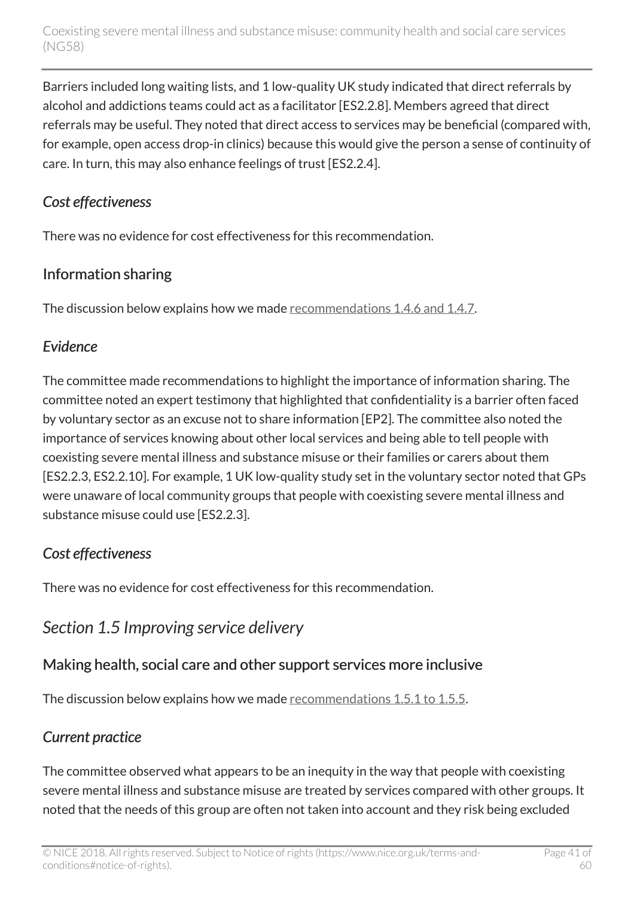Barriers included long waiting lists, and 1 low-quality UK study indicated that direct referrals by alcohol and addictions teams could act as a facilitator [ES2.2.8]. Members agreed that direct referrals may be useful. They noted that direct access to services may be beneficial (compared with, for example, open access drop-in clinics) because this would give the person a sense of continuity of care. In turn, this may also enhance feelings of trust [ES2.2.4].

### *Cost effectiveness*

There was no evidence for cost effectiveness for this recommendation.

## Information sharing

The discussion below explains how we made recommendations 1.4.6 and 1.4.7.

### *Evidence*

The committee made recommendations to highlight the importance of information sharing. The committee noted an expert testimony that highlighted that confidentiality is a barrier often faced by voluntary sector as an excuse not to share information [EP2]. The committee also noted the importance of services knowing about other local services and being able to tell people with coexisting severe mental illness and substance misuse or their families or carers about them [ES2.2.3, ES2.2.10]. For example, 1 UK low-quality study set in the voluntary sector noted that GPs were unaware of local community groups that people with coexisting severe mental illness and substance misuse could use [ES2.2.3].

### *Cost effectiveness*

There was no evidence for cost effectiveness for this recommendation.

# *Section 1.5 Improving service delivery*

## Making health, social care and other support services more inclusive

The discussion below explains how we made recommendations 1.5.1 to 1.5.5.

### *Current practice*

The committee observed what appears to be an inequity in the way that people with coexisting severe mental illness and substance misuse are treated by services compared with other groups. It noted that the needs of this group are often not taken into account and they risk being excluded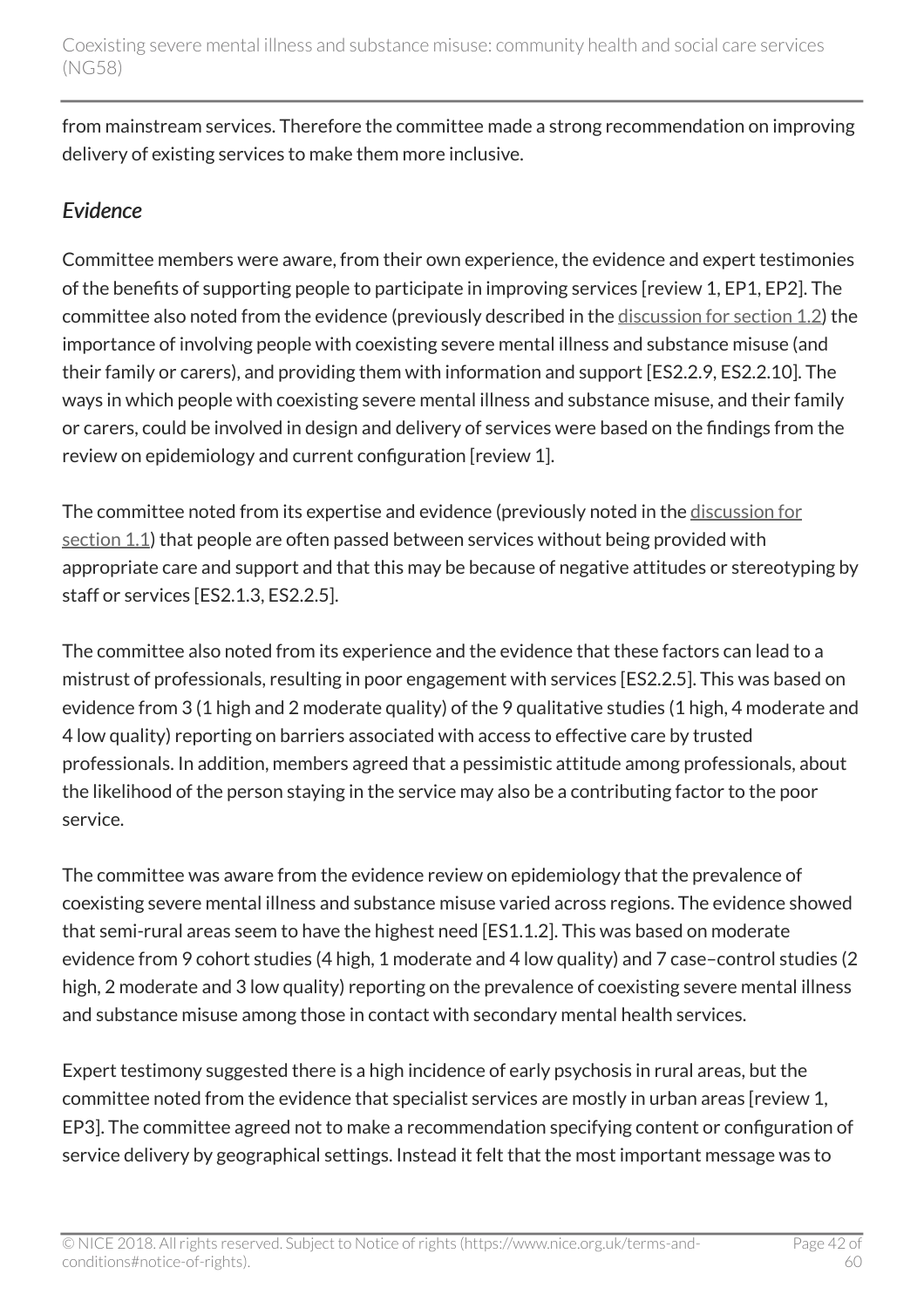from mainstream services. Therefore the committee made a strong recommendation on improving delivery of existing services to make them more inclusive.

### *Evidence*

Committee members were aware, from their own experience, the evidence and expert testimonies of the benefits of supporting people to participate in improving services [review 1, EP1, EP2]. The committee also noted from the evidence (previously described in the discussion for section 1.2) the importance of involving people with coexisting severe mental illness and substance misuse (and their family or carers), and providing them with information and support [ES2.2.9, ES2.2.10]. The ways in which people with coexisting severe mental illness and substance misuse, and their family or carers, could be involved in design and delivery of services were based on the findings from the review on epidemiology and current configuration [review 1].

The committee noted from its expertise and evidence (previously noted in the discussion for section 1.1) that people are often passed between services without being provided with appropriate care and support and that this may be because of negative attitudes or stereotyping by staff or services [ES2.1.3, ES2.2.5].

The committee also noted from its experience and the evidence that these factors can lead to a mistrust of professionals, resulting in poor engagement with services [ES2.2.5]. This was based on evidence from 3 (1 high and 2 moderate quality) of the 9 qualitative studies (1 high, 4 moderate and 4 low quality) reporting on barriers associated with access to effective care by trusted professionals. In addition, members agreed that a pessimistic attitude among professionals, about the likelihood of the person staying in the service may also be a contributing factor to the poor service.

The committee was aware from the evidence review on epidemiology that the prevalence of coexisting severe mental illness and substance misuse varied across regions. The evidence showed that semi-rural areas seem to have the highest need [ES1.1.2]. This was based on moderate evidence from 9 cohort studies (4 high, 1 moderate and 4 low quality) and 7 case–control studies (2 high, 2 moderate and 3 low quality) reporting on the prevalence of coexisting severe mental illness and substance misuse among those in contact with secondary mental health services.

Expert testimony suggested there is a high incidence of early psychosis in rural areas, but the committee noted from the evidence that specialist services are mostly in urban areas [review 1, EP3]. The committee agreed not to make a recommendation specifying content or configuration of service delivery by geographical settings. Instead it felt that the most important message was to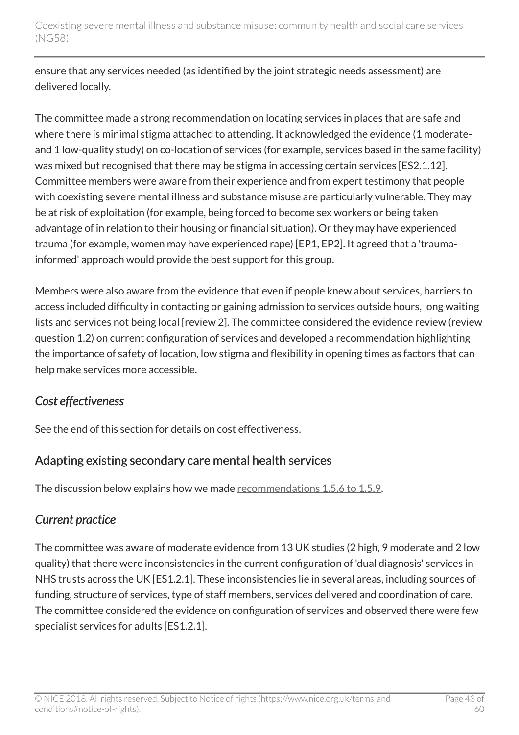ensure that any services needed (as identified by the joint strategic needs assessment) are delivered locally.

The committee made a strong recommendation on locating services in places that are safe and where there is minimal stigma attached to attending. It acknowledged the evidence (1 moderate- and 1 low-quality study) on co-location of services (for example, services based in the same facility) was mixed but recognised that there may be stigma in accessing certain services [ES2.1.12]. Committee members were aware from their experience and from expert testimony that people with coexisting severe mental illness and substance misuse are particularly vulnerable. They may be at risk of exploitation (for example, being forced to become sex workers or being taken advantage of in relation to their housing or financial situation). Or they may have experienced trauma (for example, women may have experienced rape) [EP1, EP2]. It agreed that a 'trauma-informed' approach would provide the best support for this group.

Members were also aware from the evidence that even if people knew about services, barriers to access included difficulty in contacting or gaining admission to services outside hours, long waiting lists and services not being local [review 2]. The committee considered the evidence review (review question 1.2) on current configuration of services and developed a recommendation highlighting the importance of safety of location, low stigma and flexibility in opening times as factors that can help make services more accessible.

### *Cost effectiveness*

See the end of this section for details on cost effectiveness.

## Adapting existing secondary care mental health services

The discussion below explains how we made recommendations 1.5.6 to 1.5.9.

### *Current practice*

The committee was aware of moderate evidence from 13 UK studies (2 high, 9 moderate and 2 low quality) that there were inconsistencies in the current configuration of 'dual diagnosis' services in NHS trusts across the UK [ES1.2.1]. These inconsistencies lie in several areas, including sources of funding, structure of services, type of staff members, services delivered and coordination of care. The committee considered the evidence on configuration of services and observed there were few specialist services for adults [ES1.2.1].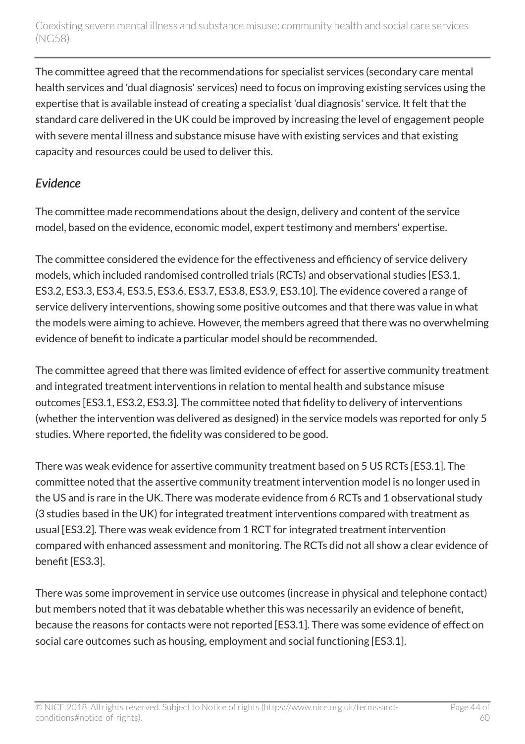The committee agreed that the recommendations for specialist services (secondary care mental health services and 'dual diagnosis' services) need to focus on improving existing services using the expertise that is available instead of creating a specialist 'dual diagnosis' service. It felt that the standard care delivered in the UK could be improved by increasing the level of engagement people with severe mental illness and substance misuse have with existing services and that existing capacity and resources could be used to deliver this.

### *Evidence*

The committee made recommendations about the design, delivery and content of the service model, based on the evidence, economic model, expert testimony and members' expertise.

The committee considered the evidence for the effectiveness and efficiency of service delivery models, which included randomised controlled trials (RCTs) and observational studies [ES3.1, ES3.2, ES3.3, ES3.4, ES3.5, ES3.6, ES3.7, ES3.8, ES3.9, ES3.10]. The evidence covered a range of service delivery interventions, showing some positive outcomes and that there was value in what the models were aiming to achieve. However, the members agreed that there was no overwhelming evidence of benefit to indicate a particular model should be recommended.

The committee agreed that there was limited evidence of effect for assertive community treatment and integrated treatment interventions in relation to mental health and substance misuse outcomes [ES3.1, ES3.2, ES3.3]. The committee noted that fidelity to delivery of interventions (whether the intervention was delivered as designed) in the service models was reported for only 5 studies. Where reported, the fidelity was considered to be good.

There was weak evidence for assertive community treatment based on 5 US RCTs [ES3.1]. The committee noted that the assertive community treatment intervention model is no longer used in the US and is rare in the UK. There was moderate evidence from 6 RCTs and 1 observational study (3 studies based in the UK) for integrated treatment interventions compared with treatment as usual [ES3.2]. There was weak evidence from 1 RCT for integrated treatment intervention compared with enhanced assessment and monitoring. The RCTs did not all show a clear evidence of benefit [ES3.3].

There was some improvement in service use outcomes (increase in physical and telephone contact) but members noted that it was debatable whether this was necessarily an evidence of benefit, because the reasons for contacts were not reported [ES3.1]. There was some evidence of effect on social care outcomes such as housing, employment and social functioning [ES3.1].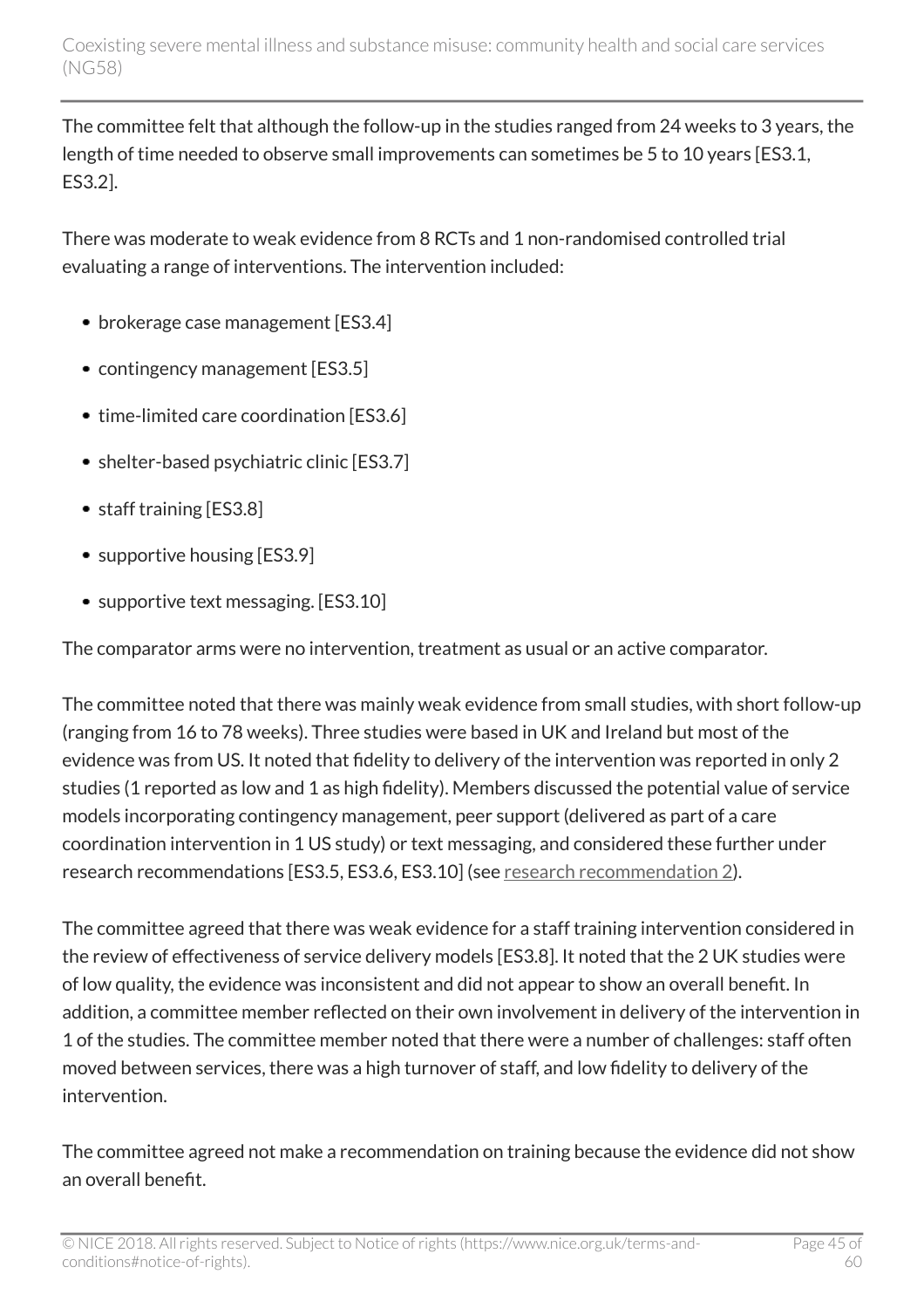The committee felt that although the follow-up in the studies ranged from 24 weeks to 3 years, the length of time needed to observe small improvements can sometimes be 5 to 10 years [ES3.1, ES3.2].

There was moderate to weak evidence from 8 RCTs and 1 non-randomised controlled trial evaluating a range of interventions. The intervention included:

- brokerage case management [ES3.4]
- contingency management [ES3.5]
- time-limited care coordination [ES3.6]
- shelter-based psychiatric clinic [ES3.7]
- staff training [ES3.8]
- supportive housing [ES3.9]
- supportive text messaging. [ES3.10]

The comparator arms were no intervention, treatment as usual or an active comparator.

The committee noted that there was mainly weak evidence from small studies, with short follow-up (ranging from 16 to 78 weeks). Three studies were based in UK and Ireland but most of the evidence was from US. It noted that fidelity to delivery of the intervention was reported in only 2 studies (1 reported as low and 1 as high fidelity). Members discussed the potential value of service models incorporating contingency management, peer support (delivered as part of a care coordination intervention in 1 US study) or text messaging, and considered these further under research recommendations [ES3.5, ES3.6, ES3.10] (see research recommendation 2).

The committee agreed that there was weak evidence for a staff training intervention considered in the review of effectiveness of service delivery models [ES3.8]. It noted that the 2 UK studies were of low quality, the evidence was inconsistent and did not appear to show an overall benefit. In addition, a committee member reflected on their own involvement in delivery of the intervention in 1 of the studies. The committee member noted that there were a number of challenges: staff often moved between services, there was a high turnover of staff, and low fidelity to delivery of the intervention.

The committee agreed not make a recommendation on training because the evidence did not show an overall benefit.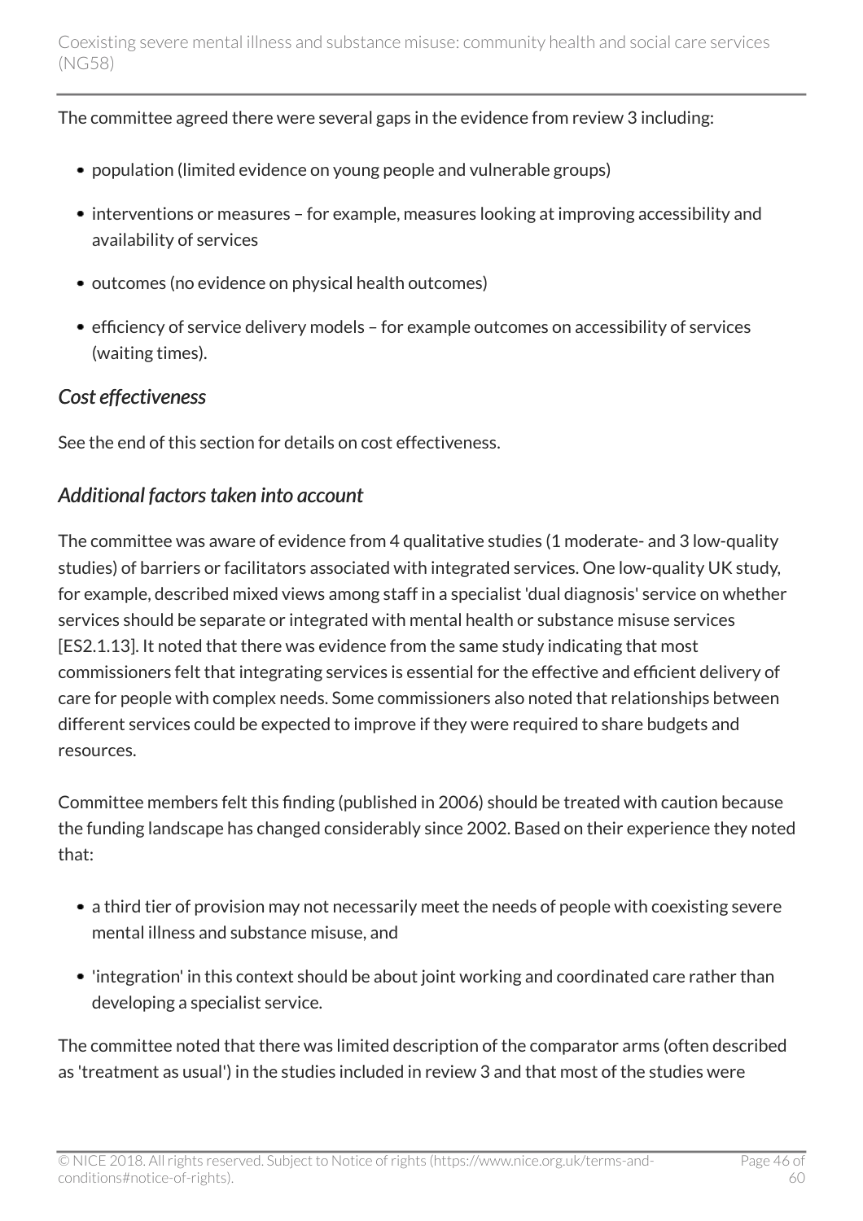The committee agreed there were several gaps in the evidence from review 3 including:

- population (limited evidence on young people and vulnerable groups)
- interventions or measures – for example, measures looking at improving accessibility and availability of services
- outcomes (no evidence on physical health outcomes)
- efficiency of service delivery models – for example outcomes on accessibility of services (waiting times).

### *Cost effectiveness*

See the end of this section for details on cost effectiveness.

### *Additional factors taken into account*

The committee was aware of evidence from 4 qualitative studies (1 moderate- and 3 low-quality studies) of barriers or facilitators associated with integrated services. One low-quality UK study, for example, described mixed views among staff in a specialist 'dual diagnosis' service on whether services should be separate or integrated with mental health or substance misuse services [ES2.1.13]. It noted that there was evidence from the same study indicating that most commissioners felt that integrating services is essential for the effective and efficient delivery of care for people with complex needs. Some commissioners also noted that relationships between different services could be expected to improve if they were required to share budgets and resources.

Committee members felt this finding (published in 2006) should be treated with caution because the funding landscape has changed considerably since 2002. Based on their experience they noted that:

- a third tier of provision may not necessarily meet the needs of people with coexisting severe mental illness and substance misuse, and
- 'integration' in this context should be about joint working and coordinated care rather than developing a specialist service.

The committee noted that there was limited description of the comparator arms (often described as 'treatment as usual') in the studies included in review 3 and that most of the studies were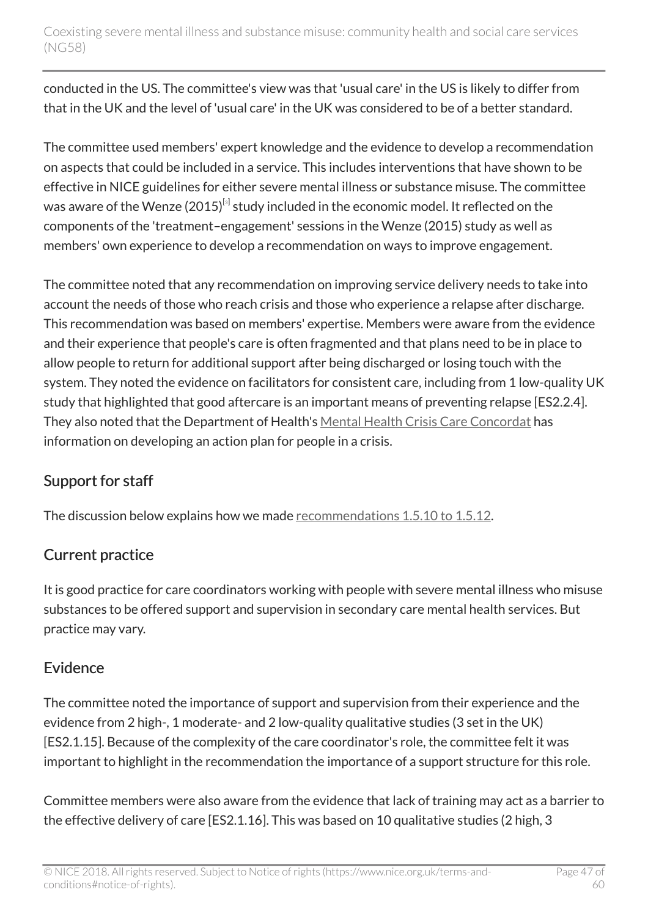conducted in the US. The committee's view was that 'usual care' in the US is likely to differ from that in the UK and the level of 'usual care' in the UK was considered to be of a better standard.

The committee used members' expert knowledge and the evidence to develop a recommendation on aspects that could be included in a service. This includes interventions that have shown to be effective in NICE guidelines for either severe mental illness or substance misuse. The committee was aware of the Wenze (2015)[3] study included in the economic model. It reflected on the components of the 'treatment–engagement' sessions in the Wenze (2015) study as well as members' own experience to develop a recommendation on ways to improve engagement.

The committee noted that any recommendation on improving service delivery needs to take into account the needs of those who reach crisis and those who experience a relapse after discharge. This recommendation was based on members' expertise. Members were aware from the evidence and their experience that people's care is often fragmented and that plans need to be in place to allow people to return for additional support after being discharged or losing touch with the system. They noted the evidence on facilitators for consistent care, including from 1 low-quality UK study that highlighted that good aftercare is an important means of preventing relapse [ES2.2.4]. They also noted that the Department of Health's Mental Health Crisis Care Concordat has information on developing an action plan for people in a crisis.

## Support for staff

The discussion below explains how we made recommendations 1.5.10 to 1.5.12.

## Current practice

It is good practice for care coordinators working with people with severe mental illness who misuse substances to be offered support and supervision in secondary care mental health services. But practice may vary.

## Evidence

The committee noted the importance of support and supervision from their experience and the evidence from 2 high-, 1 moderate- and 2 low-quality qualitative studies (3 set in the UK) [ES2.1.15]. Because of the complexity of the care coordinator's role, the committee felt it was important to highlight in the recommendation the importance of a support structure for this role.

Committee members were also aware from the evidence that lack of training may act as a barrier to the effective delivery of care [ES2.1.16]. This was based on 10 qualitative studies (2 high, 3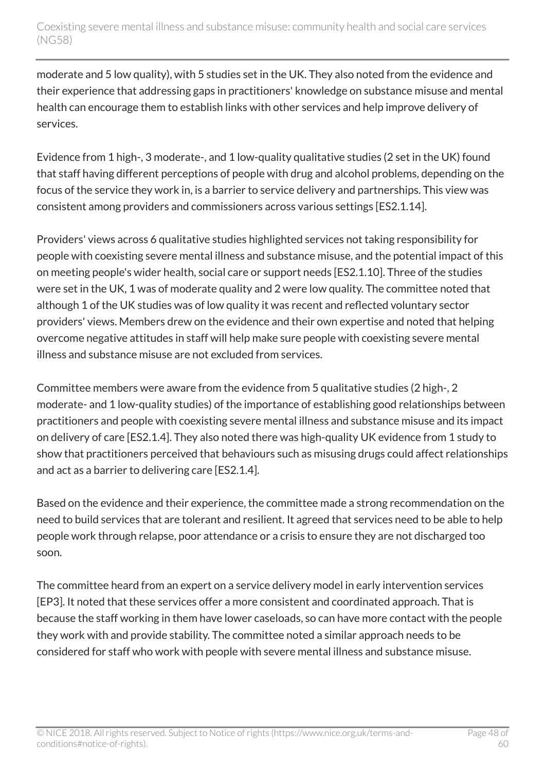moderate and 5 low quality), with 5 studies set in the UK. They also noted from the evidence and their experience that addressing gaps in practitioners' knowledge on substance misuse and mental health can encourage them to establish links with other services and help improve delivery of services.

Evidence from 1 high-, 3 moderate-, and 1 low-quality qualitative studies (2 set in the UK) found that staff having different perceptions of people with drug and alcohol problems, depending on the focus of the service they work in, is a barrier to service delivery and partnerships. This view was consistent among providers and commissioners across various settings [ES2.1.14].

Providers' views across 6 qualitative studies highlighted services not taking responsibility for people with coexisting severe mental illness and substance misuse, and the potential impact of this on meeting people's wider health, social care or support needs [ES2.1.10]. Three of the studies were set in the UK, 1 was of moderate quality and 2 were low quality. The committee noted that although 1 of the UK studies was of low quality it was recent and reflected voluntary sector providers' views. Members drew on the evidence and their own expertise and noted that helping overcome negative attitudes in staff will help make sure people with coexisting severe mental illness and substance misuse are not excluded from services.

Committee members were aware from the evidence from 5 qualitative studies (2 high-, 2 moderate- and 1 low-quality studies) of the importance of establishing good relationships between practitioners and people with coexisting severe mental illness and substance misuse and its impact on delivery of care [ES2.1.4]. They also noted there was high-quality UK evidence from 1 study to show that practitioners perceived that behaviours such as misusing drugs could affect relationships and act as a barrier to delivering care [ES2.1.4].

Based on the evidence and their experience, the committee made a strong recommendation on the need to build services that are tolerant and resilient. It agreed that services need to be able to help people work through relapse, poor attendance or a crisis to ensure they are not discharged too soon.

The committee heard from an expert on a service delivery model in early intervention services [EP3]. It noted that these services offer a more consistent and coordinated approach. That is because the staff working in them have lower caseloads, so can have more contact with the people they work with and provide stability. The committee noted a similar approach needs to be considered for staff who work with people with severe mental illness and substance misuse.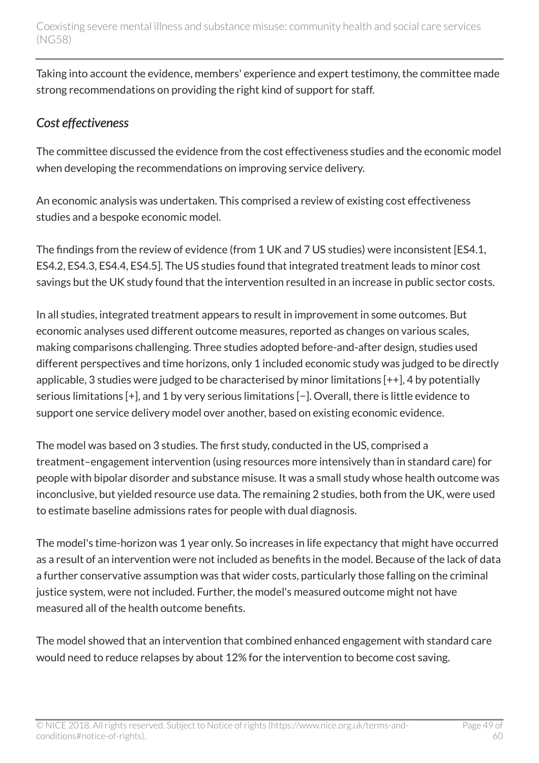Taking into account the evidence, members' experience and expert testimony, the committee made strong recommendations on providing the right kind of support for staff.

### *Cost effectiveness*

The committee discussed the evidence from the cost effectiveness studies and the economic model when developing the recommendations on improving service delivery.

An economic analysis was undertaken. This comprised a review of existing cost effectiveness studies and a bespoke economic model.

The findings from the review of evidence (from 1 UK and 7 US studies) were inconsistent [ES4.1, ES4.2, ES4.3, ES4.4, ES4.5]. The US studies found that integrated treatment leads to minor cost savings but the UK study found that the intervention resulted in an increase in public sector costs.

In all studies, integrated treatment appears to result in improvement in some outcomes. But economic analyses used different outcome measures, reported as changes on various scales, making comparisons challenging. Three studies adopted before-and-after design, studies used different perspectives and time horizons, only 1 included economic study was judged to be directly applicable, 3 studies were judged to be characterised by minor limitations [++], 4 by potentially serious limitations [+], and 1 by very serious limitations [−]. Overall, there is little evidence to support one service delivery model over another, based on existing economic evidence.

The model was based on 3 studies. The first study, conducted in the US, comprised a treatment–engagement intervention (using resources more intensively than in standard care) for people with bipolar disorder and substance misuse. It was a small study whose health outcome was inconclusive, but yielded resource use data. The remaining 2 studies, both from the UK, were used to estimate baseline admissions rates for people with dual diagnosis.

The model's time-horizon was 1 year only. So increases in life expectancy that might have occurred as a result of an intervention were not included as benefits in the model. Because of the lack of data a further conservative assumption was that wider costs, particularly those falling on the criminal justice system, were not included. Further, the model's measured outcome might not have measured all of the health outcome benefits.

The model showed that an intervention that combined enhanced engagement with standard care would need to reduce relapses by about 12% for the intervention to become cost saving.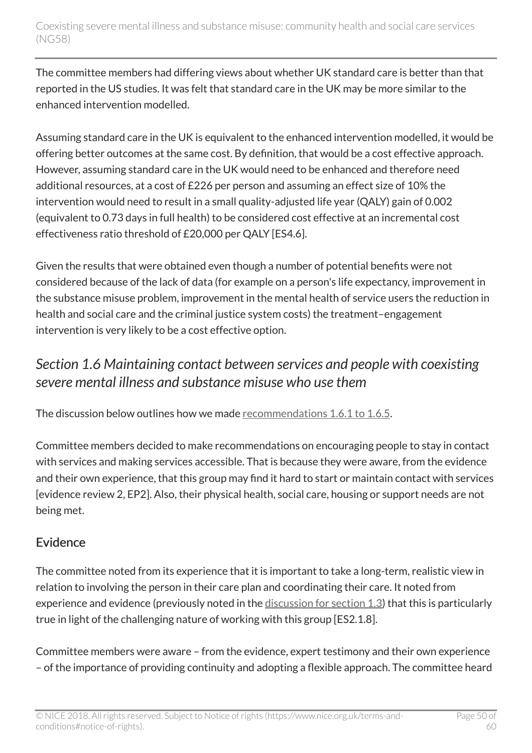The committee members had differing views about whether UK standard care is better than that reported in the US studies. It was felt that standard care in the UK may be more similar to the enhanced intervention modelled.

Assuming standard care in the UK is equivalent to the enhanced intervention modelled, it would be offering better outcomes at the same cost. By definition, that would be a cost effective approach. However, assuming standard care in the UK would need to be enhanced and therefore need additional resources, at a cost of £226 per person and assuming an effect size of 10% the intervention would need to result in a small quality-adjusted life year (QALY) gain of 0.002 (equivalent to 0.73 days in full health) to be considered cost effective at an incremental cost effectiveness ratio threshold of £20,000 per QALY [ES4.6].

Given the results that were obtained even though a number of potential benefits were not considered because of the lack of data (for example on a person's life expectancy, improvement in the substance misuse problem, improvement in the mental health of service users the reduction in health and social care and the criminal justice system costs) the treatment–engagement intervention is very likely to be a cost effective option.

## *Section 1.6 Maintaining contact between services and people with coexisting severe mental illness and substance misuse who use them*

The discussion below outlines how we made recommendations 1.6.1 to 1.6.5.

Committee members decided to make recommendations on encouraging people to stay in contact with services and making services accessible. That is because they were aware, from the evidence and their own experience, that this group may find it hard to start or maintain contact with services [evidence review 2, EP2]. Also, their physical health, social care, housing or support needs are not being met.

### Evidence

The committee noted from its experience that it is important to take a long-term, realistic view in relation to involving the person in their care plan and coordinating their care. It noted from experience and evidence (previously noted in the discussion for section 1.3) that this is particularly true in light of the challenging nature of working with this group [ES2.1.8].

Committee members were aware – from the evidence, expert testimony and their own experience – of the importance of providing continuity and adopting a flexible approach. The committee heard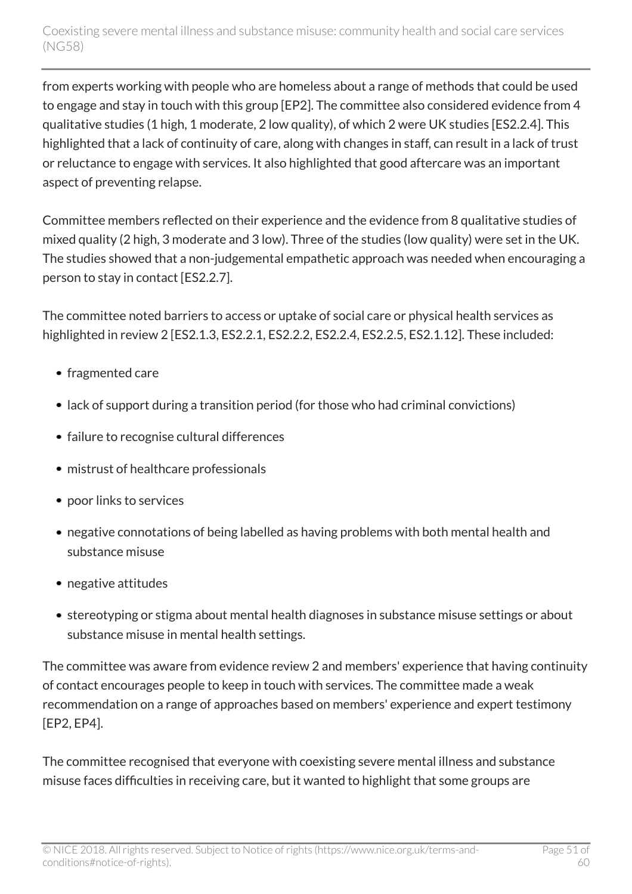from experts working with people who are homeless about a range of methods that could be used to engage and stay in touch with this group [EP2]. The committee also considered evidence from 4 qualitative studies (1 high, 1 moderate, 2 low quality), of which 2 were UK studies [ES2.2.4]. This highlighted that a lack of continuity of care, along with changes in staff, can result in a lack of trust or reluctance to engage with services. It also highlighted that good aftercare was an important aspect of preventing relapse.

Committee members reflected on their experience and the evidence from 8 qualitative studies of mixed quality (2 high, 3 moderate and 3 low). Three of the studies (low quality) were set in the UK. The studies showed that a non-judgemental empathetic approach was needed when encouraging a person to stay in contact [ES2.2.7].

The committee noted barriers to access or uptake of social care or physical health services as highlighted in review 2 [ES2.1.3, ES2.2.1, ES2.2.2, ES2.2.4, ES2.2.5, ES2.1.12]. These included:

- fragmented care
- lack of support during a transition period (for those who had criminal convictions)
- failure to recognise cultural differences
- mistrust of healthcare professionals
- poor links to services
- negative connotations of being labelled as having problems with both mental health and substance misuse
- negative attitudes
- stereotyping or stigma about mental health diagnoses in substance misuse settings or about substance misuse in mental health settings.

The committee was aware from evidence review 2 and members' experience that having continuity of contact encourages people to keep in touch with services. The committee made a weak recommendation on a range of approaches based on members' experience and expert testimony [EP2, EP4].

The committee recognised that everyone with coexisting severe mental illness and substance misuse faces difficulties in receiving care, but it wanted to highlight that some groups are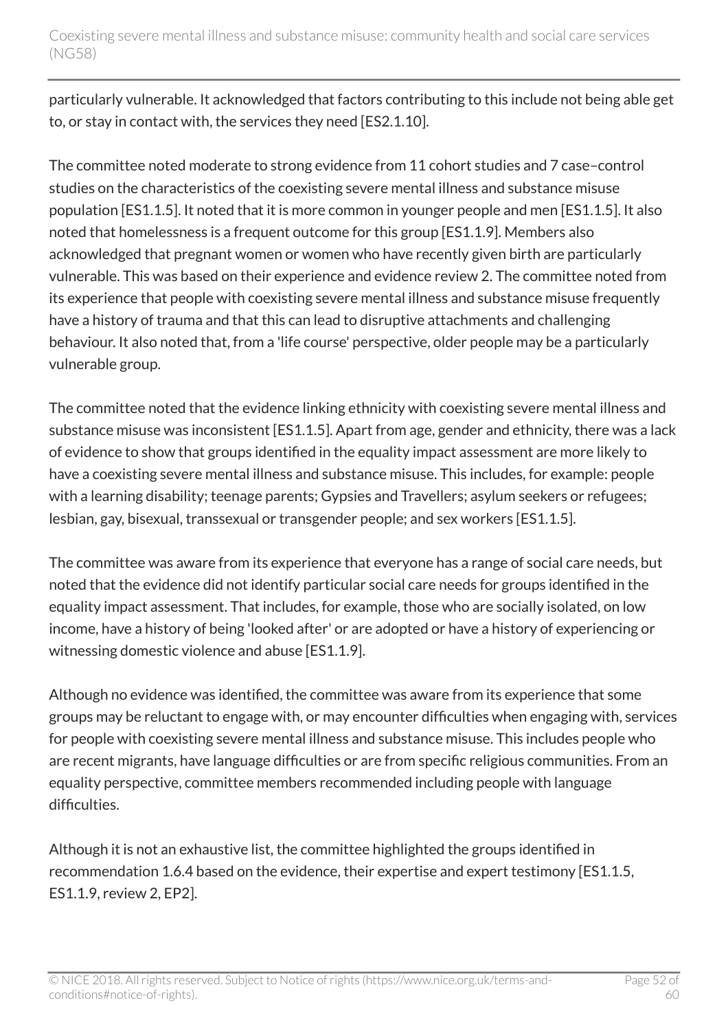particularly vulnerable. It acknowledged that factors contributing to this include not being able get to, or stay in contact with, the services they need [ES2.1.10].

The committee noted moderate to strong evidence from 11 cohort studies and 7 case–control studies on the characteristics of the coexisting severe mental illness and substance misuse population [ES1.1.5]. It noted that it is more common in younger people and men [ES1.1.5]. It also noted that homelessness is a frequent outcome for this group [ES1.1.9]. Members also acknowledged that pregnant women or women who have recently given birth are particularly vulnerable. This was based on their experience and evidence review 2. The committee noted from its experience that people with coexisting severe mental illness and substance misuse frequently have a history of trauma and that this can lead to disruptive attachments and challenging behaviour. It also noted that, from a 'life course' perspective, older people may be a particularly vulnerable group.

The committee noted that the evidence linking ethnicity with coexisting severe mental illness and substance misuse was inconsistent [ES1.1.5]. Apart from age, gender and ethnicity, there was a lack of evidence to show that groups identified in the equality impact assessment are more likely to have a coexisting severe mental illness and substance misuse. This includes, for example: people with a learning disability; teenage parents; Gypsies and Travellers; asylum seekers or refugees; lesbian, gay, bisexual, transsexual or transgender people; and sex workers [ES1.1.5].

The committee was aware from its experience that everyone has a range of social care needs, but noted that the evidence did not identify particular social care needs for groups identified in the equality impact assessment. That includes, for example, those who are socially isolated, on low income, have a history of being 'looked after' or are adopted or have a history of experiencing or witnessing domestic violence and abuse [ES1.1.9].

Although no evidence was identified, the committee was aware from its experience that some groups may be reluctant to engage with, or may encounter difficulties when engaging with, services for people with coexisting severe mental illness and substance misuse. This includes people who are recent migrants, have language difficulties or are from specific religious communities. From an equality perspective, committee members recommended including people with language difficulties.

Although it is not an exhaustive list, the committee highlighted the groups identified in recommendation 1.6.4 based on the evidence, their expertise and expert testimony [ES1.1.5, ES1.1.9, review 2, EP2].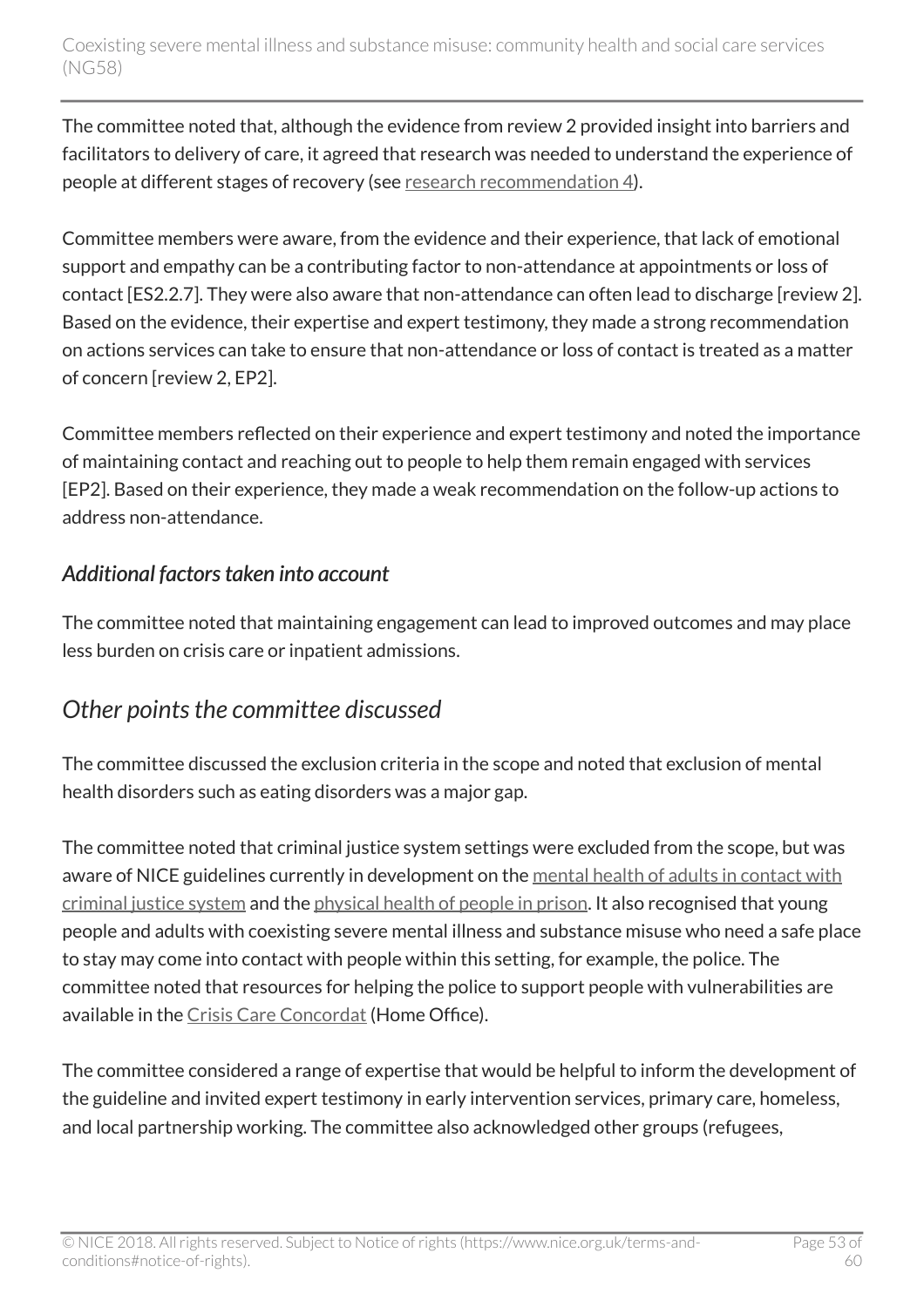The committee noted that, although the evidence from review 2 provided insight into barriers and facilitators to delivery of care, it agreed that research was needed to understand the experience of people at different stages of recovery (see research recommendation 4).

Committee members were aware, from the evidence and their experience, that lack of emotional support and empathy can be a contributing factor to non-attendance at appointments or loss of contact [ES2.2.7]. They were also aware that non-attendance can often lead to discharge [review 2]. Based on the evidence, their expertise and expert testimony, they made a strong recommendation on actions services can take to ensure that non-attendance or loss of contact is treated as a matter of concern [review 2, EP2].

Committee members reflected on their experience and expert testimony and noted the importance of maintaining contact and reaching out to people to help them remain engaged with services [EP2]. Based on their experience, they made a weak recommendation on the follow-up actions to address non-attendance.

### *Additional factors taken into account*

The committee noted that maintaining engagement can lead to improved outcomes and may place less burden on crisis care or inpatient admissions.

## *Other points the committee discussed*

The committee discussed the exclusion criteria in the scope and noted that exclusion of mental health disorders such as eating disorders was a major gap.

The committee noted that criminal justice system settings were excluded from the scope, but was aware of NICE guidelines currently in development on the mental health of adults in contact with criminal justice system and the physical health of people in prison. It also recognised that young people and adults with coexisting severe mental illness and substance misuse who need a safe place to stay may come into contact with people within this setting, for example, the police. The committee noted that resources for helping the police to support people with vulnerabilities are available in the Crisis Care Concordat (Home Office).

The committee considered a range of expertise that would be helpful to inform the development of the guideline and invited expert testimony in early intervention services, primary care, homeless, and local partnership working. The committee also acknowledged other groups (refugees,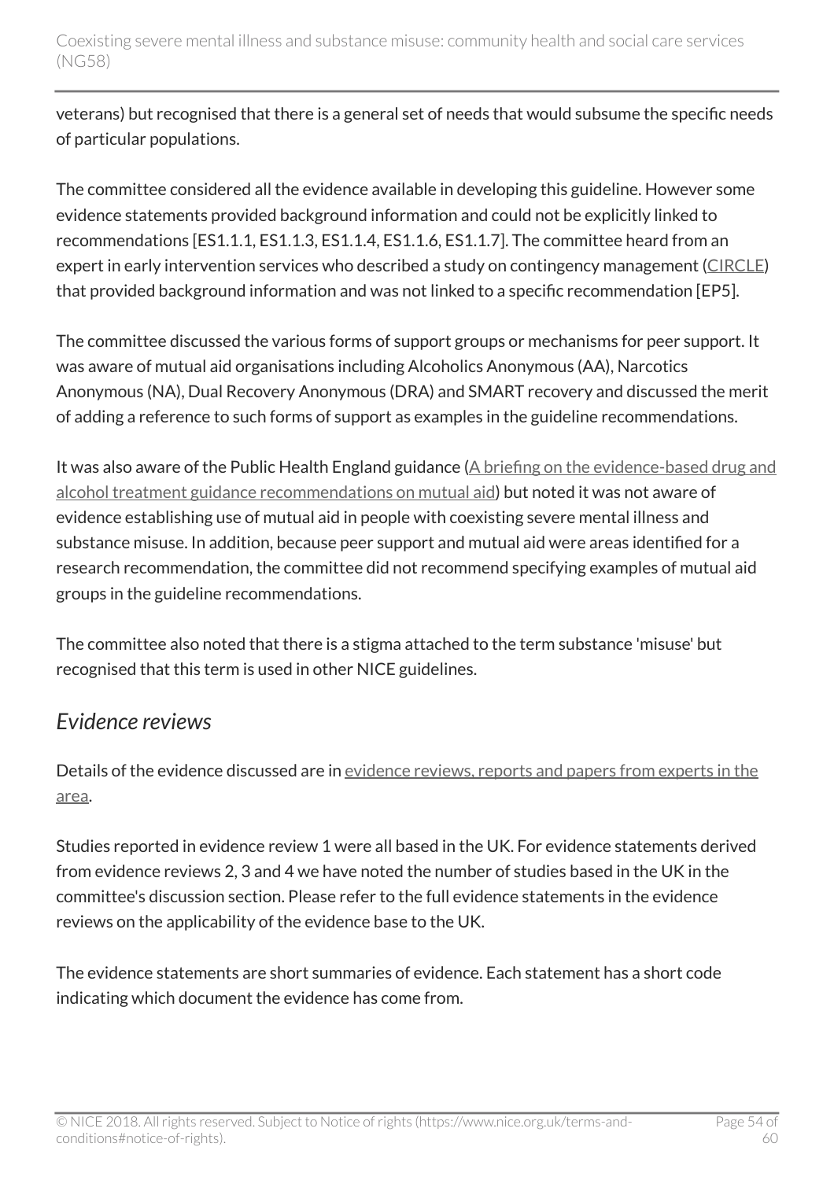veterans) but recognised that there is a general set of needs that would subsume the specific needs of particular populations.

The committee considered all the evidence available in developing this guideline. However some evidence statements provided background information and could not be explicitly linked to recommendations [ES1.1.1, ES1.1.3, ES1.1.4, ES1.1.6, ES1.1.7]. The committee heard from an expert in early intervention services who described a study on contingency management (CIRCLE) that provided background information and was not linked to a specific recommendation [EP5].

The committee discussed the various forms of support groups or mechanisms for peer support. It was aware of mutual aid organisations including Alcoholics Anonymous (AA), Narcotics Anonymous (NA), Dual Recovery Anonymous (DRA) and SMART recovery and discussed the merit of adding a reference to such forms of support as examples in the guideline recommendations.

It was also aware of the Public Health England guidance (A briefing on the evidence-based drug and alcohol treatment guidance recommendations on mutual aid) but noted it was not aware of evidence establishing use of mutual aid in people with coexisting severe mental illness and substance misuse. In addition, because peer support and mutual aid were areas identified for a research recommendation, the committee did not recommend specifying examples of mutual aid groups in the guideline recommendations.

The committee also noted that there is a stigma attached to the term substance 'misuse' but recognised that this term is used in other NICE guidelines.

## *Evidence reviews*

Details of the evidence discussed are in evidence reviews, reports and papers from experts in the area.

Studies reported in evidence review 1 were all based in the UK. For evidence statements derived from evidence reviews 2, 3 and 4 we have noted the number of studies based in the UK in the committee's discussion section. Please refer to the full evidence statements in the evidence reviews on the applicability of the evidence base to the UK.

The evidence statements are short summaries of evidence. Each statement has a short code indicating which document the evidence has come from.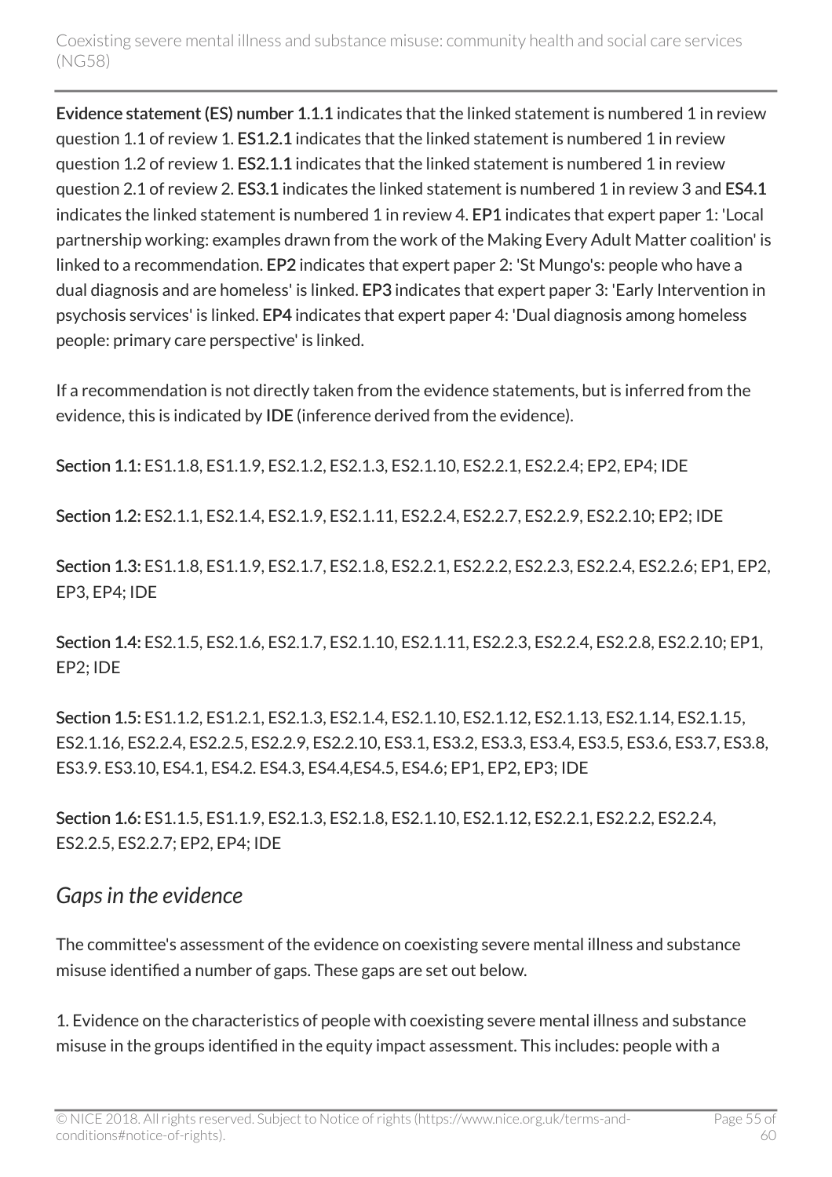**Evidence statement (ES) number 1.1.1** indicates that the linked statement is numbered 1 in review question 1.1 of review 1. **ES1.2.1** indicates that the linked statement is numbered 1 in review question 1.2 of review 1. **ES2.1.1** indicates that the linked statement is numbered 1 in review question 2.1 of review 2. **ES3.1** indicates the linked statement is numbered 1 in review 3 and **ES4.1** indicates the linked statement is numbered 1 in review 4. **EP1** indicates that expert paper 1: 'Local partnership working: examples drawn from the work of the Making Every Adult Matter coalition' is linked to a recommendation. **EP2** indicates that expert paper 2: 'St Mungo's: people who have a dual diagnosis and are homeless' is linked. **EP3** indicates that expert paper 3: 'Early Intervention in psychosis services' is linked. **EP4** indicates that expert paper 4: 'Dual diagnosis among homeless people: primary care perspective' is linked.

If a recommendation is not directly taken from the evidence statements, but is inferred from the evidence, this is indicated by **IDE** (inference derived from the evidence).

**Section 1.1:** ES1.1.8, ES1.1.9, ES2.1.2, ES2.1.3, ES2.1.10, ES2.2.1, ES2.2.4; EP2, EP4; IDE

**Section 1.2:** ES2.1.1, ES2.1.4, ES2.1.9, ES2.1.11, ES2.2.4, ES2.2.7, ES2.2.9, ES2.2.10; EP2; IDE

**Section 1.3:** ES1.1.8, ES1.1.9, ES2.1.7, ES2.1.8, ES2.2.1, ES2.2.2, ES2.2.3, ES2.2.4, ES2.2.6; EP1, EP2, EP3, EP4; IDE

**Section 1.4:** ES2.1.5, ES2.1.6, ES2.1.7, ES2.1.10, ES2.1.11, ES2.2.3, ES2.2.4, ES2.2.8, ES2.2.10; EP1, EP2; IDE

**Section 1.5:** ES1.1.2, ES1.2.1, ES2.1.3, ES2.1.4, ES2.1.10, ES2.1.12, ES2.1.13, ES2.1.14, ES2.1.15, ES2.1.16, ES2.2.4, ES2.2.5, ES2.2.9, ES2.2.10, ES3.1, ES3.2, ES3.3, ES3.4, ES3.5, ES3.6, ES3.7, ES3.8, ES3.9. ES3.10, ES4.1, ES4.2. ES4.3, ES4.4,ES4.5, ES4.6; EP1, EP2, EP3; IDE

**Section 1.6:** ES1.1.5, ES1.1.9, ES2.1.3, ES2.1.8, ES2.1.10, ES2.1.12, ES2.2.1, ES2.2.2, ES2.2.4, ES2.2.5, ES2.2.7; EP2, EP4; IDE

### *Gaps in the evidence*

The committee's assessment of the evidence on coexisting severe mental illness and substance misuse identified a number of gaps. These gaps are set out below.

1. Evidence on the characteristics of people with coexisting severe mental illness and substance misuse in the groups identified in the equity impact assessment. This includes: people with a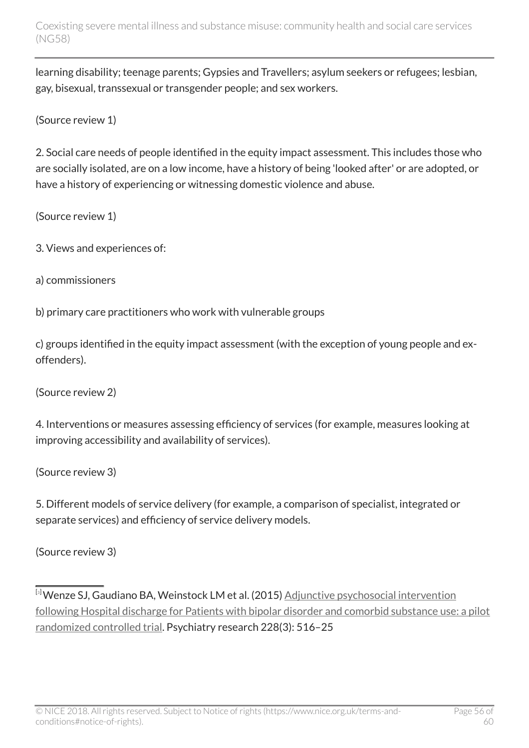learning disability; teenage parents; Gypsies and Travellers; asylum seekers or refugees; lesbian, gay, bisexual, transsexual or transgender people; and sex workers.

(Source review 1)

2. Social care needs of people identified in the equity impact assessment. This includes those who are socially isolated, are on a low income, have a history of being 'looked after' or are adopted, or have a history of experiencing or witnessing domestic violence and abuse.

(Source review 1)

3. Views and experiences of:

a) commissioners

b) primary care practitioners who work with vulnerable groups

c) groups identified in the equity impact assessment (with the exception of young people and ex-offenders).

(Source review 2)

4. Interventions or measures assessing efficiency of services (for example, measures looking at improving accessibility and availability of services).

(Source review 3)

5. Different models of service delivery (for example, a comparison of specialist, integrated or separate services) and efficiency of service delivery models.

(Source review 3)

---

[3] Wenze SJ, Gaudiano BA, Weinstock LM et al. (2015) Adjunctive psychosocial intervention following Hospital discharge for Patients with bipolar disorder and comorbid substance use: a pilot randomized controlled trial. Psychiatry research 228(3): 516–25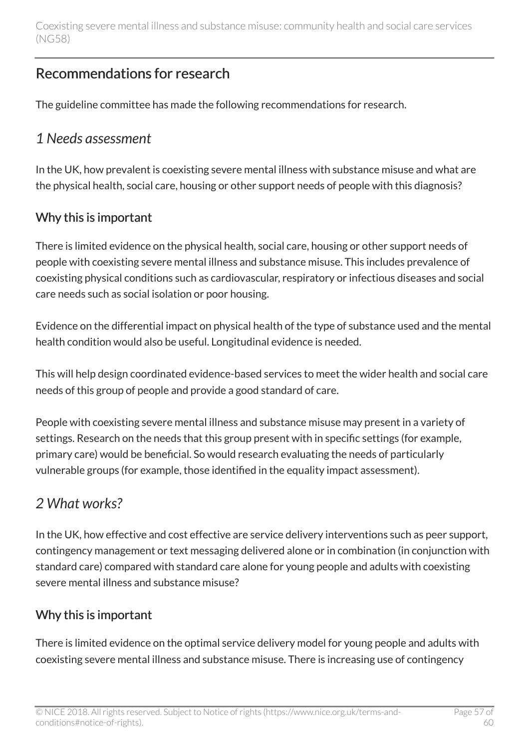## Recommendations for research

The guideline committee has made the following recommendations for research.

### *1 Needs assessment*

In the UK, how prevalent is coexisting severe mental illness with substance misuse and what are the physical health, social care, housing or other support needs of people with this diagnosis?

#### Why this is important

There is limited evidence on the physical health, social care, housing or other support needs of people with coexisting severe mental illness and substance misuse. This includes prevalence of coexisting physical conditions such as cardiovascular, respiratory or infectious diseases and social care needs such as social isolation or poor housing.

Evidence on the differential impact on physical health of the type of substance used and the mental health condition would also be useful. Longitudinal evidence is needed.

This will help design coordinated evidence-based services to meet the wider health and social care needs of this group of people and provide a good standard of care.

People with coexisting severe mental illness and substance misuse may present in a variety of settings. Research on the needs that this group present with in specific settings (for example, primary care) would be beneficial. So would research evaluating the needs of particularly vulnerable groups (for example, those identified in the equality impact assessment).

### *2 What works?*

In the UK, how effective and cost effective are service delivery interventions such as peer support, contingency management or text messaging delivered alone or in combination (in conjunction with standard care) compared with standard care alone for young people and adults with coexisting severe mental illness and substance misuse?

#### Why this is important

There is limited evidence on the optimal service delivery model for young people and adults with coexisting severe mental illness and substance misuse. There is increasing use of contingency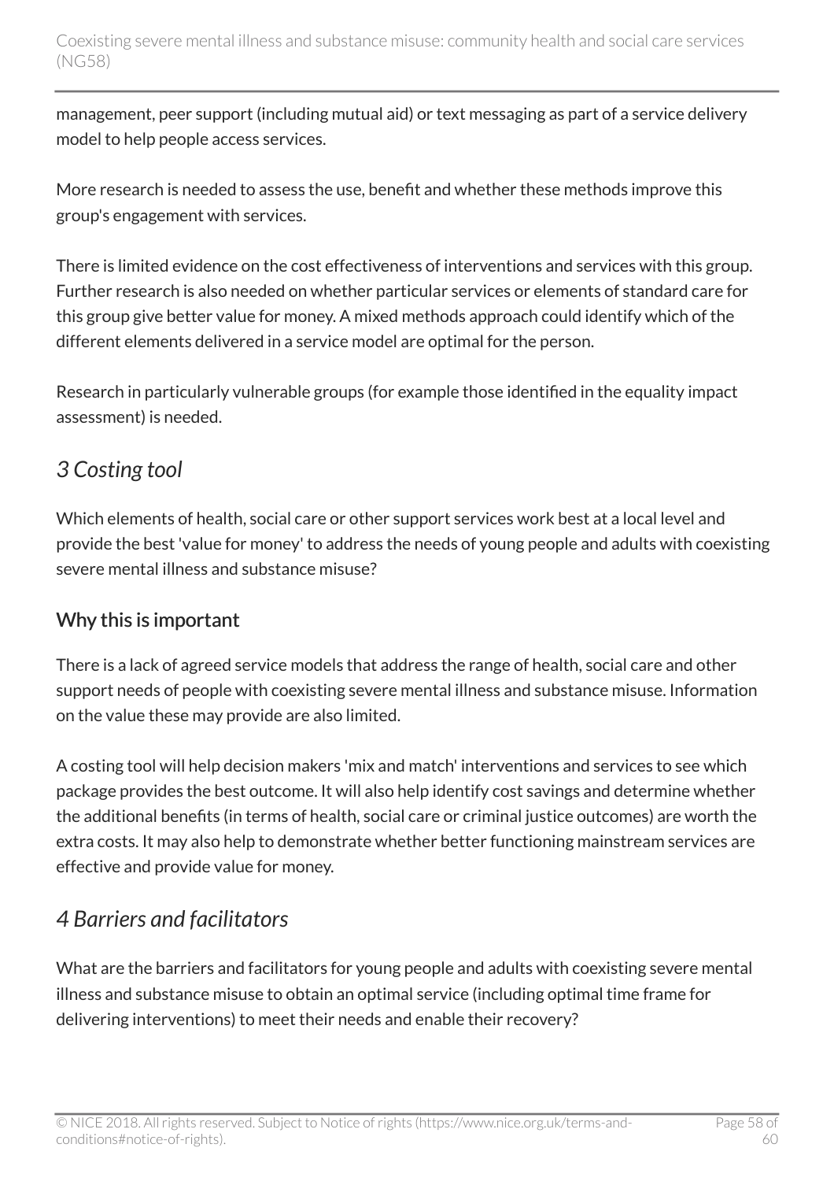management, peer support (including mutual aid) or text messaging as part of a service delivery model to help people access services.

More research is needed to assess the use, benefit and whether these methods improve this group's engagement with services.

There is limited evidence on the cost effectiveness of interventions and services with this group. Further research is also needed on whether particular services or elements of standard care for this group give better value for money. A mixed methods approach could identify which of the different elements delivered in a service model are optimal for the person.

Research in particularly vulnerable groups (for example those identified in the equality impact assessment) is needed.

## *3 Costing tool*

Which elements of health, social care or other support services work best at a local level and provide the best 'value for money' to address the needs of young people and adults with coexisting severe mental illness and substance misuse?

### Why this is important

There is a lack of agreed service models that address the range of health, social care and other support needs of people with coexisting severe mental illness and substance misuse. Information on the value these may provide are also limited.

A costing tool will help decision makers 'mix and match' interventions and services to see which package provides the best outcome. It will also help identify cost savings and determine whether the additional benefits (in terms of health, social care or criminal justice outcomes) are worth the extra costs. It may also help to demonstrate whether better functioning mainstream services are effective and provide value for money.

## *4 Barriers and facilitators*

What are the barriers and facilitators for young people and adults with coexisting severe mental illness and substance misuse to obtain an optimal service (including optimal time frame for delivering interventions) to meet their needs and enable their recovery?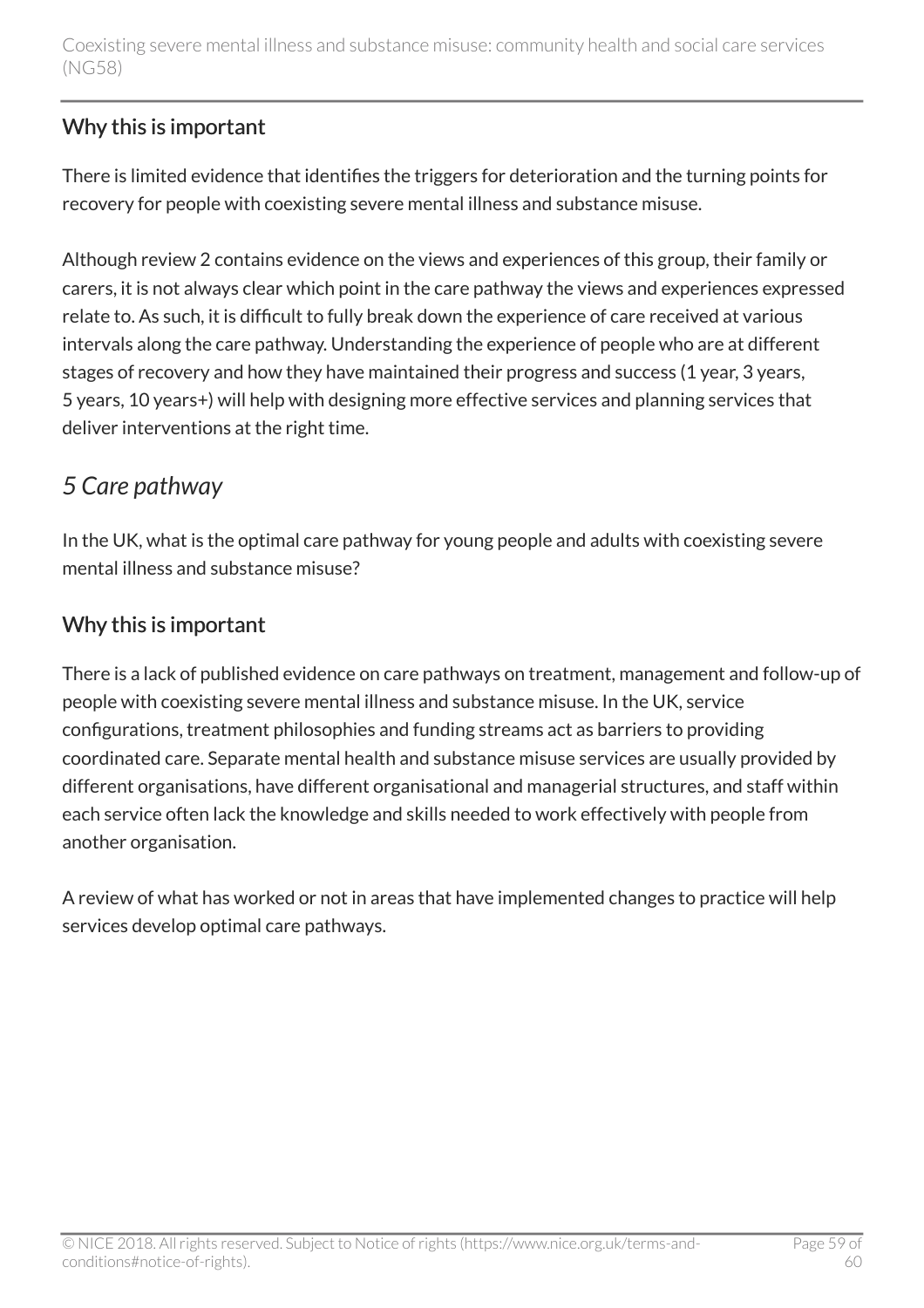### Why this is important

There is limited evidence that identifies the triggers for deterioration and the turning points for recovery for people with coexisting severe mental illness and substance misuse.

Although review 2 contains evidence on the views and experiences of this group, their family or carers, it is not always clear which point in the care pathway the views and experiences expressed relate to. As such, it is difficult to fully break down the experience of care received at various intervals along the care pathway. Understanding the experience of people who are at different stages of recovery and how they have maintained their progress and success (1 year, 3 years, 5 years, 10 years+) will help with designing more effective services and planning services that deliver interventions at the right time.

## *5 Care pathway*

In the UK, what is the optimal care pathway for young people and adults with coexisting severe mental illness and substance misuse?

### Why this is important

There is a lack of published evidence on care pathways on treatment, management and follow-up of people with coexisting severe mental illness and substance misuse. In the UK, service configurations, treatment philosophies and funding streams act as barriers to providing coordinated care. Separate mental health and substance misuse services are usually provided by different organisations, have different organisational and managerial structures, and staff within each service often lack the knowledge and skills needed to work effectively with people from another organisation.

A review of what has worked or not in areas that have implemented changes to practice will help services develop optimal care pathways.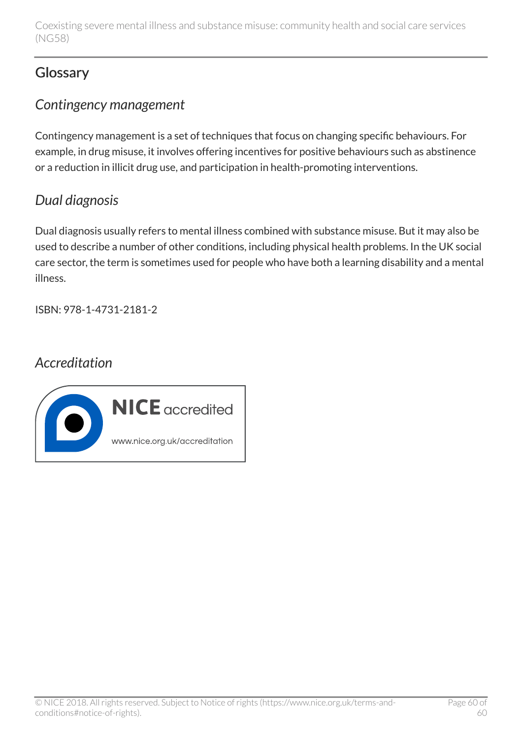## Glossary

### *Contingency management*

Contingency management is a set of techniques that focus on changing specific behaviours. For example, in drug misuse, it involves offering incentives for positive behaviours such as abstinence or a reduction in illicit drug use, and participation in health-promoting interventions.

### *Dual diagnosis*

Dual diagnosis usually refers to mental illness combined with substance misuse. But it may also be used to describe a number of other conditions, including physical health problems. In the UK social care sector, the term is sometimes used for people who have both a learning disability and a mental illness.

ISBN: 978-1-4731-2181-2

### *Accreditation*

NICE accredited

www.nice.org.uk/accreditation